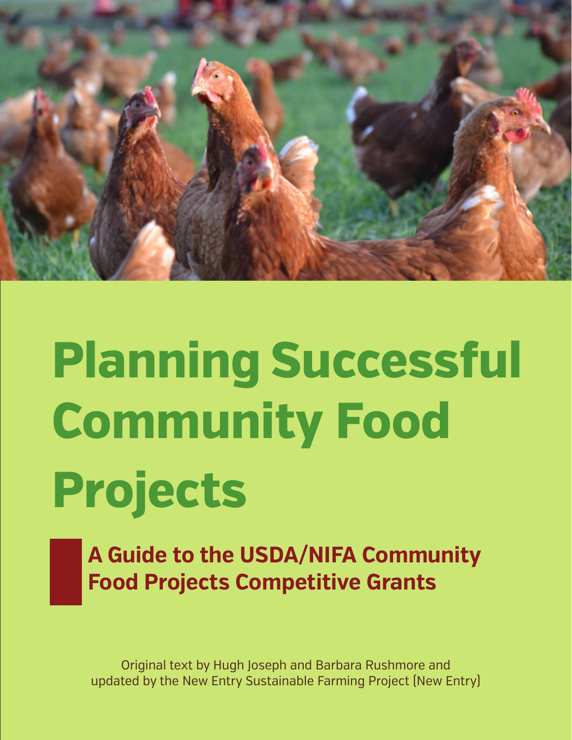# Planning Successful Community Food Projects

## A Guide to the USDA/NIFA Community Food Projects Competitive Grants

Original text by Hugh Joseph and Barbara Rushmore and updated by the New Entry Sustainable Farming Project (New Entry)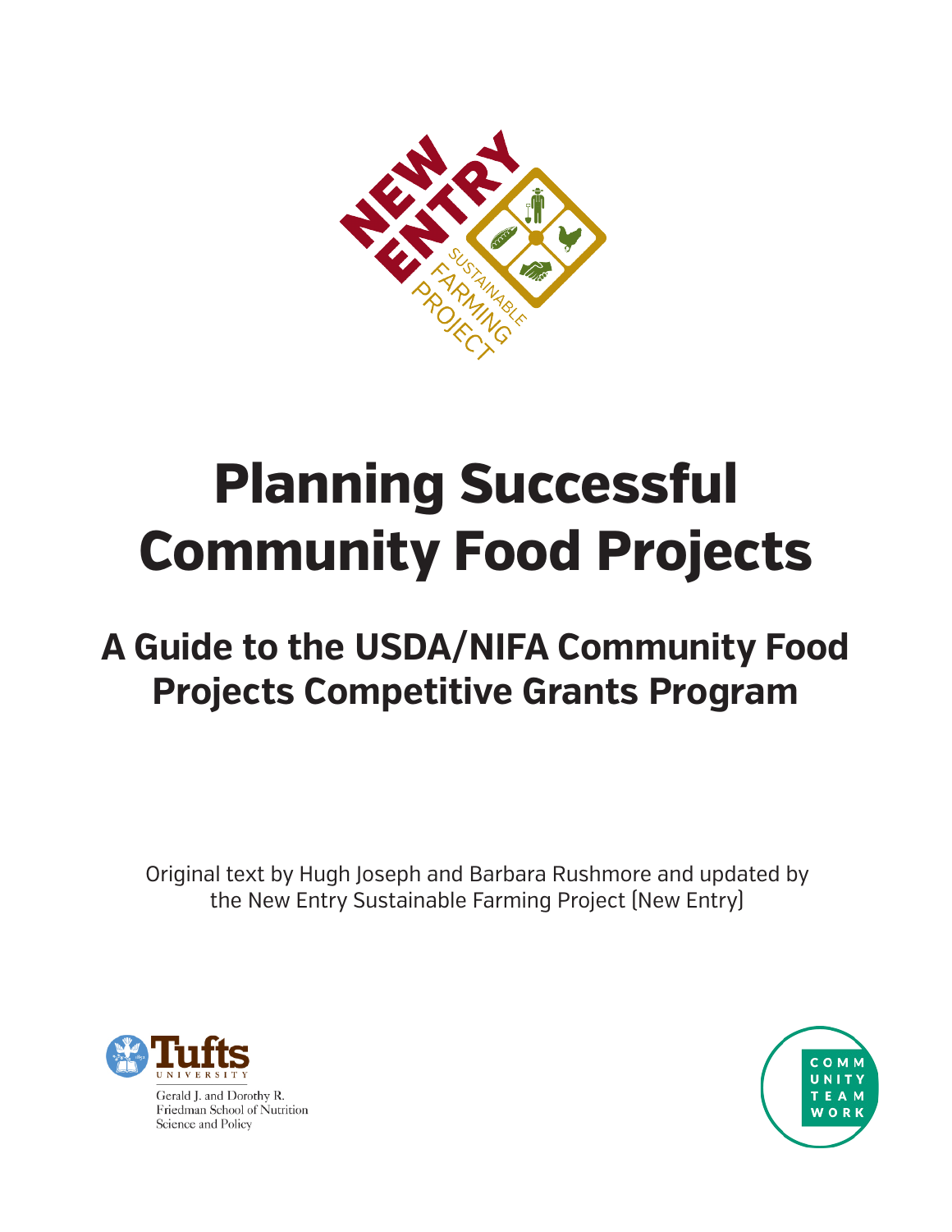# Planning Successful Community Food Projects

## A Guide to the USDA/NIFA Community Food Projects Competitive Grants Program

Original text by Hugh Joseph and Barbara Rushmore and updated by the New Entry Sustainable Farming Project (New Entry)

Gerald J. and Dorothy R. Friedman School of Nutrition Science and Policy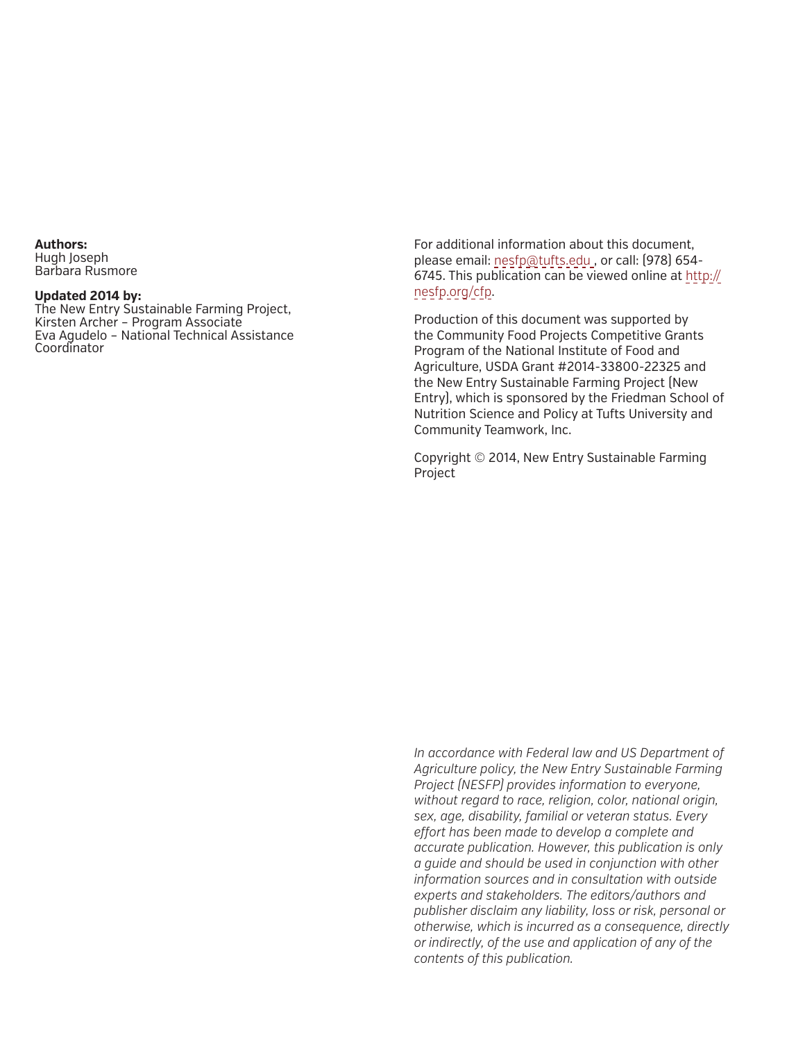**Authors:**
Hugh Joseph
Barbara Rusmore

**Updated 2014 by:**
The New Entry Sustainable Farming Project,
Kirsten Archer – Program Associate
Eva Agudelo – National Technical Assistance Coordinator

For additional information about this document, please email: nesfp@tufts.edu , or call: (978) 654-6745. This publication can be viewed online at http://nesfp.org/cfp.

Production of this document was supported by the Community Food Projects Competitive Grants Program of the National Institute of Food and Agriculture, USDA Grant #2014-33800-22325 and the New Entry Sustainable Farming Project (New Entry), which is sponsored by the Friedman School of Nutrition Science and Policy at Tufts University and Community Teamwork, Inc.

Copyright © 2014, New Entry Sustainable Farming Project

*In accordance with Federal law and US Department of Agriculture policy, the New Entry Sustainable Farming Project (NESFP) provides information to everyone, without regard to race, religion, color, national origin, sex, age, disability, familial or veteran status. Every effort has been made to develop a complete and accurate publication. However, this publication is only a guide and should be used in conjunction with other information sources and in consultation with outside experts and stakeholders. The editors/authors and publisher disclaim any liability, loss or risk, personal or otherwise, which is incurred as a consequence, directly or indirectly, of the use and application of any of the contents of this publication.*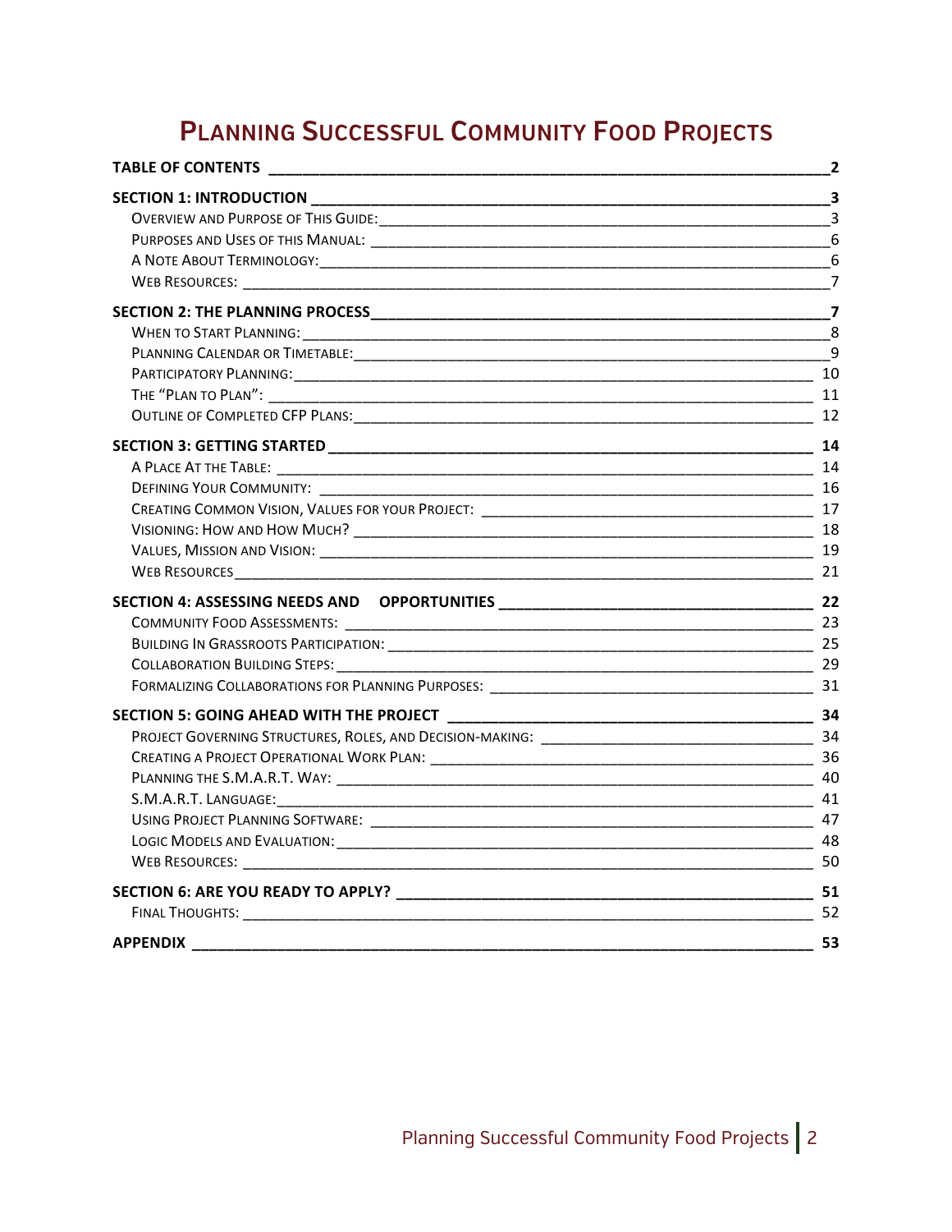# PLANNING SUCCESSFUL COMMUNITY FOOD PROJECTS

**TABLE OF CONTENTS** ____ **2**

**SECTION 1: INTRODUCTION** ____ **3**

- OVERVIEW AND PURPOSE OF THIS GUIDE: ____ 3
- PURPOSES AND USES OF THIS MANUAL: ____ 6
- A NOTE ABOUT TERMINOLOGY: ____ 6
- WEB RESOURCES: ____ 7

**SECTION 2: THE PLANNING PROCESS** ____ **7**

- WHEN TO START PLANNING: ____ 8
- PLANNING CALENDAR OR TIMETABLE: ____ 9
- PARTICIPATORY PLANNING: ____ 10
- THE "PLAN TO PLAN": ____ 11
- OUTLINE OF COMPLETED CFP PLANS: ____ 12

**SECTION 3: GETTING STARTED** ____ **14**

- A PLACE AT THE TABLE: ____ 14
- DEFINING YOUR COMMUNITY: ____ 16
- CREATING COMMON VISION, VALUES FOR YOUR PROJECT: ____ 17
- VISIONING: HOW AND HOW MUCH? ____ 18
- VALUES, MISSION AND VISION: ____ 19
- WEB RESOURCES ____ 21

**SECTION 4: ASSESSING NEEDS AND OPPORTUNITIES** ____ **22**

- COMMUNITY FOOD ASSESSMENTS: ____ 23
- BUILDING IN GRASSROOTS PARTICIPATION: ____ 25
- COLLABORATION BUILDING STEPS: ____ 29
- FORMALIZING COLLABORATIONS FOR PLANNING PURPOSES: ____ 31

**SECTION 5: GOING AHEAD WITH THE PROJECT** ____ **34**

- PROJECT GOVERNING STRUCTURES, ROLES, AND DECISION-MAKING: ____ 34
- CREATING A PROJECT OPERATIONAL WORK PLAN: ____ 36
- PLANNING THE S.M.A.R.T. WAY: ____ 40
- S.M.A.R.T. LANGUAGE: ____ 41
- USING PROJECT PLANNING SOFTWARE: ____ 47
- LOGIC MODELS AND EVALUATION: ____ 48
- WEB RESOURCES: ____ 50

**SECTION 6: ARE YOU READY TO APPLY?** ____ **51**

- FINAL THOUGHTS: ____ 52

**APPENDIX** ____ **53**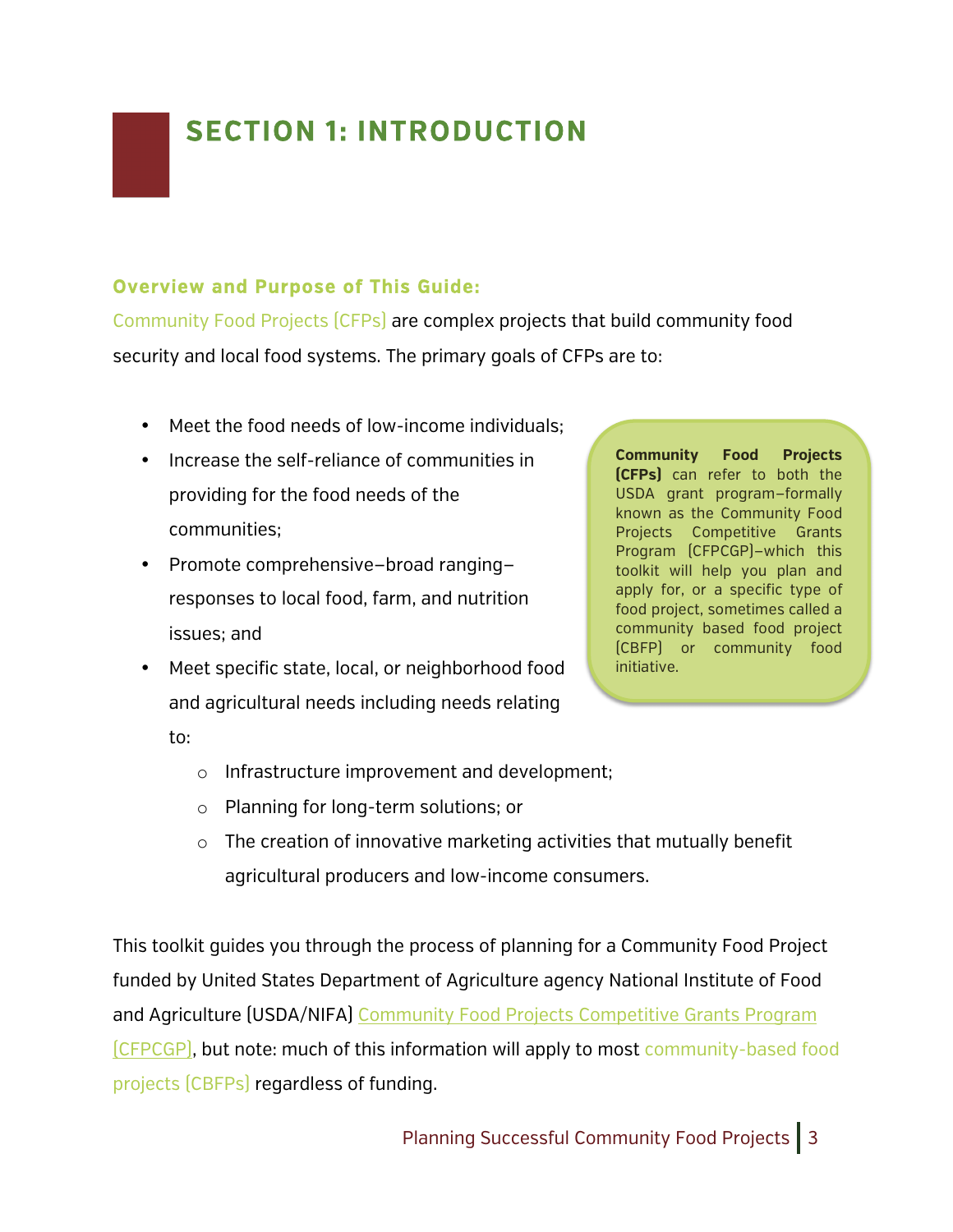# SECTION 1: INTRODUCTION

## Overview and Purpose of This Guide:

Community Food Projects (CFPs) are complex projects that build community food security and local food systems. The primary goals of CFPs are to:

- Meet the food needs of low-income individuals;
- Increase the self-reliance of communities in providing for the food needs of the communities;
- Promote comprehensive–broad ranging–responses to local food, farm, and nutrition issues; and
- Meet specific state, local, or neighborhood food and agricultural needs including needs relating to:
  - Infrastructure improvement and development;
  - Planning for long-term solutions; or
  - The creation of innovative marketing activities that mutually benefit agricultural producers and low-income consumers.

> **Community Food Projects (CFPs)** can refer to both the USDA grant program–formally known as the Community Food Projects Competitive Grants Program (CFPCGP)–which this toolkit will help you plan and apply for, or a specific type of food project, sometimes called a community based food project (CBFP) or community food initiative.

This toolkit guides you through the process of planning for a Community Food Project funded by United States Department of Agriculture agency National Institute of Food and Agriculture (USDA/NIFA) Community Food Projects Competitive Grants Program (CFPCGP), but note: much of this information will apply to most community-based food projects (CBFPs) regardless of funding.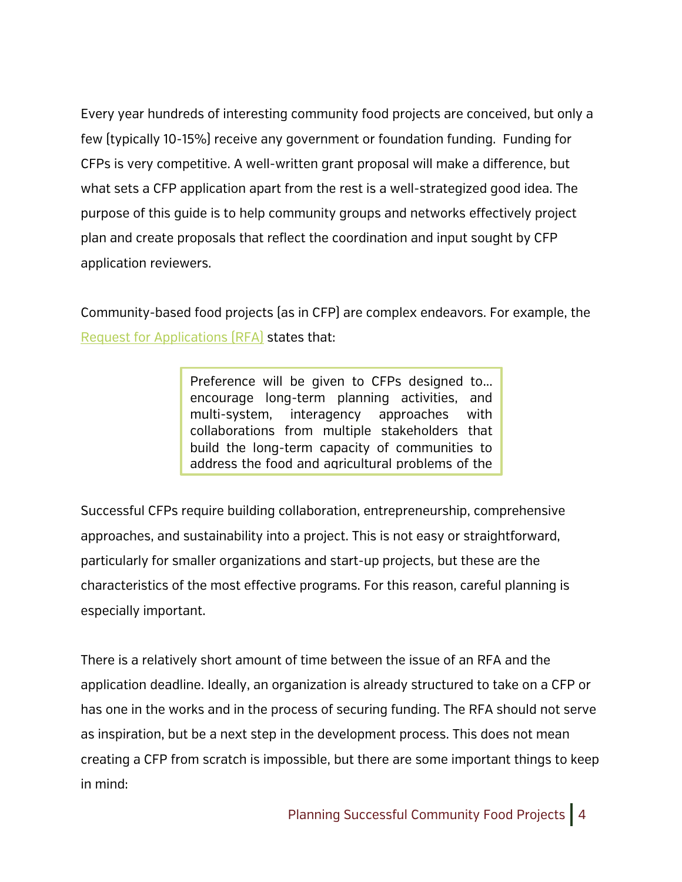Every year hundreds of interesting community food projects are conceived, but only a few (typically 10-15%) receive any government or foundation funding. Funding for CFPs is very competitive. A well-written grant proposal will make a difference, but what sets a CFP application apart from the rest is a well-strategized good idea. The purpose of this guide is to help community groups and networks effectively project plan and create proposals that reflect the coordination and input sought by CFP application reviewers.

Community-based food projects (as in CFP) are complex endeavors. For example, the Request for Applications (RFA) states that:

> Preference will be given to CFPs designed to… encourage long-term planning activities, and multi-system, interagency approaches with collaborations from multiple stakeholders that build the long-term capacity of communities to address the food and agricultural problems of the

Successful CFPs require building collaboration, entrepreneurship, comprehensive approaches, and sustainability into a project. This is not easy or straightforward, particularly for smaller organizations and start-up projects, but these are the characteristics of the most effective programs. For this reason, careful planning is especially important.

There is a relatively short amount of time between the issue of an RFA and the application deadline. Ideally, an organization is already structured to take on a CFP or has one in the works and in the process of securing funding. The RFA should not serve as inspiration, but be a next step in the development process. This does not mean creating a CFP from scratch is impossible, but there are some important things to keep in mind: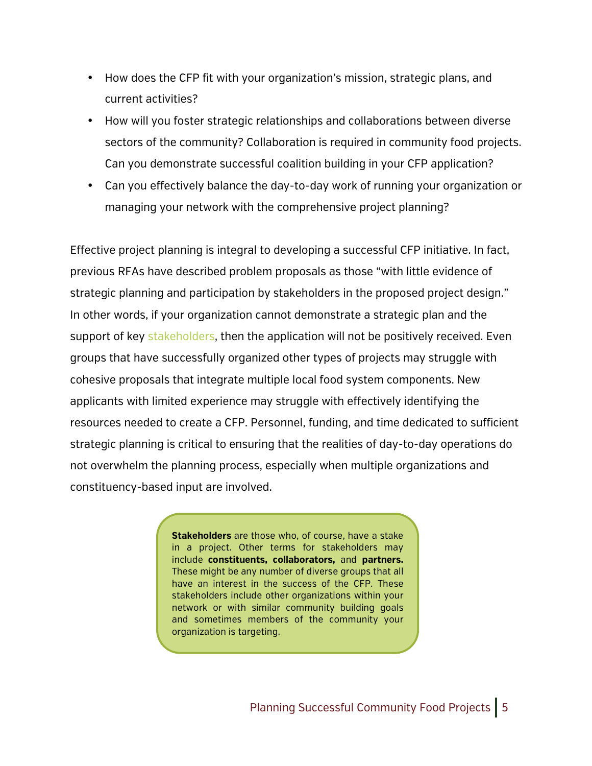- How does the CFP fit with your organization's mission, strategic plans, and current activities?
- How will you foster strategic relationships and collaborations between diverse sectors of the community? Collaboration is required in community food projects. Can you demonstrate successful coalition building in your CFP application?
- Can you effectively balance the day-to-day work of running your organization or managing your network with the comprehensive project planning?

Effective project planning is integral to developing a successful CFP initiative. In fact, previous RFAs have described problem proposals as those "with little evidence of strategic planning and participation by stakeholders in the proposed project design." In other words, if your organization cannot demonstrate a strategic plan and the support of key stakeholders, then the application will not be positively received. Even groups that have successfully organized other types of projects may struggle with cohesive proposals that integrate multiple local food system components. New applicants with limited experience may struggle with effectively identifying the resources needed to create a CFP. Personnel, funding, and time dedicated to sufficient strategic planning is critical to ensuring that the realities of day-to-day operations do not overwhelm the planning process, especially when multiple organizations and constituency-based input are involved.

**Stakeholders** are those who, of course, have a stake in a project. Other terms for stakeholders may include **constituents, collaborators,** and **partners.** These might be any number of diverse groups that all have an interest in the success of the CFP. These stakeholders include other organizations within your network or with similar community building goals and sometimes members of the community your organization is targeting.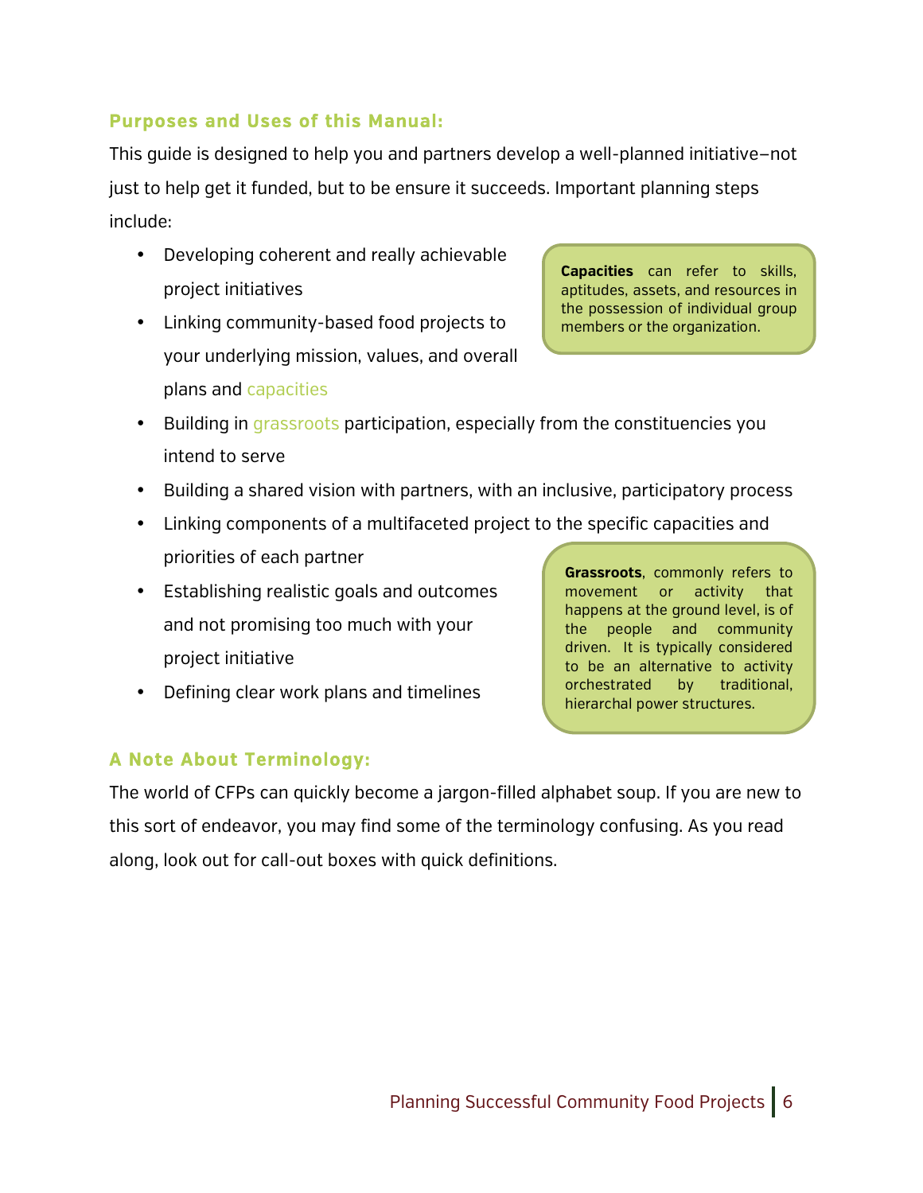## Purposes and Uses of this Manual:

This guide is designed to help you and partners develop a well-planned initiative–not just to help get it funded, but to be ensure it succeeds. Important planning steps include:

- Developing coherent and really achievable project initiatives
- Linking community-based food projects to your underlying mission, values, and overall plans and capacities
- Building in grassroots participation, especially from the constituencies you intend to serve
- Building a shared vision with partners, with an inclusive, participatory process
- Linking components of a multifaceted project to the specific capacities and priorities of each partner
- Establishing realistic goals and outcomes and not promising too much with your project initiative
- Defining clear work plans and timelines

> **Capacities** can refer to skills, aptitudes, assets, and resources in the possession of individual group members or the organization.

> **Grassroots**, commonly refers to movement or activity that happens at the ground level, is of the people and community driven. It is typically considered to be an alternative to activity orchestrated by traditional, hierarchal power structures.

## A Note About Terminology:

The world of CFPs can quickly become a jargon-filled alphabet soup. If you are new to this sort of endeavor, you may find some of the terminology confusing. As you read along, look out for call-out boxes with quick definitions.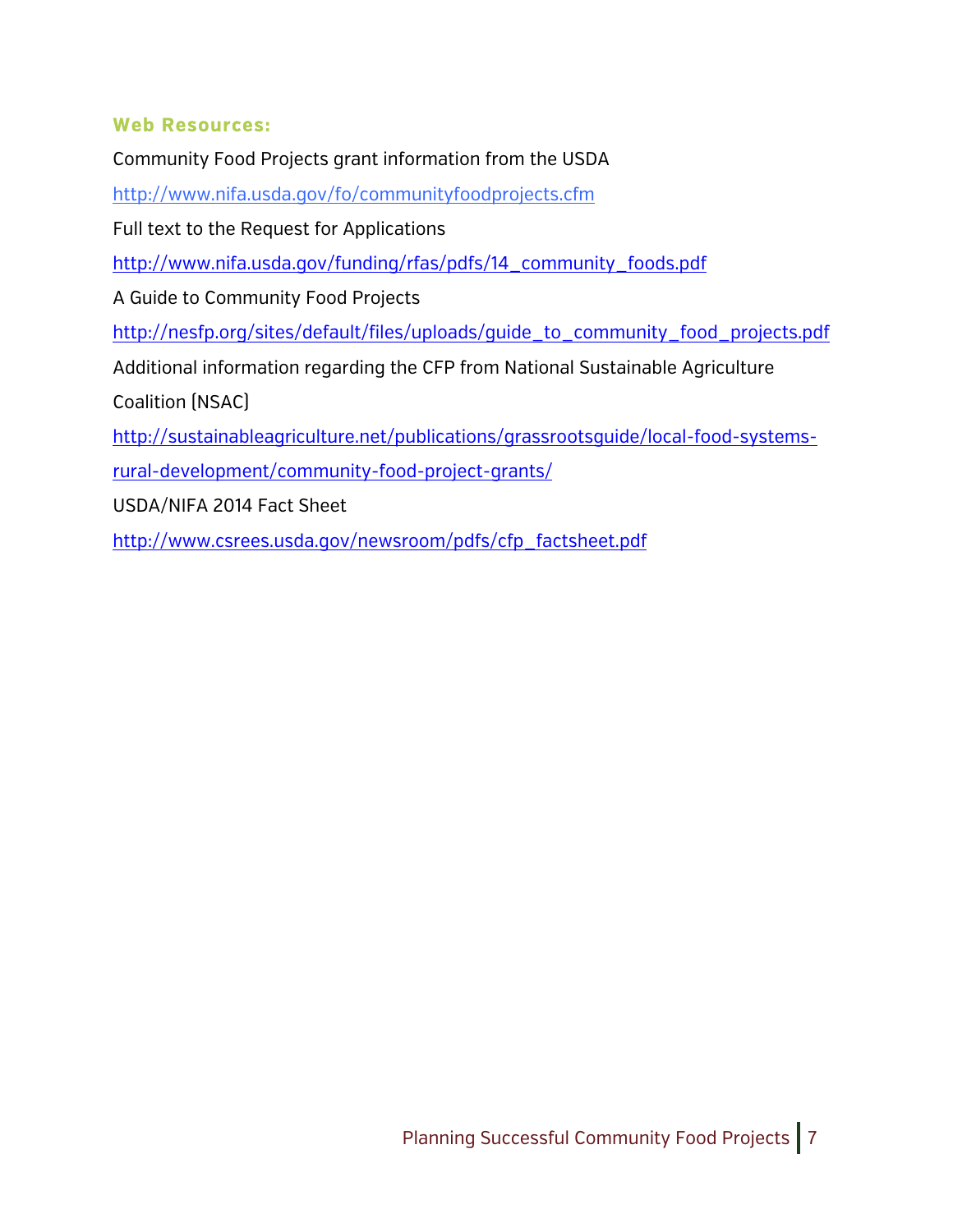### Web Resources:

Community Food Projects grant information from the USDA

http://www.nifa.usda.gov/fo/communityfoodprojects.cfm

Full text to the Request for Applications

http://www.nifa.usda.gov/funding/rfas/pdfs/14_community_foods.pdf

A Guide to Community Food Projects

http://nesfp.org/sites/default/files/uploads/guide_to_community_food_projects.pdf

Additional information regarding the CFP from National Sustainable Agriculture Coalition (NSAC)

http://sustainableagriculture.net/publications/grassrootsguide/local-food-systems-rural-development/community-food-project-grants/

USDA/NIFA 2014 Fact Sheet

http://www.csrees.usda.gov/newsroom/pdfs/cfp_factsheet.pdf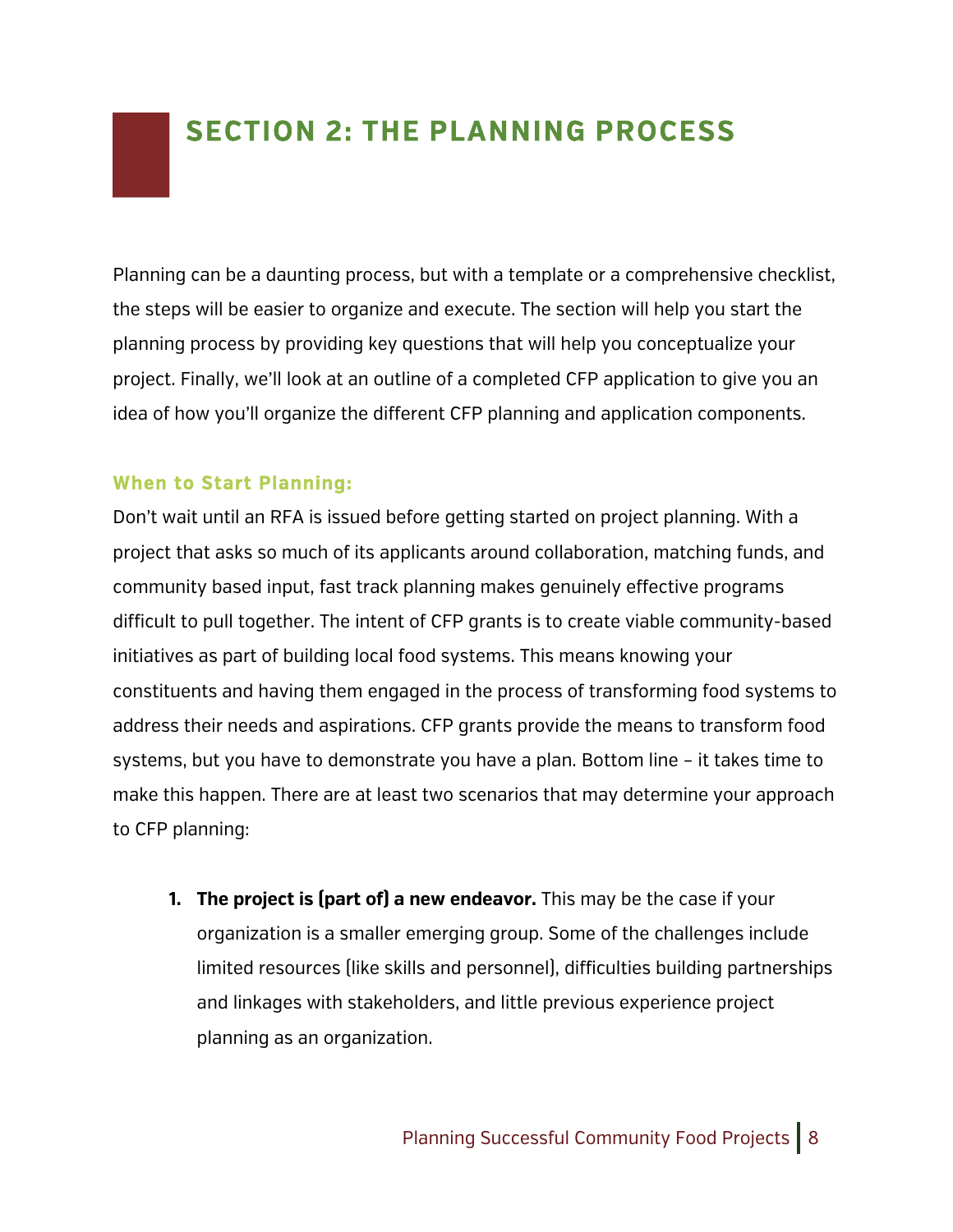# SECTION 2: THE PLANNING PROCESS

Planning can be a daunting process, but with a template or a comprehensive checklist, the steps will be easier to organize and execute. The section will help you start the planning process by providing key questions that will help you conceptualize your project. Finally, we'll look at an outline of a completed CFP application to give you an idea of how you'll organize the different CFP planning and application components.

### When to Start Planning:

Don't wait until an RFA is issued before getting started on project planning. With a project that asks so much of its applicants around collaboration, matching funds, and community based input, fast track planning makes genuinely effective programs difficult to pull together. The intent of CFP grants is to create viable community-based initiatives as part of building local food systems. This means knowing your constituents and having them engaged in the process of transforming food systems to address their needs and aspirations. CFP grants provide the means to transform food systems, but you have to demonstrate you have a plan. Bottom line – it takes time to make this happen. There are at least two scenarios that may determine your approach to CFP planning:

1. **The project is (part of) a new endeavor.** This may be the case if your organization is a smaller emerging group. Some of the challenges include limited resources (like skills and personnel), difficulties building partnerships and linkages with stakeholders, and little previous experience project planning as an organization.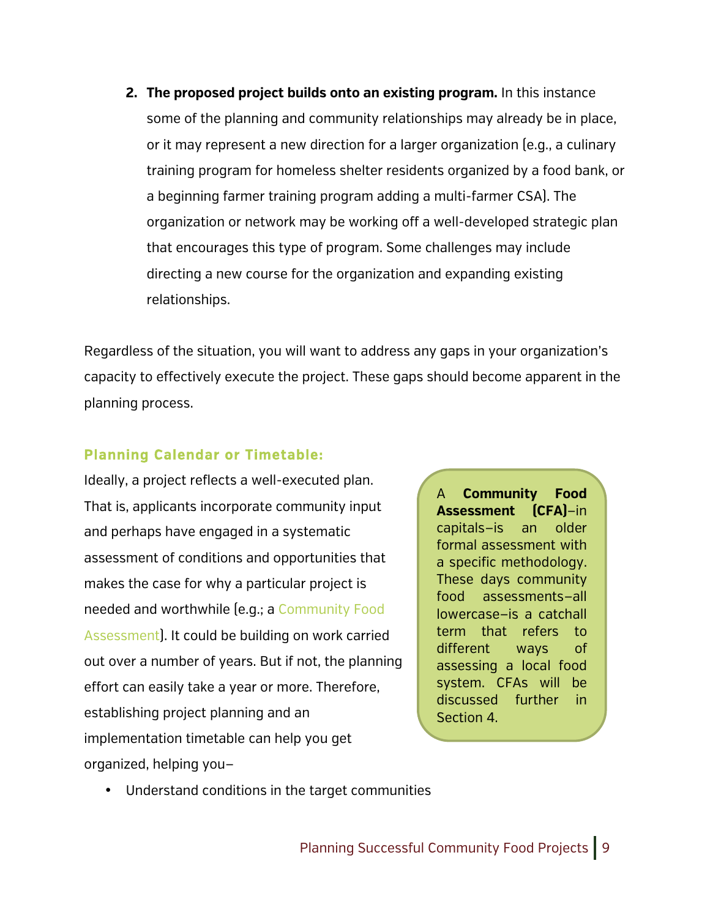2. **The proposed project builds onto an existing program.** In this instance some of the planning and community relationships may already be in place, or it may represent a new direction for a larger organization (e.g., a culinary training program for homeless shelter residents organized by a food bank, or a beginning farmer training program adding a multi-farmer CSA). The organization or network may be working off a well-developed strategic plan that encourages this type of program. Some challenges may include directing a new course for the organization and expanding existing relationships.

Regardless of the situation, you will want to address any gaps in your organization's capacity to effectively execute the project. These gaps should become apparent in the planning process.

### Planning Calendar or Timetable:

Ideally, a project reflects a well-executed plan. That is, applicants incorporate community input and perhaps have engaged in a systematic assessment of conditions and opportunities that makes the case for why a particular project is needed and worthwhile (e.g.; a Community Food Assessment). It could be building on work carried out over a number of years. But if not, the planning effort can easily take a year or more. Therefore, establishing project planning and an implementation timetable can help you get organized, helping you–

> A **Community Food Assessment (CFA)**–in capitals–is an older formal assessment with a specific methodology. These days community food assessments–all lowercase–is a catchall term that refers to different ways of assessing a local food system. CFAs will be discussed further in Section 4.

- Understand conditions in the target communities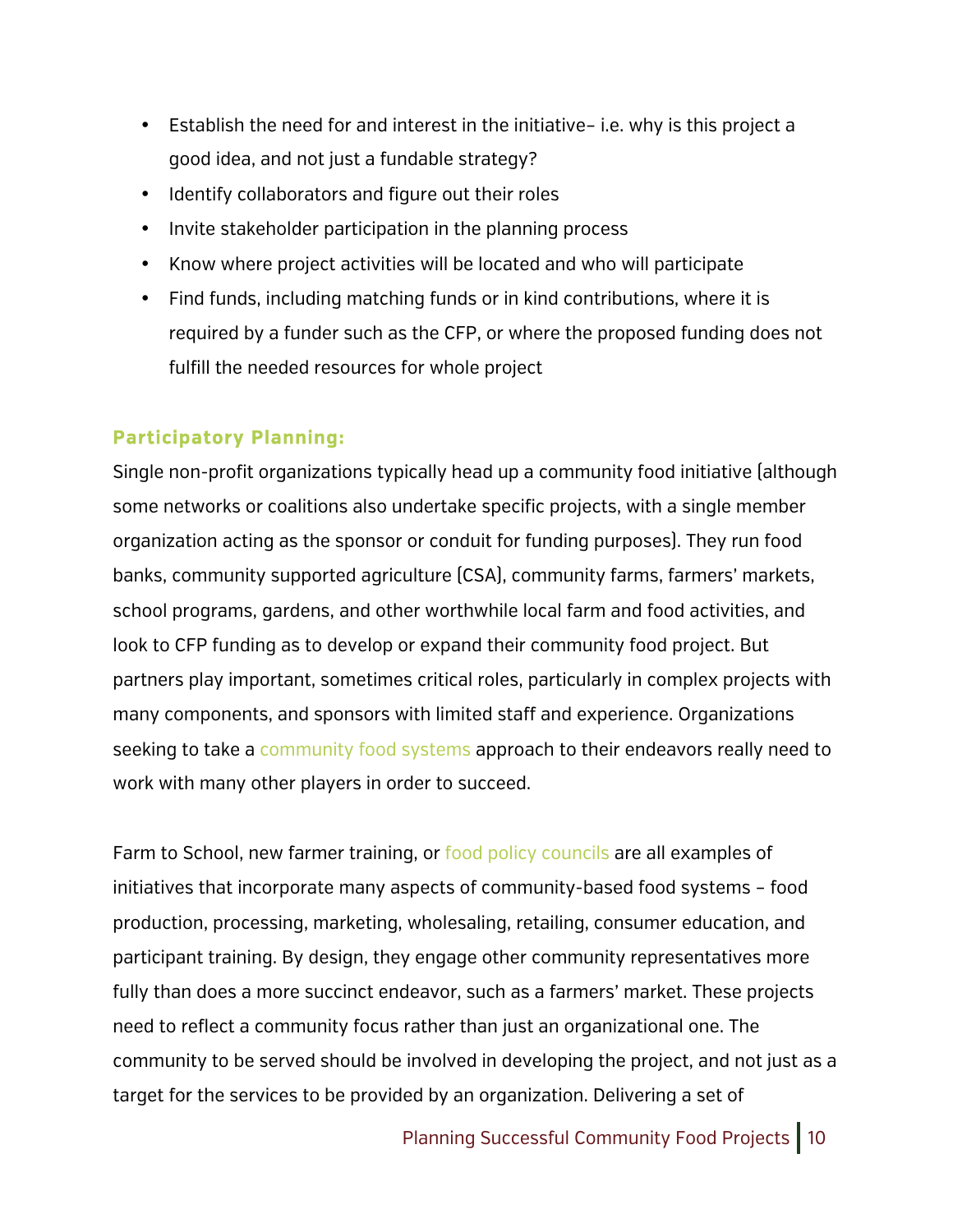- Establish the need for and interest in the initiative– i.e. why is this project a good idea, and not just a fundable strategy?
- Identify collaborators and figure out their roles
- Invite stakeholder participation in the planning process
- Know where project activities will be located and who will participate
- Find funds, including matching funds or in kind contributions, where it is required by a funder such as the CFP, or where the proposed funding does not fulfill the needed resources for whole project

### Participatory Planning:

Single non-profit organizations typically head up a community food initiative (although some networks or coalitions also undertake specific projects, with a single member organization acting as the sponsor or conduit for funding purposes). They run food banks, community supported agriculture (CSA), community farms, farmers' markets, school programs, gardens, and other worthwhile local farm and food activities, and look to CFP funding as to develop or expand their community food project. But partners play important, sometimes critical roles, particularly in complex projects with many components, and sponsors with limited staff and experience. Organizations seeking to take a community food systems approach to their endeavors really need to work with many other players in order to succeed.

Farm to School, new farmer training, or food policy councils are all examples of initiatives that incorporate many aspects of community-based food systems – food production, processing, marketing, wholesaling, retailing, consumer education, and participant training. By design, they engage other community representatives more fully than does a more succinct endeavor, such as a farmers' market. These projects need to reflect a community focus rather than just an organizational one. The community to be served should be involved in developing the project, and not just as a target for the services to be provided by an organization. Delivering a set of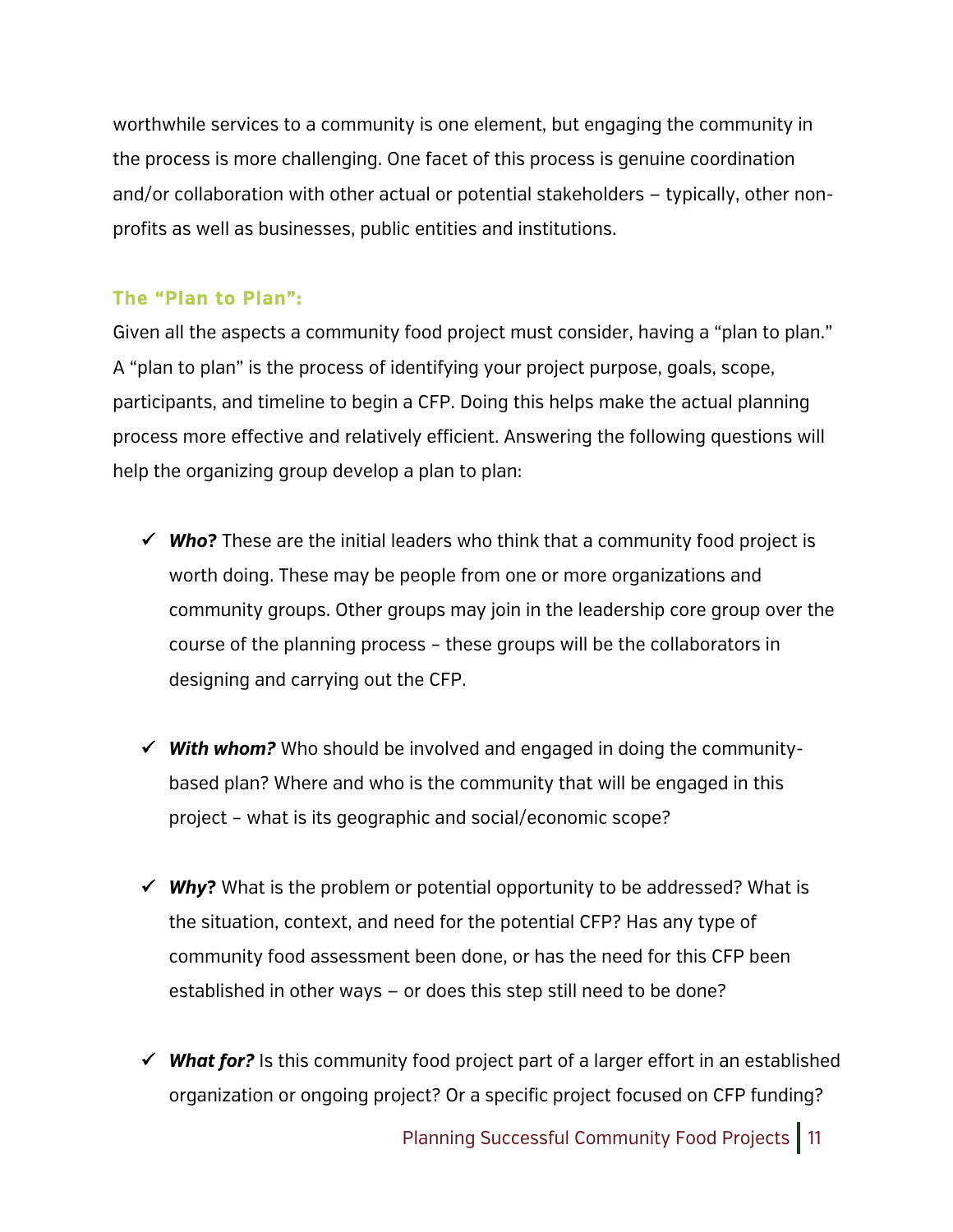worthwhile services to a community is one element, but engaging the community in the process is more challenging. One facet of this process is genuine coordination and/or collaboration with other actual or potential stakeholders – typically, other non-profits as well as businesses, public entities and institutions.

### The "Plan to Plan":

Given all the aspects a community food project must consider, having a "plan to plan." A "plan to plan" is the process of identifying your project purpose, goals, scope, participants, and timeline to begin a CFP. Doing this helps make the actual planning process more effective and relatively efficient. Answering the following questions will help the organizing group develop a plan to plan:

- ✓ ***Who?*** These are the initial leaders who think that a community food project is worth doing. These may be people from one or more organizations and community groups. Other groups may join in the leadership core group over the course of the planning process - these groups will be the collaborators in designing and carrying out the CFP.

- ✓ ***With whom?*** Who should be involved and engaged in doing the community-based plan? Where and who is the community that will be engaged in this project - what is its geographic and social/economic scope?

- ✓ ***Why?*** What is the problem or potential opportunity to be addressed? What is the situation, context, and need for the potential CFP? Has any type of community food assessment been done, or has the need for this CFP been established in other ways – or does this step still need to be done?

- ✓ ***What for?*** Is this community food project part of a larger effort in an established organization or ongoing project? Or a specific project focused on CFP funding?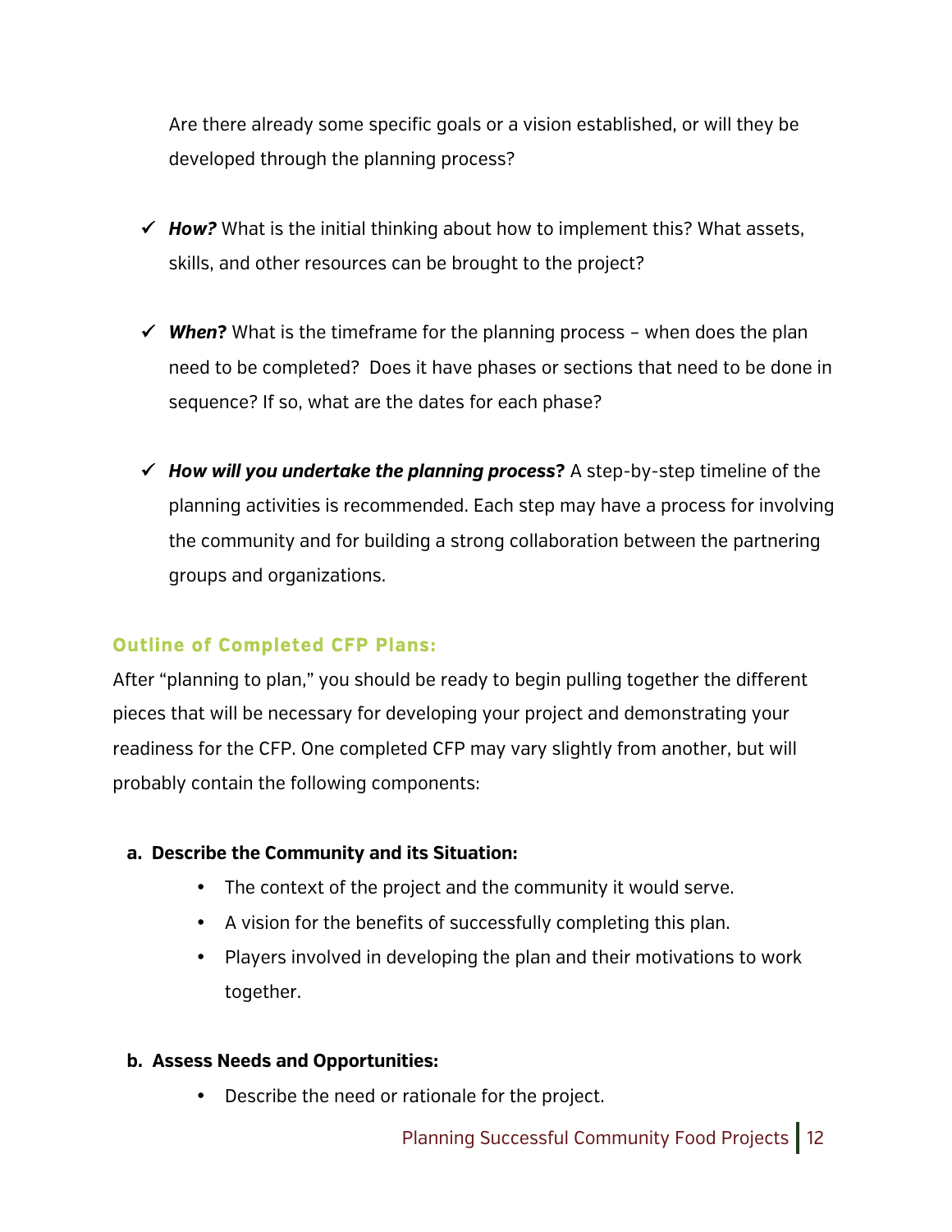Are there already some specific goals or a vision established, or will they be developed through the planning process?

- ✓ ***How?*** What is the initial thinking about how to implement this? What assets, skills, and other resources can be brought to the project?

- ✓ ***When?*** What is the timeframe for the planning process – when does the plan need to be completed?  Does it have phases or sections that need to be done in sequence? If so, what are the dates for each phase?

- ✓ ***How will you undertake the planning process?*** A step-by-step timeline of the planning activities is recommended. Each step may have a process for involving the community and for building a strong collaboration between the partnering groups and organizations.

## Outline of Completed CFP Plans:

After "planning to plan," you should be ready to begin pulling together the different pieces that will be necessary for developing your project and demonstrating your readiness for the CFP. One completed CFP may vary slightly from another, but will probably contain the following components:

**a. Describe the Community and its Situation:**

- The context of the project and the community it would serve.
- A vision for the benefits of successfully completing this plan.
- Players involved in developing the plan and their motivations to work together.

**b. Assess Needs and Opportunities:**

- Describe the need or rationale for the project.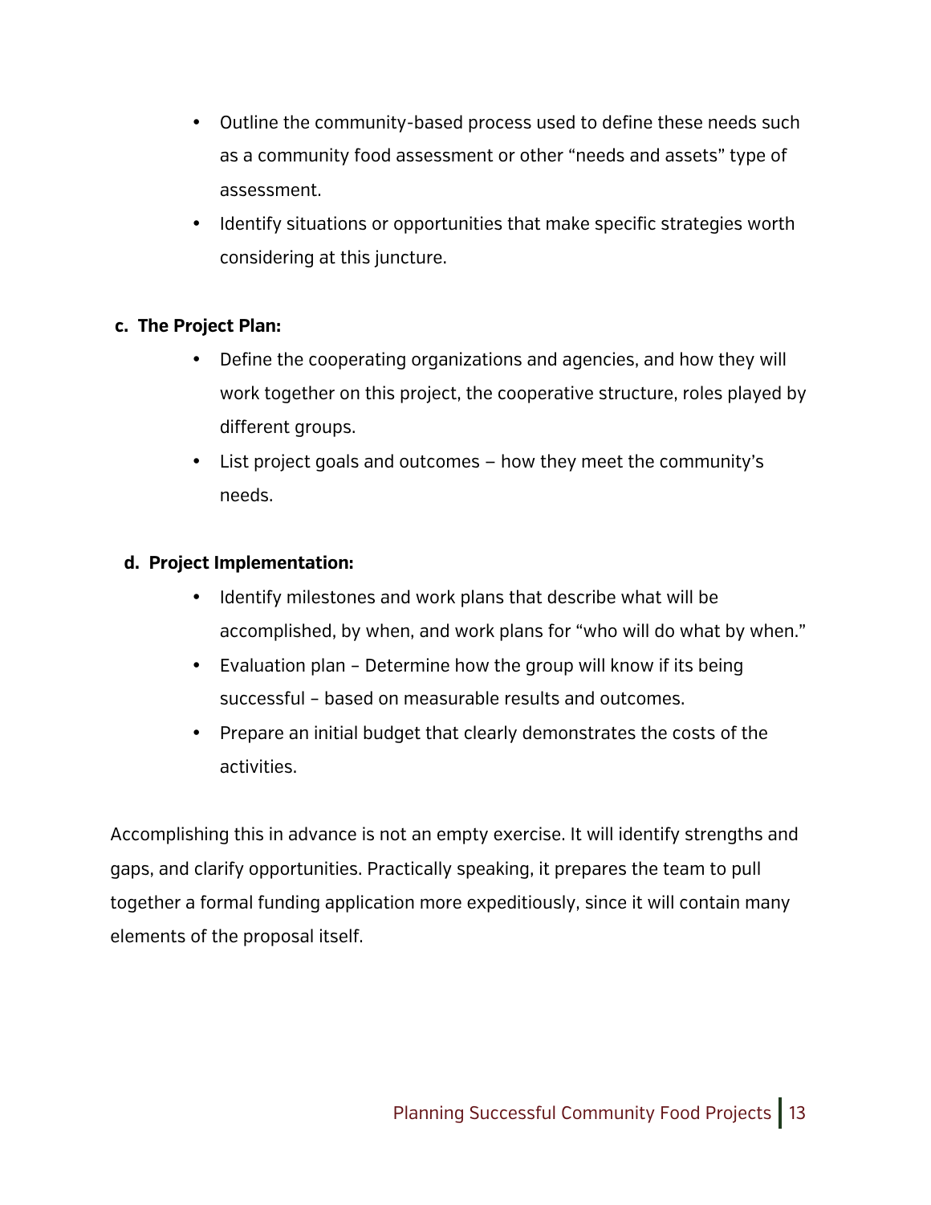- Outline the community-based process used to define these needs such as a community food assessment or other "needs and assets" type of assessment.
- Identify situations or opportunities that make specific strategies worth considering at this juncture.

**c. The Project Plan:**

- Define the cooperating organizations and agencies, and how they will work together on this project, the cooperative structure, roles played by different groups.
- List project goals and outcomes – how they meet the community's needs.

**d. Project Implementation:**

- Identify milestones and work plans that describe what will be accomplished, by when, and work plans for "who will do what by when."
- Evaluation plan – Determine how the group will know if its being successful – based on measurable results and outcomes.
- Prepare an initial budget that clearly demonstrates the costs of the activities.

Accomplishing this in advance is not an empty exercise. It will identify strengths and gaps, and clarify opportunities. Practically speaking, it prepares the team to pull together a formal funding application more expeditiously, since it will contain many elements of the proposal itself.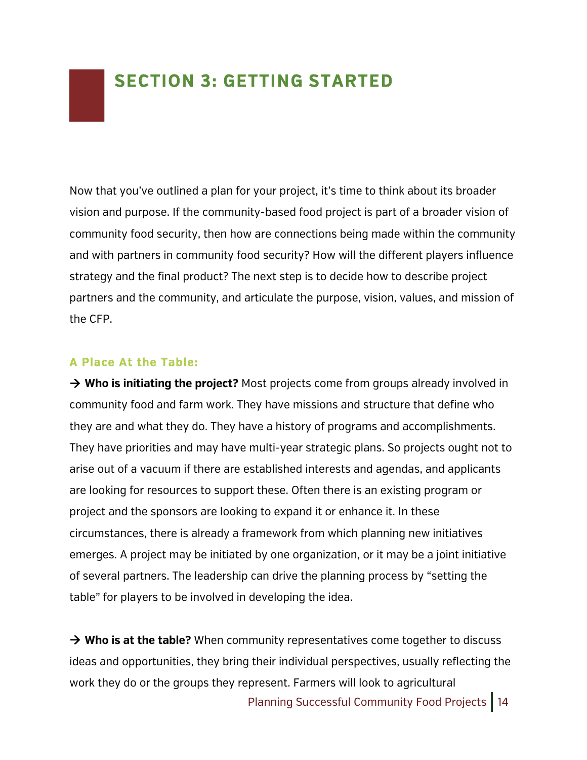# SECTION 3: GETTING STARTED

Now that you've outlined a plan for your project, it's time to think about its broader vision and purpose. If the community-based food project is part of a broader vision of community food security, then how are connections being made within the community and with partners in community food security? How will the different players influence strategy and the final product? The next step is to decide how to describe project partners and the community, and articulate the purpose, vision, values, and mission of the CFP.

### A Place At the Table:

→ **Who is initiating the project?** Most projects come from groups already involved in community food and farm work. They have missions and structure that define who they are and what they do. They have a history of programs and accomplishments. They have priorities and may have multi-year strategic plans. So projects ought not to arise out of a vacuum if there are established interests and agendas, and applicants are looking for resources to support these. Often there is an existing program or project and the sponsors are looking to expand it or enhance it. In these circumstances, there is already a framework from which planning new initiatives emerges. A project may be initiated by one organization, or it may be a joint initiative of several partners. The leadership can drive the planning process by "setting the table" for players to be involved in developing the idea.

→ **Who is at the table?** When community representatives come together to discuss ideas and opportunities, they bring their individual perspectives, usually reflecting the work they do or the groups they represent. Farmers will look to agricultural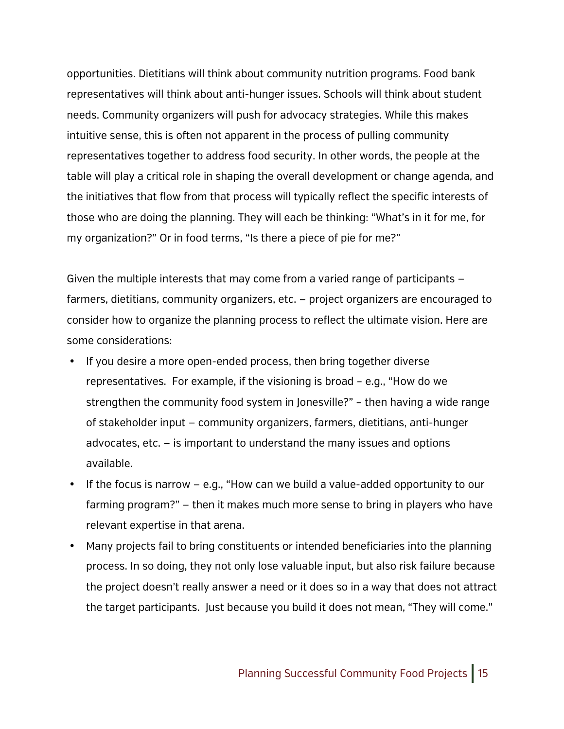opportunities. Dietitians will think about community nutrition programs. Food bank representatives will think about anti-hunger issues. Schools will think about student needs. Community organizers will push for advocacy strategies. While this makes intuitive sense, this is often not apparent in the process of pulling community representatives together to address food security. In other words, the people at the table will play a critical role in shaping the overall development or change agenda, and the initiatives that flow from that process will typically reflect the specific interests of those who are doing the planning. They will each be thinking: "What's in it for me, for my organization?" Or in food terms, "Is there a piece of pie for me?"

Given the multiple interests that may come from a varied range of participants – farmers, dietitians, community organizers, etc. – project organizers are encouraged to consider how to organize the planning process to reflect the ultimate vision. Here are some considerations:

- If you desire a more open-ended process, then bring together diverse representatives. For example, if the visioning is broad – e.g., "How do we strengthen the community food system in Jonesville?" – then having a wide range of stakeholder input – community organizers, farmers, dietitians, anti-hunger advocates, etc. – is important to understand the many issues and options available.
- If the focus is narrow – e.g., "How can we build a value-added opportunity to our farming program?" – then it makes much more sense to bring in players who have relevant expertise in that arena.
- Many projects fail to bring constituents or intended beneficiaries into the planning process. In so doing, they not only lose valuable input, but also risk failure because the project doesn't really answer a need or it does so in a way that does not attract the target participants. Just because you build it does not mean, "They will come."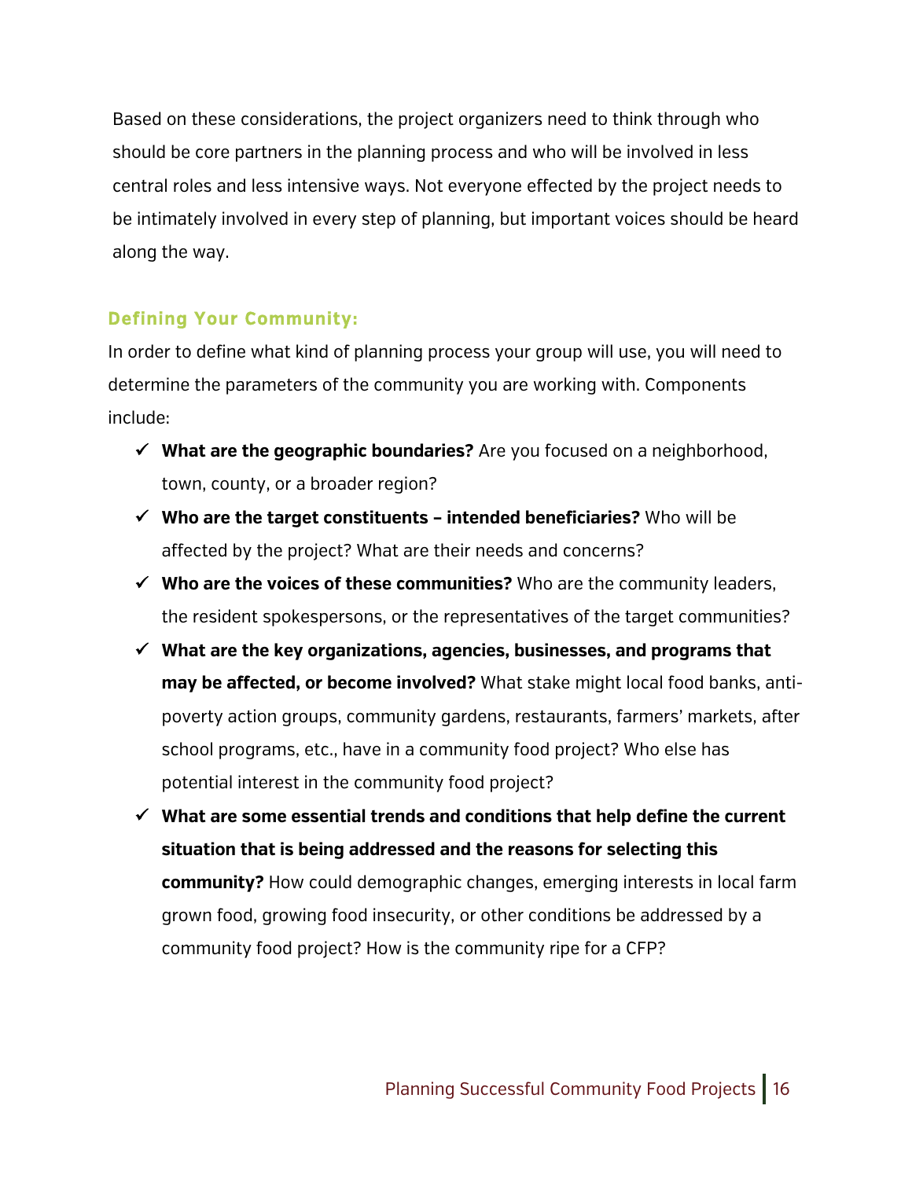Based on these considerations, the project organizers need to think through who should be core partners in the planning process and who will be involved in less central roles and less intensive ways. Not everyone effected by the project needs to be intimately involved in every step of planning, but important voices should be heard along the way.

### Defining Your Community:

In order to define what kind of planning process your group will use, you will need to determine the parameters of the community you are working with. Components include:

- ✓ **What are the geographic boundaries?** Are you focused on a neighborhood, town, county, or a broader region?
- ✓ **Who are the target constituents – intended beneficiaries?** Who will be affected by the project? What are their needs and concerns?
- ✓ **Who are the voices of these communities?** Who are the community leaders, the resident spokespersons, or the representatives of the target communities?
- ✓ **What are the key organizations, agencies, businesses, and programs that may be affected, or become involved?** What stake might local food banks, anti-poverty action groups, community gardens, restaurants, farmers' markets, after school programs, etc., have in a community food project? Who else has potential interest in the community food project?
- ✓ **What are some essential trends and conditions that help define the current situation that is being addressed and the reasons for selecting this community?** How could demographic changes, emerging interests in local farm grown food, growing food insecurity, or other conditions be addressed by a community food project? How is the community ripe for a CFP?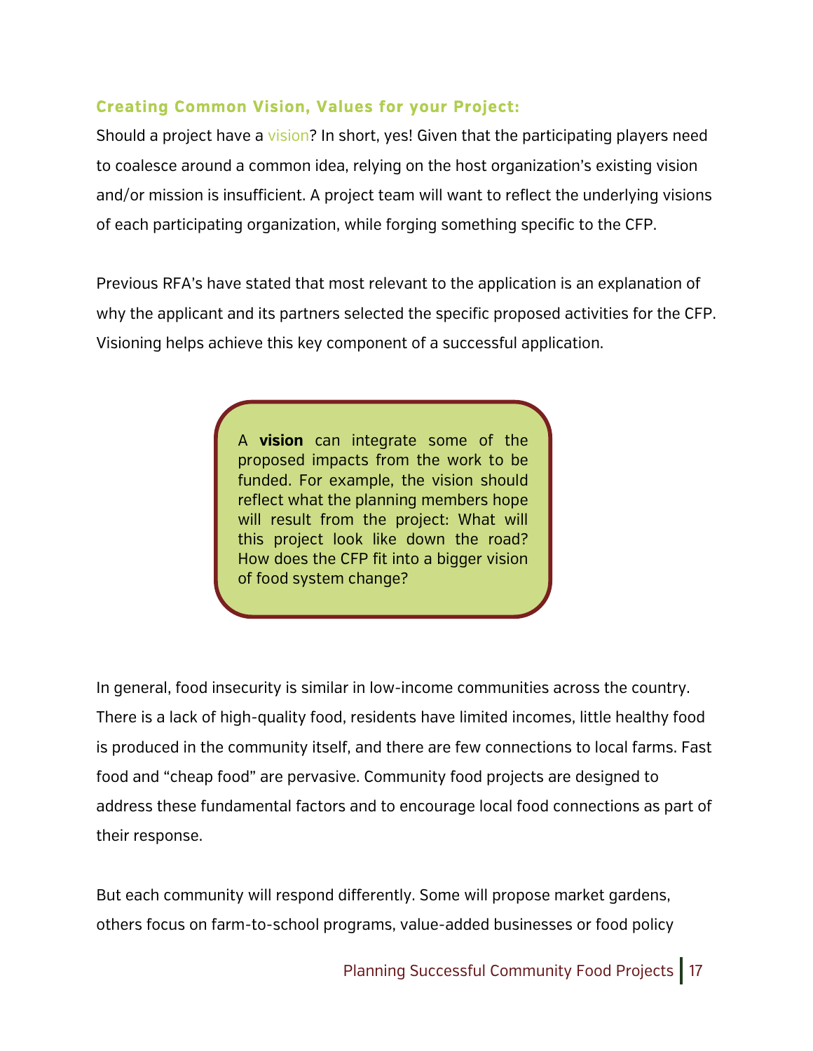### Creating Common Vision, Values for your Project:

Should a project have a vision? In short, yes! Given that the participating players need to coalesce around a common idea, relying on the host organization's existing vision and/or mission is insufficient. A project team will want to reflect the underlying visions of each participating organization, while forging something specific to the CFP.

Previous RFA's have stated that most relevant to the application is an explanation of why the applicant and its partners selected the specific proposed activities for the CFP. Visioning helps achieve this key component of a successful application.

> A **vision** can integrate some of the proposed impacts from the work to be funded. For example, the vision should reflect what the planning members hope will result from the project: What will this project look like down the road? How does the CFP fit into a bigger vision of food system change?

In general, food insecurity is similar in low-income communities across the country. There is a lack of high-quality food, residents have limited incomes, little healthy food is produced in the community itself, and there are few connections to local farms. Fast food and "cheap food" are pervasive. Community food projects are designed to address these fundamental factors and to encourage local food connections as part of their response.

But each community will respond differently. Some will propose market gardens, others focus on farm-to-school programs, value-added businesses or food policy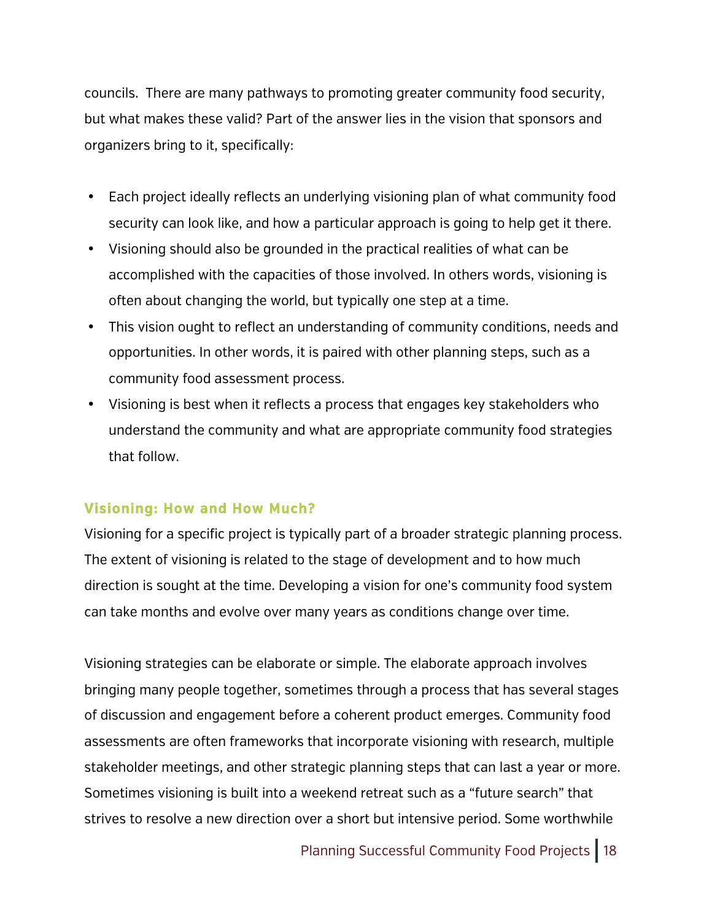councils. There are many pathways to promoting greater community food security, but what makes these valid? Part of the answer lies in the vision that sponsors and organizers bring to it, specifically:

- Each project ideally reflects an underlying visioning plan of what community food security can look like, and how a particular approach is going to help get it there.
- Visioning should also be grounded in the practical realities of what can be accomplished with the capacities of those involved. In others words, visioning is often about changing the world, but typically one step at a time.
- This vision ought to reflect an understanding of community conditions, needs and opportunities. In other words, it is paired with other planning steps, such as a community food assessment process.
- Visioning is best when it reflects a process that engages key stakeholders who understand the community and what are appropriate community food strategies that follow.

### Visioning: How and How Much?

Visioning for a specific project is typically part of a broader strategic planning process. The extent of visioning is related to the stage of development and to how much direction is sought at the time. Developing a vision for one's community food system can take months and evolve over many years as conditions change over time.

Visioning strategies can be elaborate or simple. The elaborate approach involves bringing many people together, sometimes through a process that has several stages of discussion and engagement before a coherent product emerges. Community food assessments are often frameworks that incorporate visioning with research, multiple stakeholder meetings, and other strategic planning steps that can last a year or more. Sometimes visioning is built into a weekend retreat such as a "future search" that strives to resolve a new direction over a short but intensive period. Some worthwhile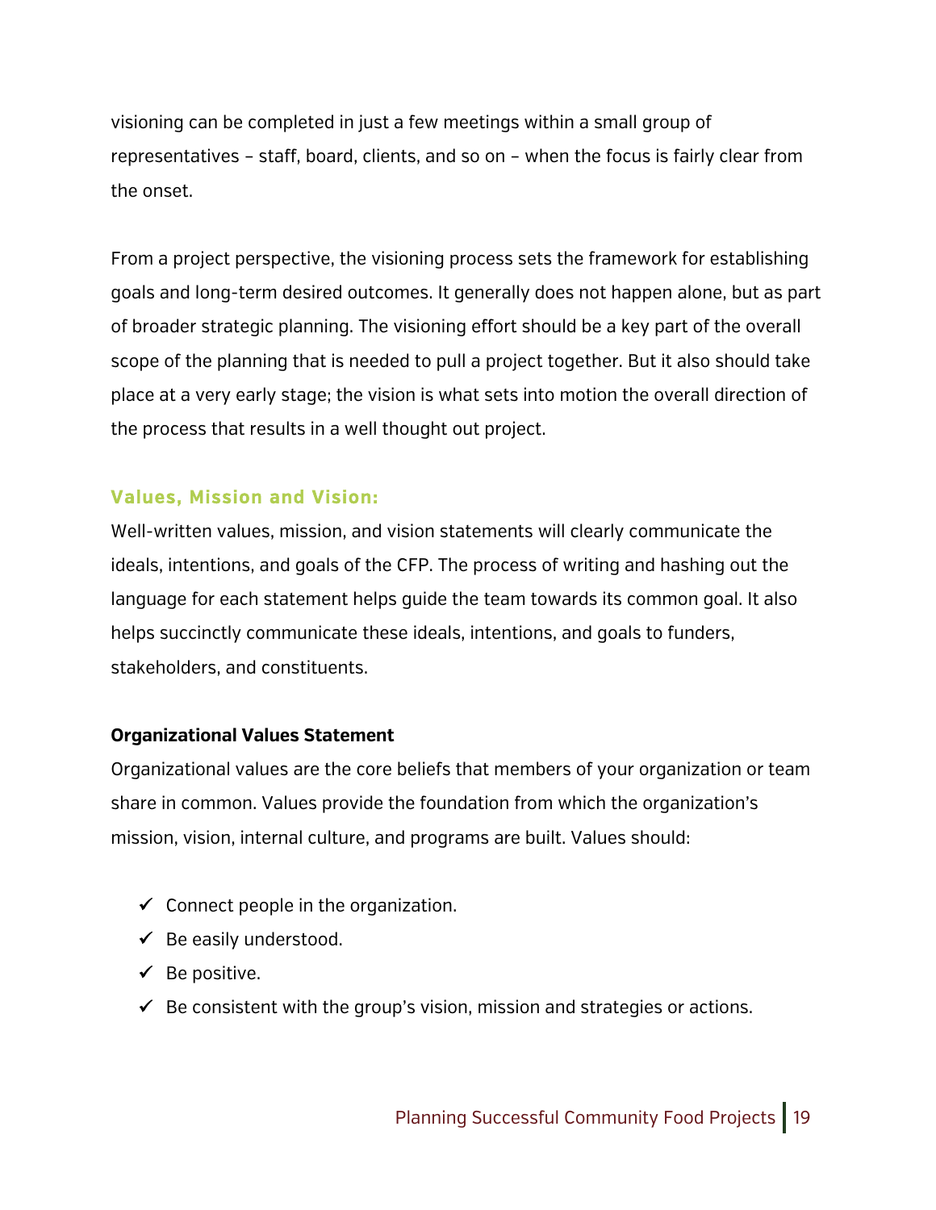visioning can be completed in just a few meetings within a small group of representatives – staff, board, clients, and so on – when the focus is fairly clear from the onset.

From a project perspective, the visioning process sets the framework for establishing goals and long-term desired outcomes. It generally does not happen alone, but as part of broader strategic planning. The visioning effort should be a key part of the overall scope of the planning that is needed to pull a project together. But it also should take place at a very early stage; the vision is what sets into motion the overall direction of the process that results in a well thought out project.

## Values, Mission and Vision:

Well-written values, mission, and vision statements will clearly communicate the ideals, intentions, and goals of the CFP. The process of writing and hashing out the language for each statement helps guide the team towards its common goal. It also helps succinctly communicate these ideals, intentions, and goals to funders, stakeholders, and constituents.

### Organizational Values Statement

Organizational values are the core beliefs that members of your organization or team share in common. Values provide the foundation from which the organization's mission, vision, internal culture, and programs are built. Values should:

- ✓ Connect people in the organization.
- ✓ Be easily understood.
- ✓ Be positive.
- ✓ Be consistent with the group's vision, mission and strategies or actions.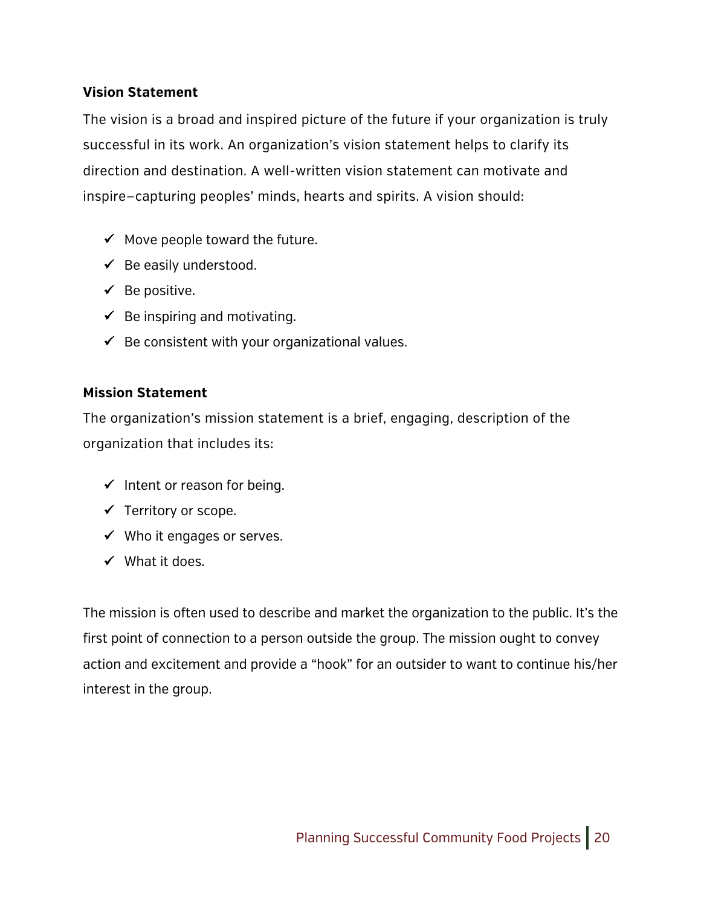**Vision Statement**

The vision is a broad and inspired picture of the future if your organization is truly successful in its work. An organization's vision statement helps to clarify its direction and destination. A well-written vision statement can motivate and inspire—capturing peoples' minds, hearts and spirits. A vision should:

- ✓ Move people toward the future.
- ✓ Be easily understood.
- ✓ Be positive.
- ✓ Be inspiring and motivating.
- ✓ Be consistent with your organizational values.

**Mission Statement**

The organization's mission statement is a brief, engaging, description of the organization that includes its:

- ✓ Intent or reason for being.
- ✓ Territory or scope.
- ✓ Who it engages or serves.
- ✓ What it does.

The mission is often used to describe and market the organization to the public. It's the first point of connection to a person outside the group. The mission ought to convey action and excitement and provide a "hook" for an outsider to want to continue his/her interest in the group.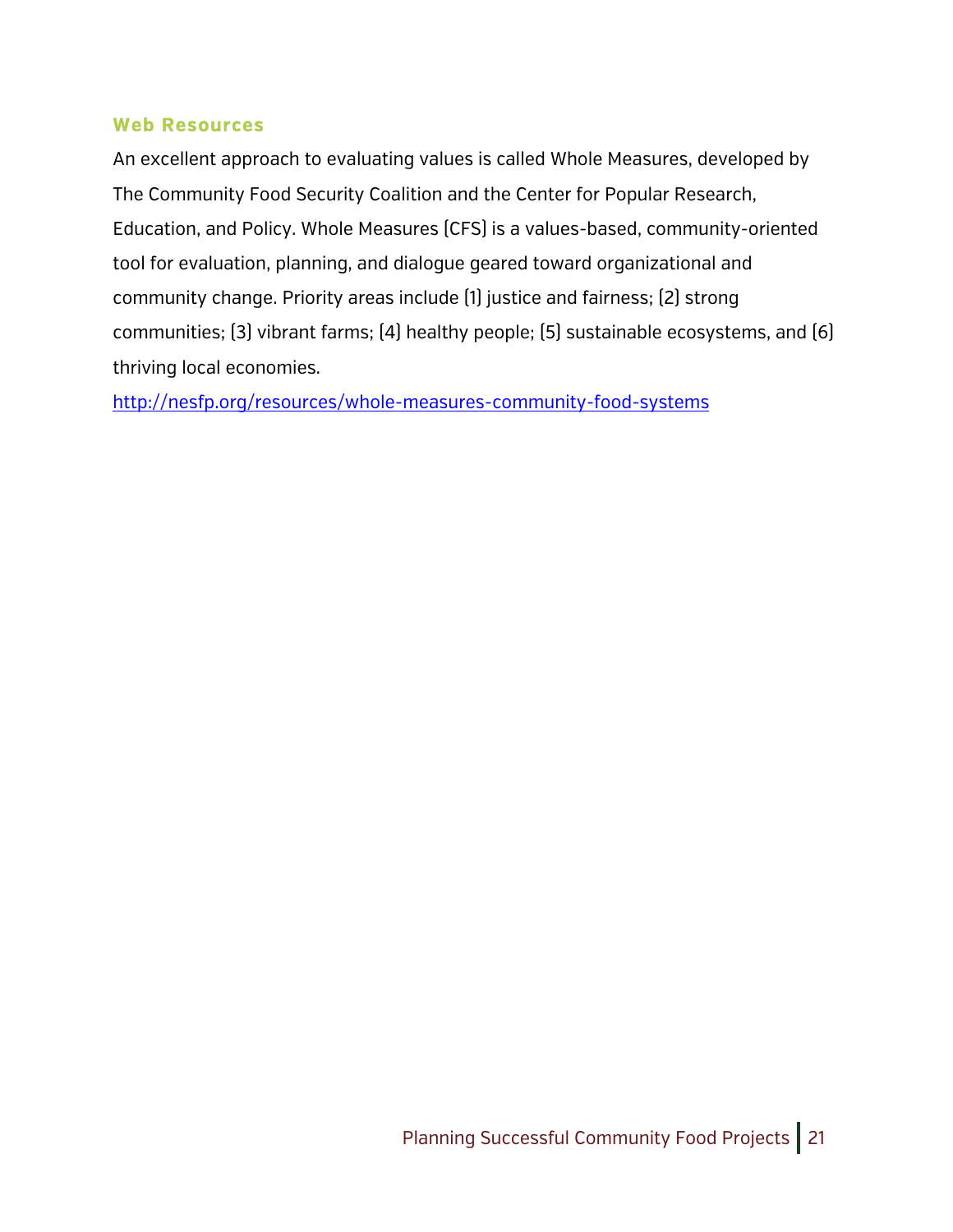### Web Resources

An excellent approach to evaluating values is called Whole Measures, developed by The Community Food Security Coalition and the Center for Popular Research, Education, and Policy. Whole Measures (CFS) is a values-based, community-oriented tool for evaluation, planning, and dialogue geared toward organizational and community change. Priority areas include (1) justice and fairness; (2) strong communities; (3) vibrant farms; (4) healthy people; (5) sustainable ecosystems, and (6) thriving local economies.

http://nesfp.org/resources/whole-measures-community-food-systems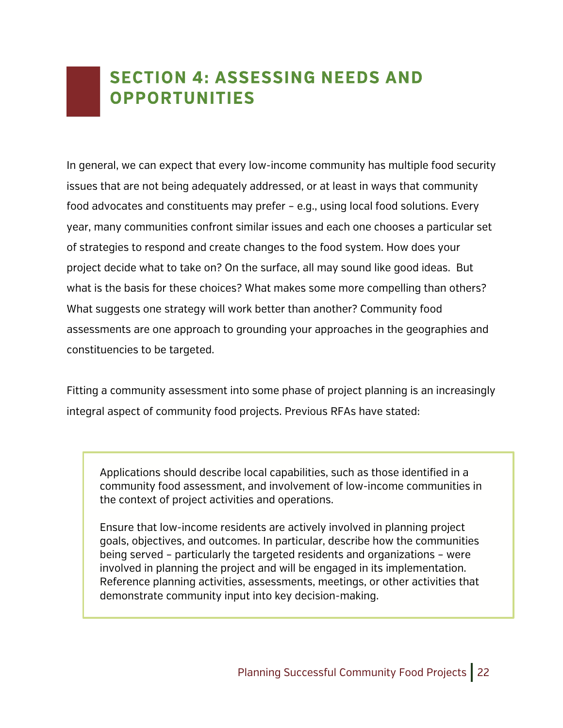# SECTION 4: ASSESSING NEEDS AND OPPORTUNITIES

In general, we can expect that every low-income community has multiple food security issues that are not being adequately addressed, or at least in ways that community food advocates and constituents may prefer – e.g., using local food solutions. Every year, many communities confront similar issues and each one chooses a particular set of strategies to respond and create changes to the food system. How does your project decide what to take on? On the surface, all may sound like good ideas. But what is the basis for these choices? What makes some more compelling than others? What suggests one strategy will work better than another? Community food assessments are one approach to grounding your approaches in the geographies and constituencies to be targeted.

Fitting a community assessment into some phase of project planning is an increasingly integral aspect of community food projects. Previous RFAs have stated:

> Applications should describe local capabilities, such as those identified in a community food assessment, and involvement of low-income communities in the context of project activities and operations.
>
> Ensure that low-income residents are actively involved in planning project goals, objectives, and outcomes. In particular, describe how the communities being served – particularly the targeted residents and organizations – were involved in planning the project and will be engaged in its implementation. Reference planning activities, assessments, meetings, or other activities that demonstrate community input into key decision-making.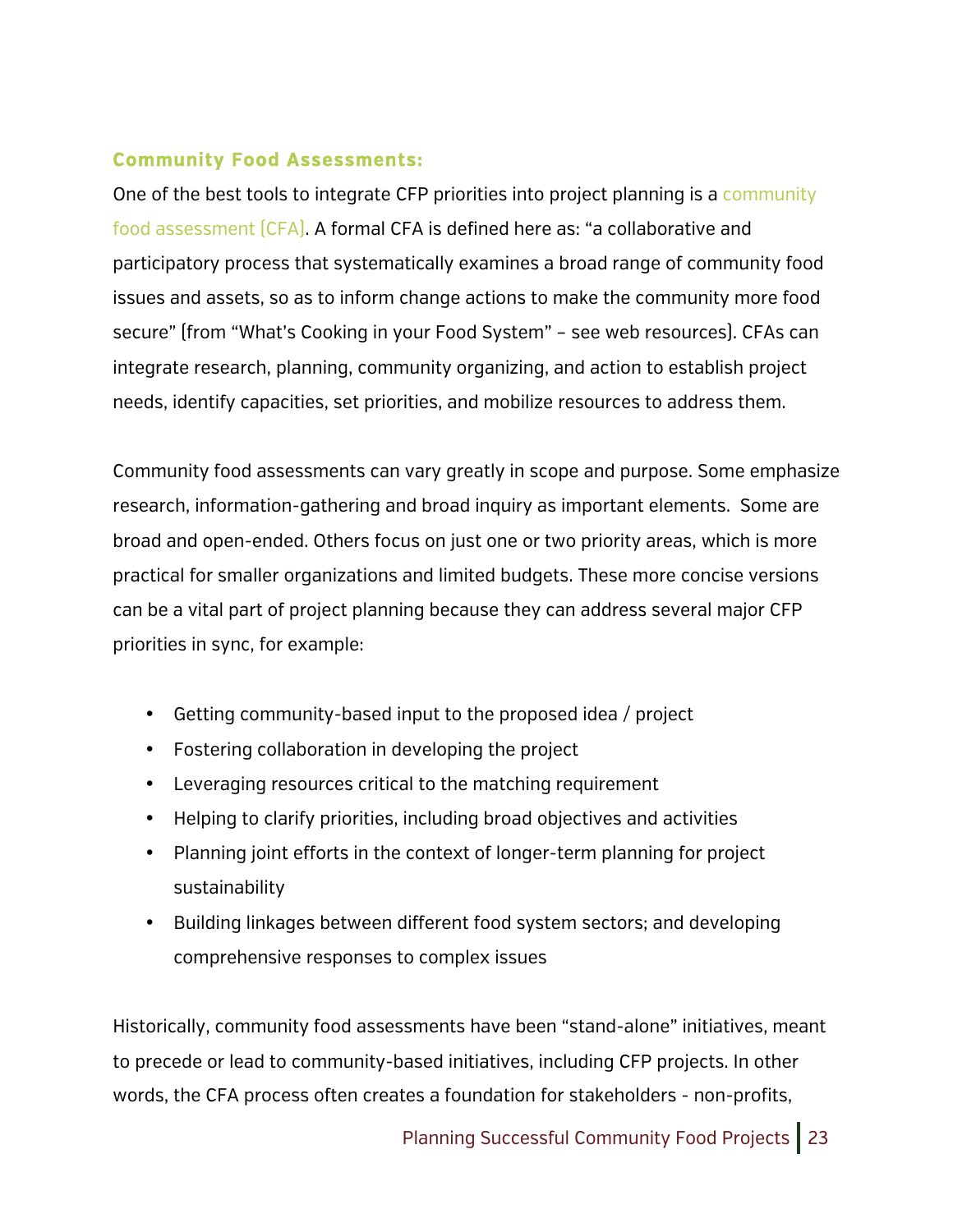### Community Food Assessments:

One of the best tools to integrate CFP priorities into project planning is a community food assessment (CFA). A formal CFA is defined here as: "a collaborative and participatory process that systematically examines a broad range of community food issues and assets, so as to inform change actions to make the community more food secure" (from "What's Cooking in your Food System" – see web resources). CFAs can integrate research, planning, community organizing, and action to establish project needs, identify capacities, set priorities, and mobilize resources to address them.

Community food assessments can vary greatly in scope and purpose. Some emphasize research, information-gathering and broad inquiry as important elements. Some are broad and open-ended. Others focus on just one or two priority areas, which is more practical for smaller organizations and limited budgets. These more concise versions can be a vital part of project planning because they can address several major CFP priorities in sync, for example:

- Getting community-based input to the proposed idea / project
- Fostering collaboration in developing the project
- Leveraging resources critical to the matching requirement
- Helping to clarify priorities, including broad objectives and activities
- Planning joint efforts in the context of longer-term planning for project sustainability
- Building linkages between different food system sectors; and developing comprehensive responses to complex issues

Historically, community food assessments have been "stand-alone" initiatives, meant to precede or lead to community-based initiatives, including CFP projects. In other words, the CFA process often creates a foundation for stakeholders - non-profits,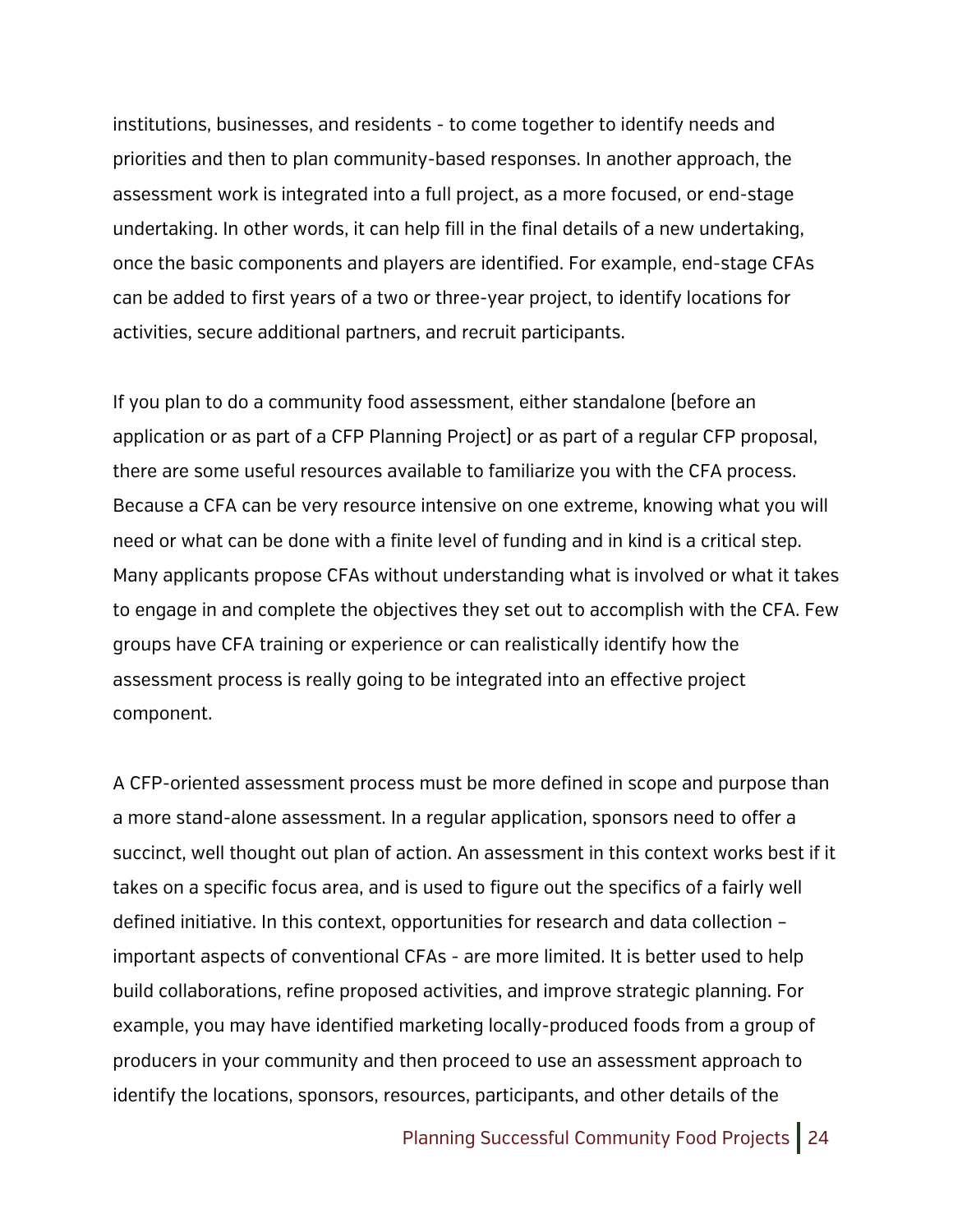institutions, businesses, and residents - to come together to identify needs and priorities and then to plan community-based responses. In another approach, the assessment work is integrated into a full project, as a more focused, or end-stage undertaking. In other words, it can help fill in the final details of a new undertaking, once the basic components and players are identified. For example, end-stage CFAs can be added to first years of a two or three-year project, to identify locations for activities, secure additional partners, and recruit participants.

If you plan to do a community food assessment, either standalone (before an application or as part of a CFP Planning Project) or as part of a regular CFP proposal, there are some useful resources available to familiarize you with the CFA process. Because a CFA can be very resource intensive on one extreme, knowing what you will need or what can be done with a finite level of funding and in kind is a critical step. Many applicants propose CFAs without understanding what is involved or what it takes to engage in and complete the objectives they set out to accomplish with the CFA. Few groups have CFA training or experience or can realistically identify how the assessment process is really going to be integrated into an effective project component.

A CFP-oriented assessment process must be more defined in scope and purpose than a more stand-alone assessment. In a regular application, sponsors need to offer a succinct, well thought out plan of action. An assessment in this context works best if it takes on a specific focus area, and is used to figure out the specifics of a fairly well defined initiative. In this context, opportunities for research and data collection – important aspects of conventional CFAs - are more limited. It is better used to help build collaborations, refine proposed activities, and improve strategic planning. For example, you may have identified marketing locally-produced foods from a group of producers in your community and then proceed to use an assessment approach to identify the locations, sponsors, resources, participants, and other details of the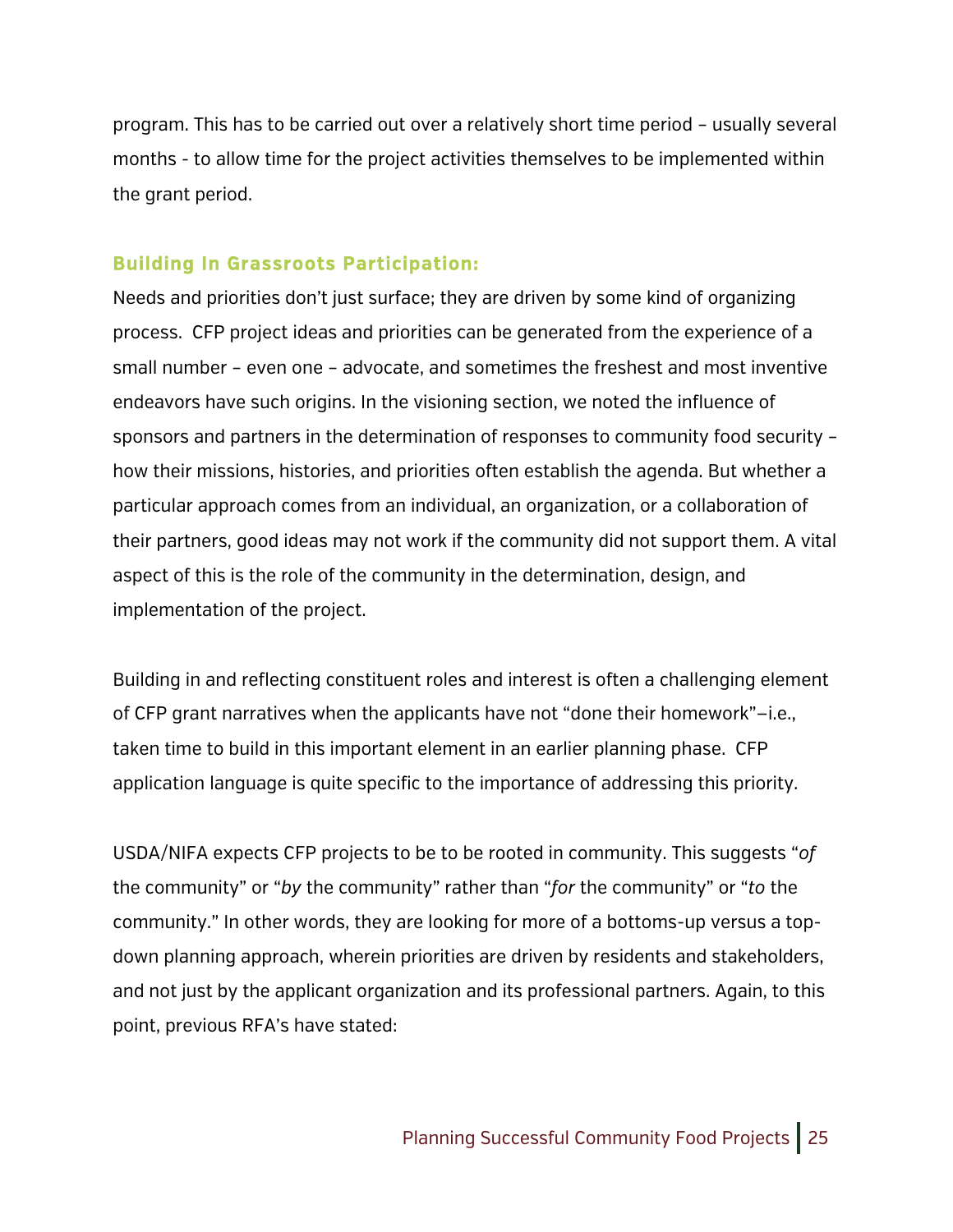program. This has to be carried out over a relatively short time period – usually several months - to allow time for the project activities themselves to be implemented within the grant period.

### Building In Grassroots Participation:

Needs and priorities don't just surface; they are driven by some kind of organizing process. CFP project ideas and priorities can be generated from the experience of a small number – even one – advocate, and sometimes the freshest and most inventive endeavors have such origins. In the visioning section, we noted the influence of sponsors and partners in the determination of responses to community food security – how their missions, histories, and priorities often establish the agenda. But whether a particular approach comes from an individual, an organization, or a collaboration of their partners, good ideas may not work if the community did not support them. A vital aspect of this is the role of the community in the determination, design, and implementation of the project.

Building in and reflecting constituent roles and interest is often a challenging element of CFP grant narratives when the applicants have not "done their homework"—i.e., taken time to build in this important element in an earlier planning phase. CFP application language is quite specific to the importance of addressing this priority.

USDA/NIFA expects CFP projects to be to be rooted in community. This suggests "*of* the community" or "*by* the community" rather than "*for* the community" or "*to* the community." In other words, they are looking for more of a bottoms-up versus a top-down planning approach, wherein priorities are driven by residents and stakeholders, and not just by the applicant organization and its professional partners. Again, to this point, previous RFA's have stated: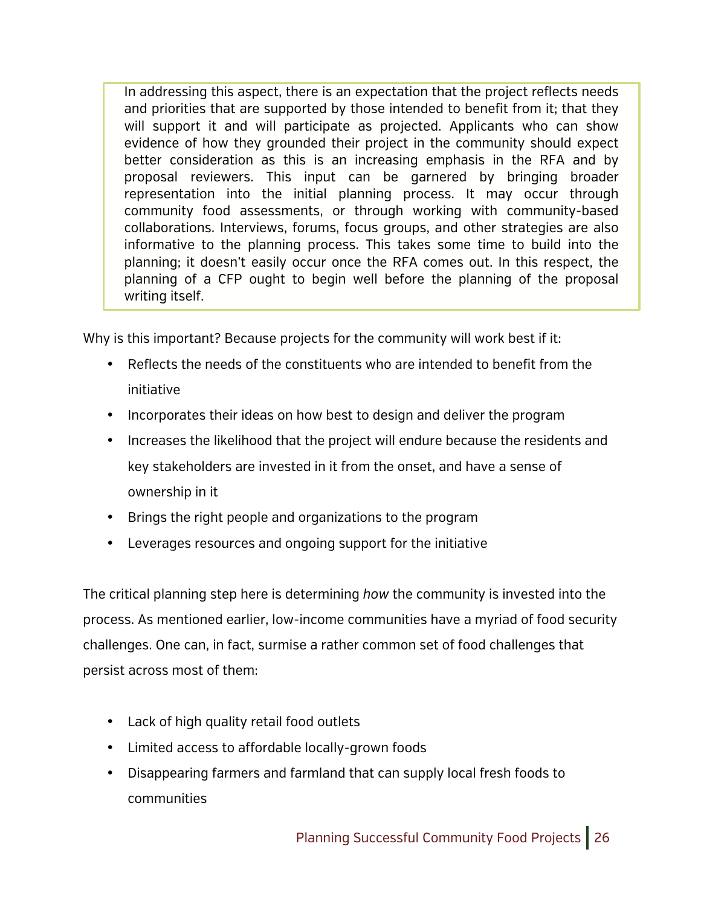> In addressing this aspect, there is an expectation that the project reflects needs and priorities that are supported by those intended to benefit from it; that they will support it and will participate as projected. Applicants who can show evidence of how they grounded their project in the community should expect better consideration as this is an increasing emphasis in the RFA and by proposal reviewers. This input can be garnered by bringing broader representation into the initial planning process. It may occur through community food assessments, or through working with community-based collaborations. Interviews, forums, focus groups, and other strategies are also informative to the planning process. This takes some time to build into the planning; it doesn't easily occur once the RFA comes out. In this respect, the planning of a CFP ought to begin well before the planning of the proposal writing itself.

Why is this important? Because projects for the community will work best if it:

- Reflects the needs of the constituents who are intended to benefit from the initiative
- Incorporates their ideas on how best to design and deliver the program
- Increases the likelihood that the project will endure because the residents and key stakeholders are invested in it from the onset, and have a sense of ownership in it
- Brings the right people and organizations to the program
- Leverages resources and ongoing support for the initiative

The critical planning step here is determining *how* the community is invested into the process. As mentioned earlier, low-income communities have a myriad of food security challenges. One can, in fact, surmise a rather common set of food challenges that persist across most of them:

- Lack of high quality retail food outlets
- Limited access to affordable locally-grown foods
- Disappearing farmers and farmland that can supply local fresh foods to communities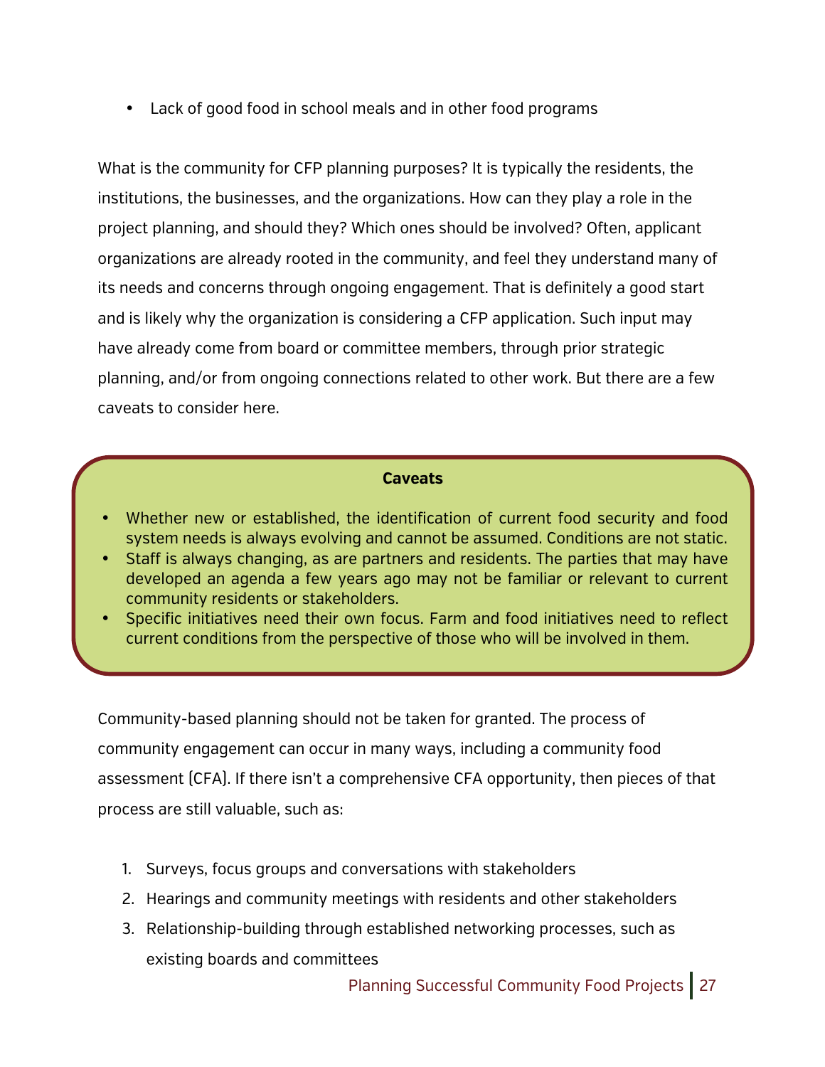- Lack of good food in school meals and in other food programs

What is the community for CFP planning purposes? It is typically the residents, the institutions, the businesses, and the organizations. How can they play a role in the project planning, and should they? Which ones should be involved? Often, applicant organizations are already rooted in the community, and feel they understand many of its needs and concerns through ongoing engagement. That is definitely a good start and is likely why the organization is considering a CFP application. Such input may have already come from board or committee members, through prior strategic planning, and/or from ongoing connections related to other work. But there are a few caveats to consider here.

**Caveats**

- Whether new or established, the identification of current food security and food system needs is always evolving and cannot be assumed. Conditions are not static.
- Staff is always changing, as are partners and residents. The parties that may have developed an agenda a few years ago may not be familiar or relevant to current community residents or stakeholders.
- Specific initiatives need their own focus. Farm and food initiatives need to reflect current conditions from the perspective of those who will be involved in them.

Community-based planning should not be taken for granted. The process of community engagement can occur in many ways, including a community food assessment (CFA). If there isn't a comprehensive CFA opportunity, then pieces of that process are still valuable, such as:

1. Surveys, focus groups and conversations with stakeholders
2. Hearings and community meetings with residents and other stakeholders
3. Relationship-building through established networking processes, such as existing boards and committees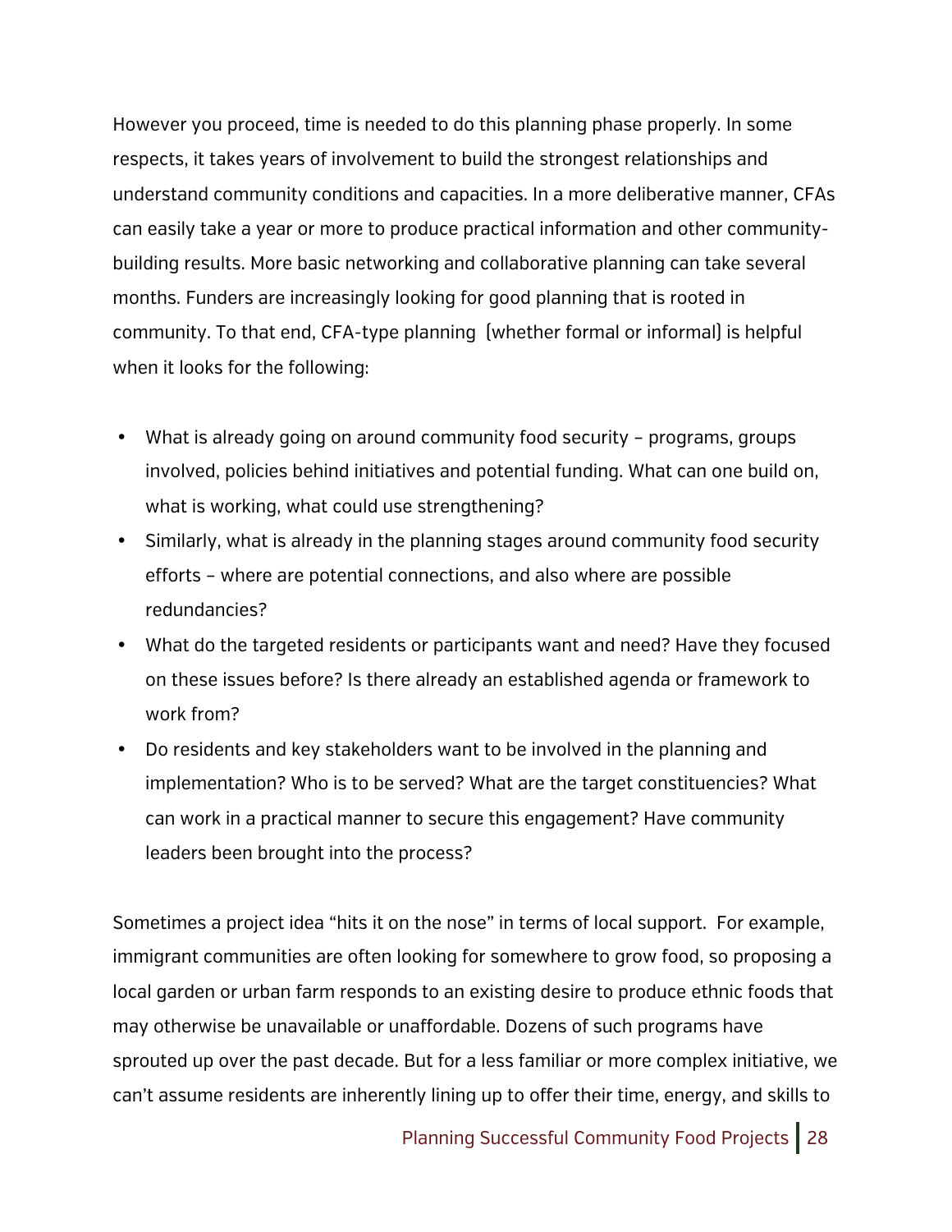However you proceed, time is needed to do this planning phase properly. In some respects, it takes years of involvement to build the strongest relationships and understand community conditions and capacities. In a more deliberative manner, CFAs can easily take a year or more to produce practical information and other community-building results. More basic networking and collaborative planning can take several months. Funders are increasingly looking for good planning that is rooted in community. To that end, CFA-type planning (whether formal or informal) is helpful when it looks for the following:

- What is already going on around community food security – programs, groups involved, policies behind initiatives and potential funding. What can one build on, what is working, what could use strengthening?
- Similarly, what is already in the planning stages around community food security efforts – where are potential connections, and also where are possible redundancies?
- What do the targeted residents or participants want and need? Have they focused on these issues before? Is there already an established agenda or framework to work from?
- Do residents and key stakeholders want to be involved in the planning and implementation? Who is to be served? What are the target constituencies? What can work in a practical manner to secure this engagement? Have community leaders been brought into the process?

Sometimes a project idea "hits it on the nose" in terms of local support. For example, immigrant communities are often looking for somewhere to grow food, so proposing a local garden or urban farm responds to an existing desire to produce ethnic foods that may otherwise be unavailable or unaffordable. Dozens of such programs have sprouted up over the past decade. But for a less familiar or more complex initiative, we can't assume residents are inherently lining up to offer their time, energy, and skills to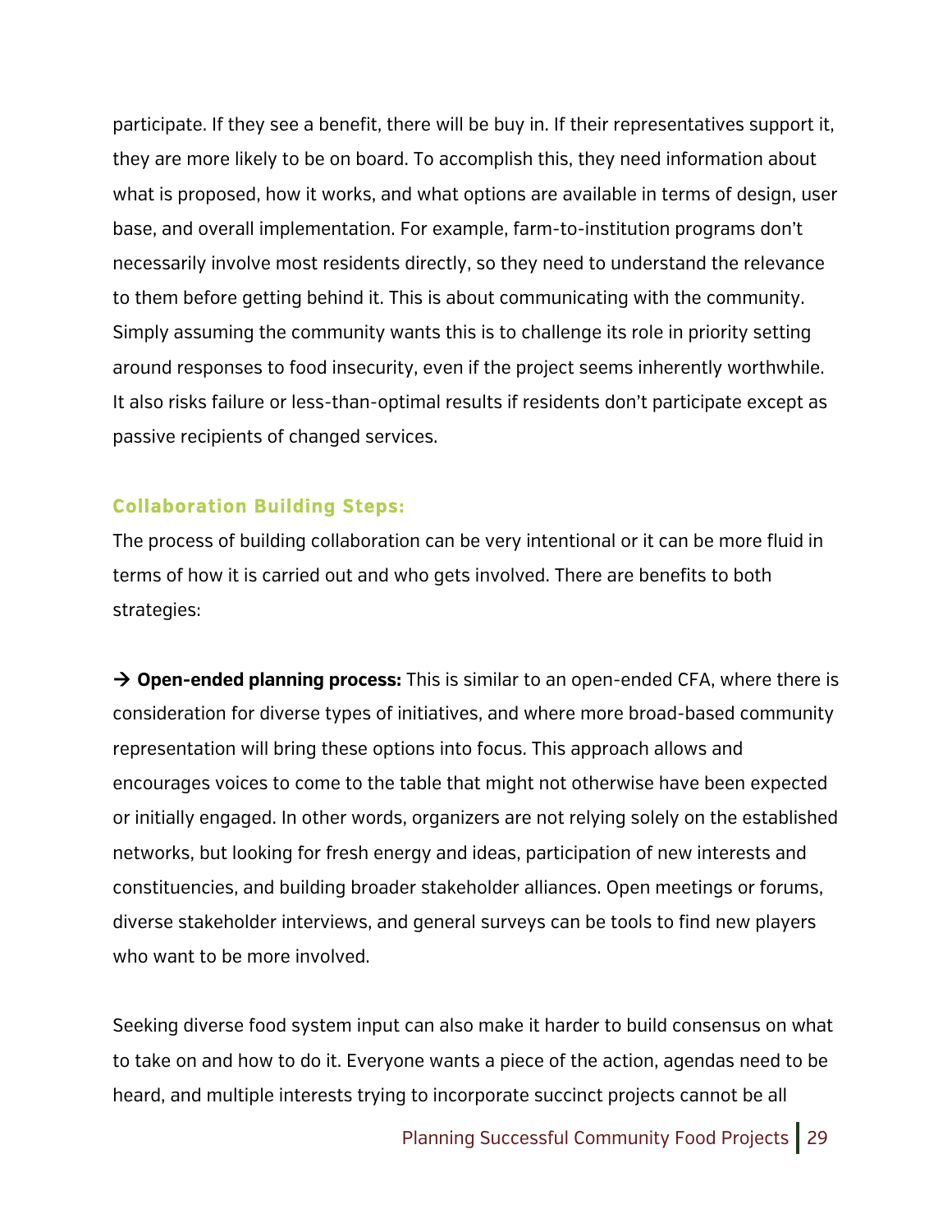participate. If they see a benefit, there will be buy in. If their representatives support it, they are more likely to be on board. To accomplish this, they need information about what is proposed, how it works, and what options are available in terms of design, user base, and overall implementation. For example, farm-to-institution programs don't necessarily involve most residents directly, so they need to understand the relevance to them before getting behind it. This is about communicating with the community. Simply assuming the community wants this is to challenge its role in priority setting around responses to food insecurity, even if the project seems inherently worthwhile. It also risks failure or less-than-optimal results if residents don't participate except as passive recipients of changed services.

### Collaboration Building Steps:

The process of building collaboration can be very intentional or it can be more fluid in terms of how it is carried out and who gets involved. There are benefits to both strategies:

→ **Open-ended planning process:** This is similar to an open-ended CFA, where there is consideration for diverse types of initiatives, and where more broad-based community representation will bring these options into focus. This approach allows and encourages voices to come to the table that might not otherwise have been expected or initially engaged. In other words, organizers are not relying solely on the established networks, but looking for fresh energy and ideas, participation of new interests and constituencies, and building broader stakeholder alliances. Open meetings or forums, diverse stakeholder interviews, and general surveys can be tools to find new players who want to be more involved.

Seeking diverse food system input can also make it harder to build consensus on what to take on and how to do it. Everyone wants a piece of the action, agendas need to be heard, and multiple interests trying to incorporate succinct projects cannot be all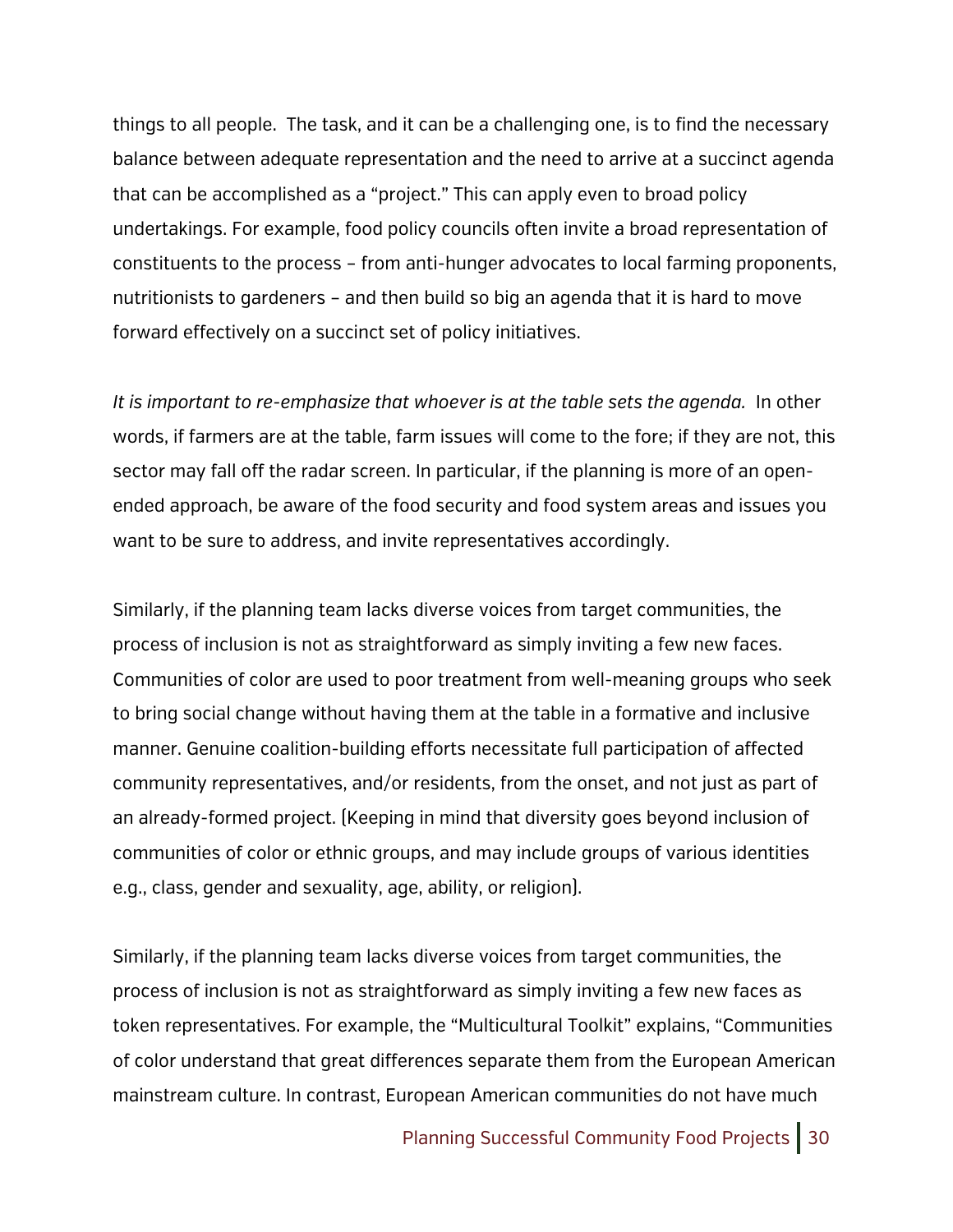things to all people.  The task, and it can be a challenging one, is to find the necessary balance between adequate representation and the need to arrive at a succinct agenda that can be accomplished as a "project." This can apply even to broad policy undertakings. For example, food policy councils often invite a broad representation of constituents to the process – from anti-hunger advocates to local farming proponents, nutritionists to gardeners – and then build so big an agenda that it is hard to move forward effectively on a succinct set of policy initiatives.

*It is important to re-emphasize that whoever is at the table sets the agenda.*  In other words, if farmers are at the table, farm issues will come to the fore; if they are not, this sector may fall off the radar screen. In particular, if the planning is more of an open-ended approach, be aware of the food security and food system areas and issues you want to be sure to address, and invite representatives accordingly.

Similarly, if the planning team lacks diverse voices from target communities, the process of inclusion is not as straightforward as simply inviting a few new faces. Communities of color are used to poor treatment from well-meaning groups who seek to bring social change without having them at the table in a formative and inclusive manner. Genuine coalition-building efforts necessitate full participation of affected community representatives, and/or residents, from the onset, and not just as part of an already-formed project. (Keeping in mind that diversity goes beyond inclusion of communities of color or ethnic groups, and may include groups of various identities e.g., class, gender and sexuality, age, ability, or religion).

Similarly, if the planning team lacks diverse voices from target communities, the process of inclusion is not as straightforward as simply inviting a few new faces as token representatives. For example, the "Multicultural Toolkit" explains, "Communities of color understand that great differences separate them from the European American mainstream culture. In contrast, European American communities do not have much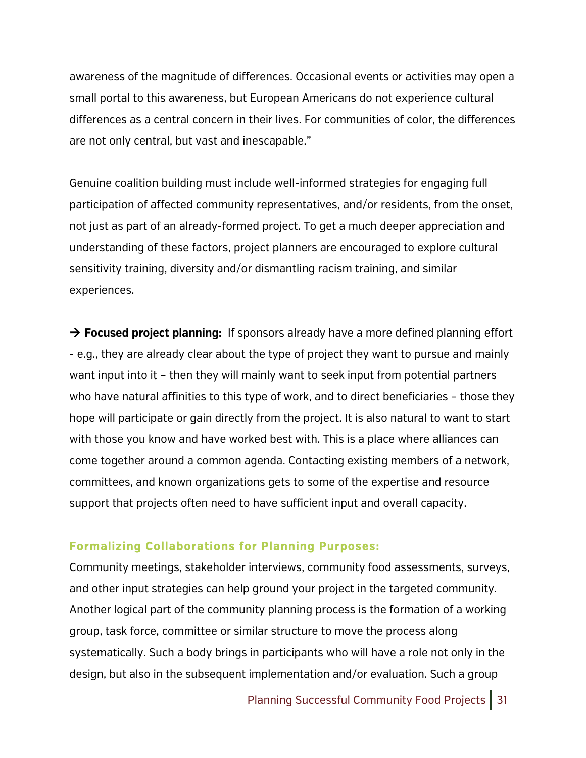awareness of the magnitude of differences. Occasional events or activities may open a small portal to this awareness, but European Americans do not experience cultural differences as a central concern in their lives. For communities of color, the differences are not only central, but vast and inescapable."

Genuine coalition building must include well-informed strategies for engaging full participation of affected community representatives, and/or residents, from the onset, not just as part of an already-formed project. To get a much deeper appreciation and understanding of these factors, project planners are encouraged to explore cultural sensitivity training, diversity and/or dismantling racism training, and similar experiences.

→ **Focused project planning:** If sponsors already have a more defined planning effort - e.g., they are already clear about the type of project they want to pursue and mainly want input into it – then they will mainly want to seek input from potential partners who have natural affinities to this type of work, and to direct beneficiaries – those they hope will participate or gain directly from the project. It is also natural to want to start with those you know and have worked best with. This is a place where alliances can come together around a common agenda. Contacting existing members of a network, committees, and known organizations gets to some of the expertise and resource support that projects often need to have sufficient input and overall capacity.

### Formalizing Collaborations for Planning Purposes:

Community meetings, stakeholder interviews, community food assessments, surveys, and other input strategies can help ground your project in the targeted community. Another logical part of the community planning process is the formation of a working group, task force, committee or similar structure to move the process along systematically. Such a body brings in participants who will have a role not only in the design, but also in the subsequent implementation and/or evaluation. Such a group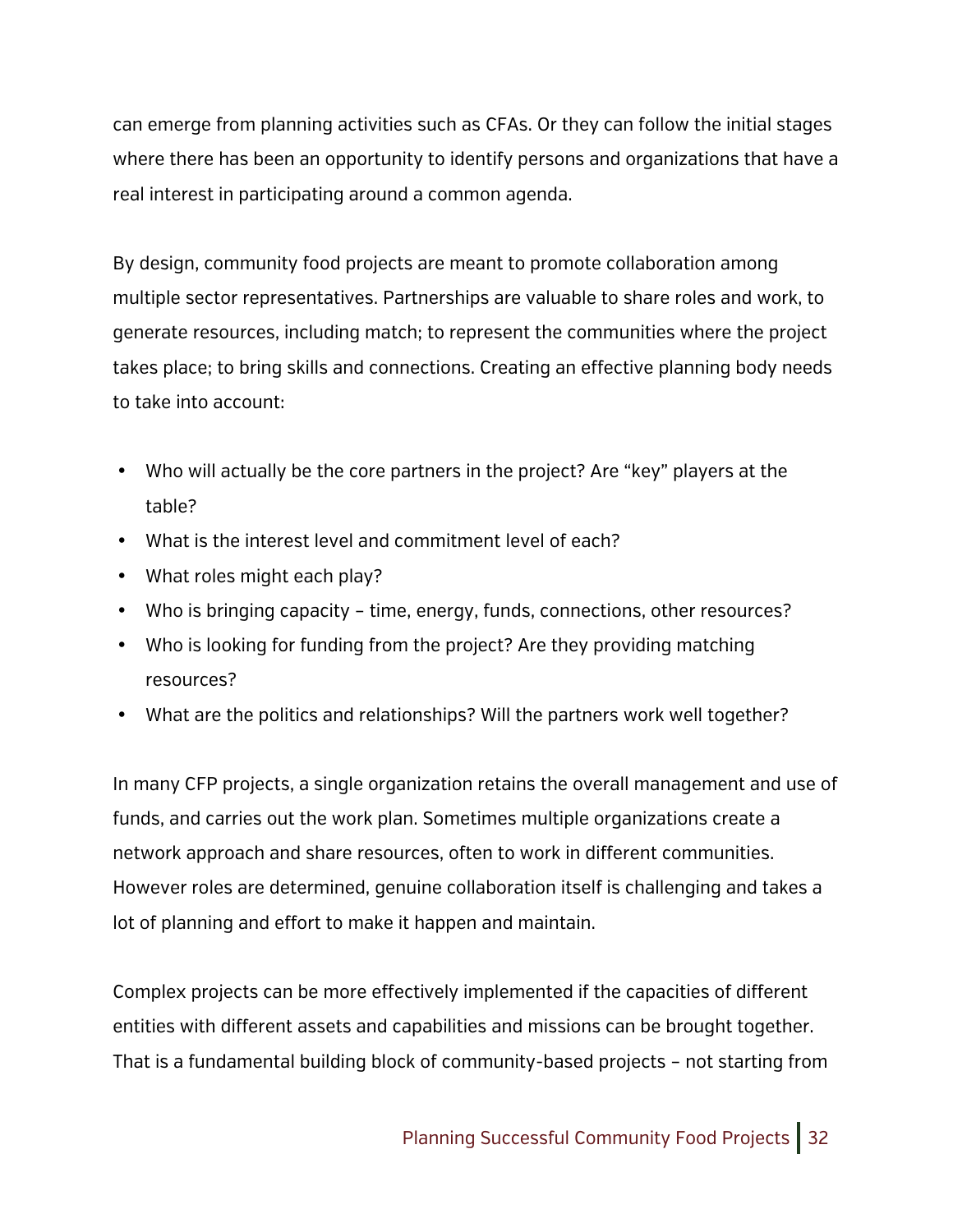can emerge from planning activities such as CFAs. Or they can follow the initial stages where there has been an opportunity to identify persons and organizations that have a real interest in participating around a common agenda.

By design, community food projects are meant to promote collaboration among multiple sector representatives. Partnerships are valuable to share roles and work, to generate resources, including match; to represent the communities where the project takes place; to bring skills and connections. Creating an effective planning body needs to take into account:

- Who will actually be the core partners in the project? Are "key" players at the table?
- What is the interest level and commitment level of each?
- What roles might each play?
- Who is bringing capacity – time, energy, funds, connections, other resources?
- Who is looking for funding from the project? Are they providing matching resources?
- What are the politics and relationships? Will the partners work well together?

In many CFP projects, a single organization retains the overall management and use of funds, and carries out the work plan. Sometimes multiple organizations create a network approach and share resources, often to work in different communities. However roles are determined, genuine collaboration itself is challenging and takes a lot of planning and effort to make it happen and maintain.

Complex projects can be more effectively implemented if the capacities of different entities with different assets and capabilities and missions can be brought together. That is a fundamental building block of community-based projects – not starting from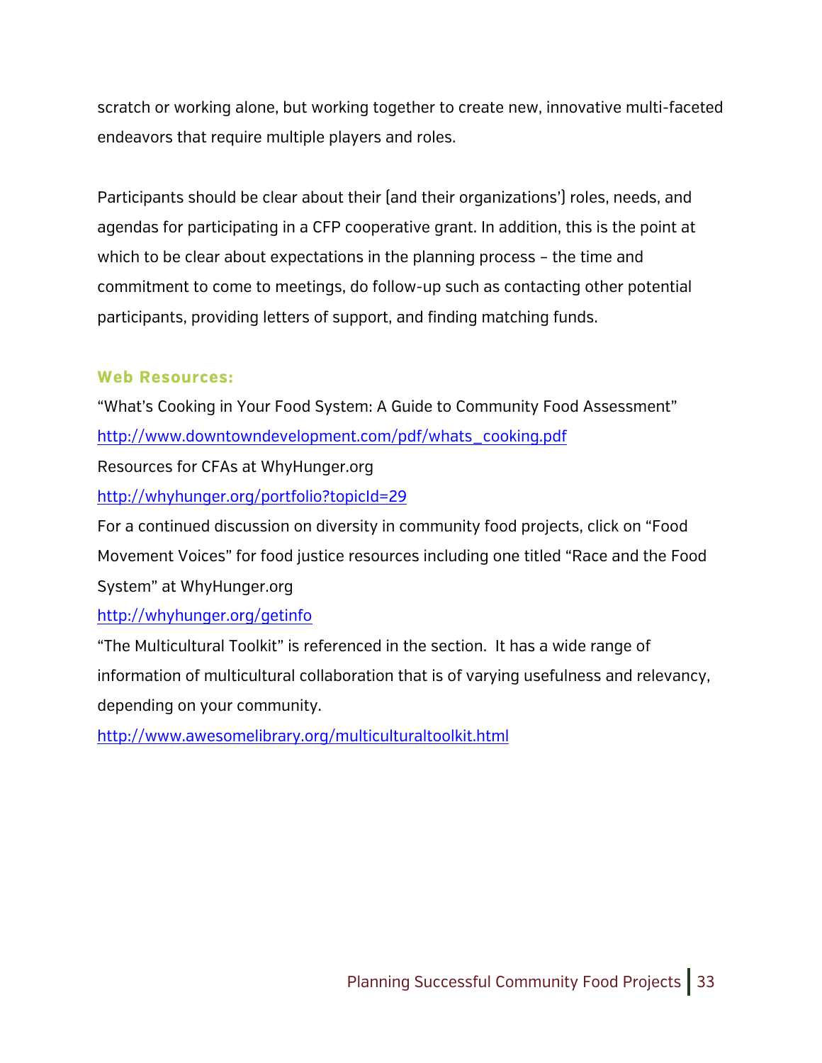scratch or working alone, but working together to create new, innovative multi-faceted endeavors that require multiple players and roles.

Participants should be clear about their (and their organizations') roles, needs, and agendas for participating in a CFP cooperative grant. In addition, this is the point at which to be clear about expectations in the planning process – the time and commitment to come to meetings, do follow-up such as contacting other potential participants, providing letters of support, and finding matching funds.

**Web Resources:**

"What's Cooking in Your Food System: A Guide to Community Food Assessment"
http://www.downtowndevelopment.com/pdf/whats_cooking.pdf

Resources for CFAs at WhyHunger.org
http://whyhunger.org/portfolio?topicId=29

For a continued discussion on diversity in community food projects, click on "Food Movement Voices" for food justice resources including one titled "Race and the Food System" at WhyHunger.org
http://whyhunger.org/getinfo

"The Multicultural Toolkit" is referenced in the section. It has a wide range of information of multicultural collaboration that is of varying usefulness and relevancy, depending on your community.
http://www.awesomelibrary.org/multiculturaltoolkit.html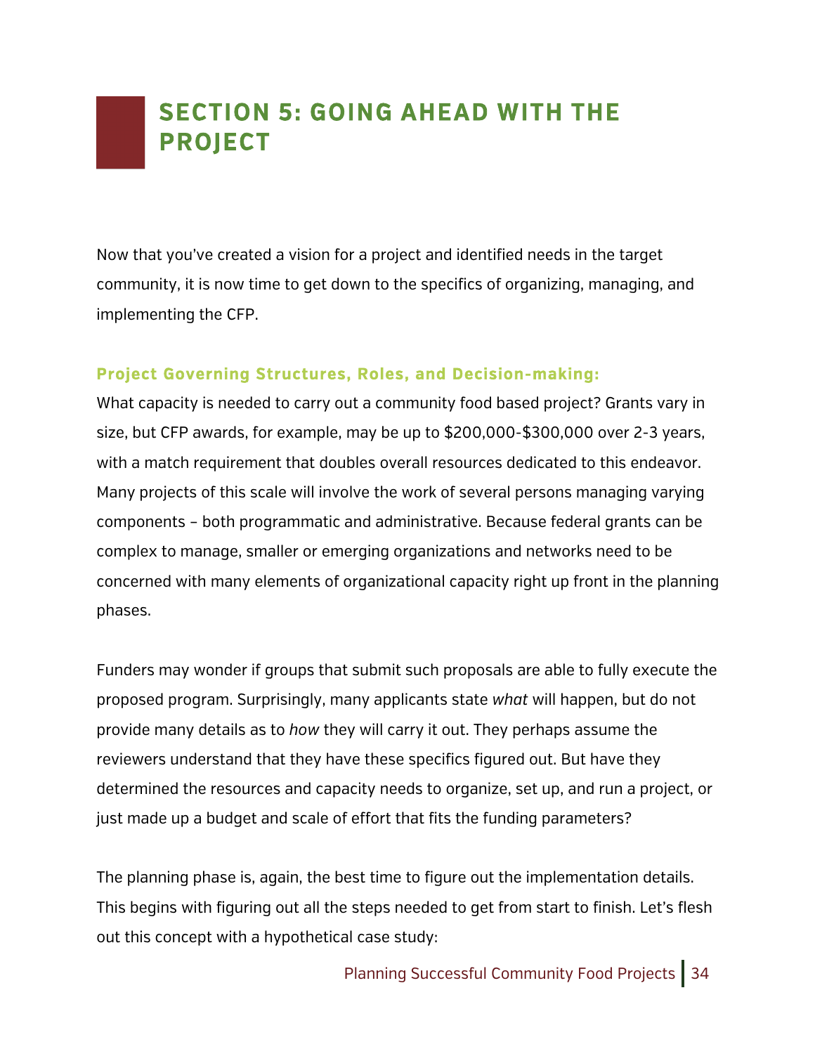# SECTION 5: GOING AHEAD WITH THE PROJECT

Now that you've created a vision for a project and identified needs in the target community, it is now time to get down to the specifics of organizing, managing, and implementing the CFP.

### Project Governing Structures, Roles, and Decision-making:

What capacity is needed to carry out a community food based project? Grants vary in size, but CFP awards, for example, may be up to $200,000-$300,000 over 2-3 years, with a match requirement that doubles overall resources dedicated to this endeavor. Many projects of this scale will involve the work of several persons managing varying components – both programmatic and administrative. Because federal grants can be complex to manage, smaller or emerging organizations and networks need to be concerned with many elements of organizational capacity right up front in the planning phases.

Funders may wonder if groups that submit such proposals are able to fully execute the proposed program. Surprisingly, many applicants state *what* will happen, but do not provide many details as to *how* they will carry it out. They perhaps assume the reviewers understand that they have these specifics figured out. But have they determined the resources and capacity needs to organize, set up, and run a project, or just made up a budget and scale of effort that fits the funding parameters?

The planning phase is, again, the best time to figure out the implementation details. This begins with figuring out all the steps needed to get from start to finish. Let's flesh out this concept with a hypothetical case study: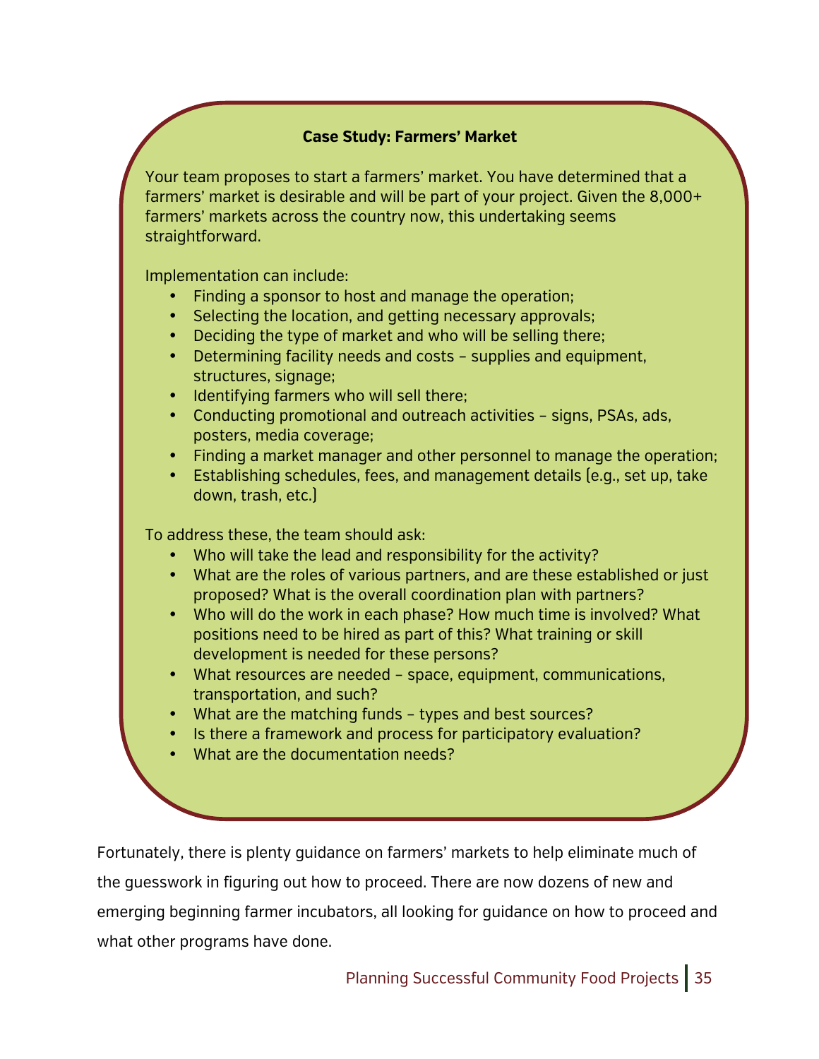**Case Study: Farmers' Market**

Your team proposes to start a farmers' market. You have determined that a farmers' market is desirable and will be part of your project. Given the 8,000+ farmers' markets across the country now, this undertaking seems straightforward.

Implementation can include:

- Finding a sponsor to host and manage the operation;
- Selecting the location, and getting necessary approvals;
- Deciding the type of market and who will be selling there;
- Determining facility needs and costs – supplies and equipment, structures, signage;
- Identifying farmers who will sell there;
- Conducting promotional and outreach activities – signs, PSAs, ads, posters, media coverage;
- Finding a market manager and other personnel to manage the operation;
- Establishing schedules, fees, and management details (e.g., set up, take down, trash, etc.)

To address these, the team should ask:

- Who will take the lead and responsibility for the activity?
- What are the roles of various partners, and are these established or just proposed? What is the overall coordination plan with partners?
- Who will do the work in each phase? How much time is involved? What positions need to be hired as part of this? What training or skill development is needed for these persons?
- What resources are needed – space, equipment, communications, transportation, and such?
- What are the matching funds – types and best sources?
- Is there a framework and process for participatory evaluation?
- What are the documentation needs?

Fortunately, there is plenty guidance on farmers' markets to help eliminate much of the guesswork in figuring out how to proceed. There are now dozens of new and emerging beginning farmer incubators, all looking for guidance on how to proceed and what other programs have done.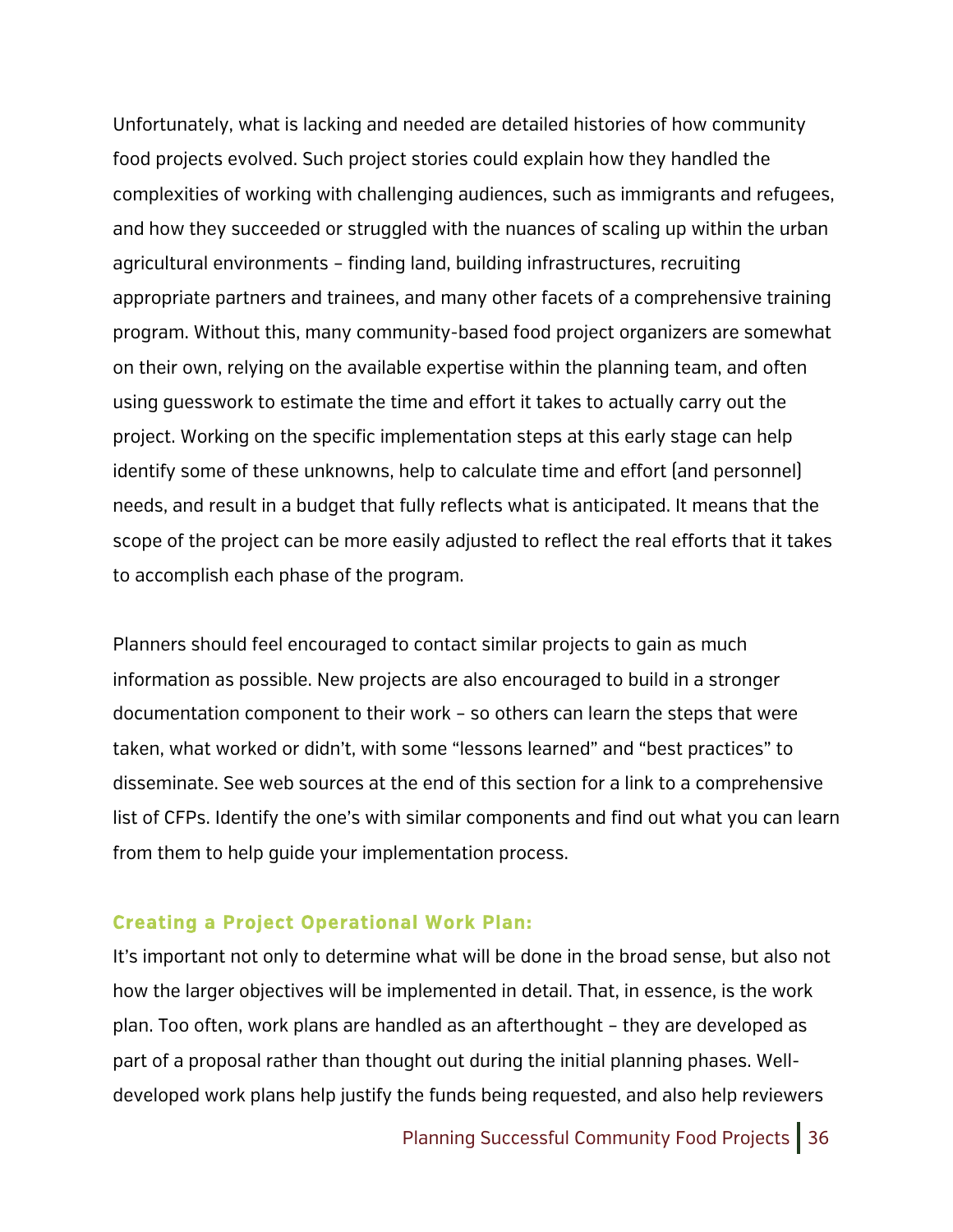Unfortunately, what is lacking and needed are detailed histories of how community food projects evolved. Such project stories could explain how they handled the complexities of working with challenging audiences, such as immigrants and refugees, and how they succeeded or struggled with the nuances of scaling up within the urban agricultural environments – finding land, building infrastructures, recruiting appropriate partners and trainees, and many other facets of a comprehensive training program. Without this, many community-based food project organizers are somewhat on their own, relying on the available expertise within the planning team, and often using guesswork to estimate the time and effort it takes to actually carry out the project. Working on the specific implementation steps at this early stage can help identify some of these unknowns, help to calculate time and effort (and personnel) needs, and result in a budget that fully reflects what is anticipated. It means that the scope of the project can be more easily adjusted to reflect the real efforts that it takes to accomplish each phase of the program.

Planners should feel encouraged to contact similar projects to gain as much information as possible. New projects are also encouraged to build in a stronger documentation component to their work – so others can learn the steps that were taken, what worked or didn't, with some "lessons learned" and "best practices" to disseminate. See web sources at the end of this section for a link to a comprehensive list of CFPs. Identify the one's with similar components and find out what you can learn from them to help guide your implementation process.

### Creating a Project Operational Work Plan:

It's important not only to determine what will be done in the broad sense, but also not how the larger objectives will be implemented in detail. That, in essence, is the work plan. Too often, work plans are handled as an afterthought – they are developed as part of a proposal rather than thought out during the initial planning phases. Well-developed work plans help justify the funds being requested, and also help reviewers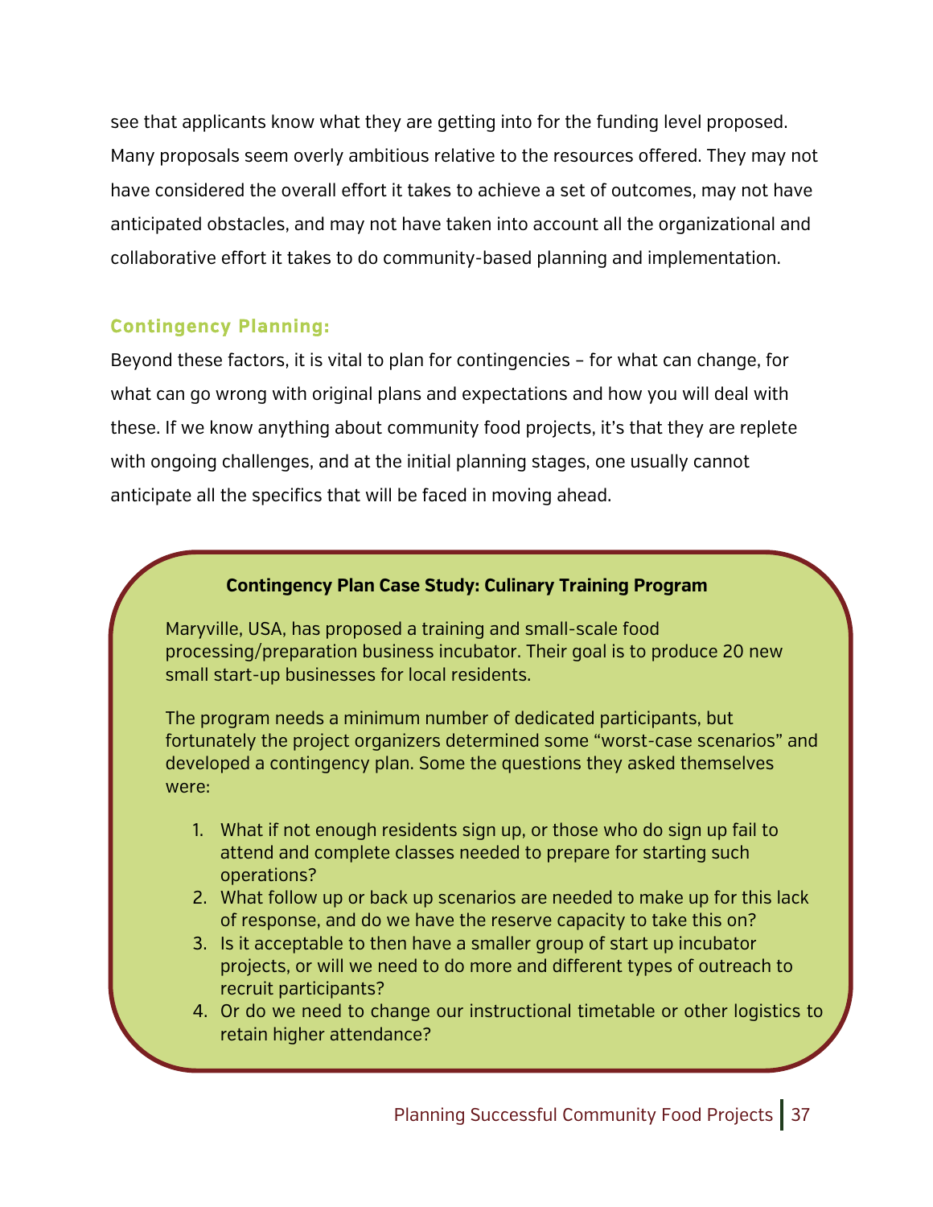see that applicants know what they are getting into for the funding level proposed. Many proposals seem overly ambitious relative to the resources offered. They may not have considered the overall effort it takes to achieve a set of outcomes, may not have anticipated obstacles, and may not have taken into account all the organizational and collaborative effort it takes to do community-based planning and implementation.

### Contingency Planning:

Beyond these factors, it is vital to plan for contingencies – for what can change, for what can go wrong with original plans and expectations and how you will deal with these. If we know anything about community food projects, it's that they are replete with ongoing challenges, and at the initial planning stages, one usually cannot anticipate all the specifics that will be faced in moving ahead.

**Contingency Plan Case Study: Culinary Training Program**

Maryville, USA, has proposed a training and small-scale food processing/preparation business incubator. Their goal is to produce 20 new small start-up businesses for local residents.

The program needs a minimum number of dedicated participants, but fortunately the project organizers determined some "worst-case scenarios" and developed a contingency plan. Some the questions they asked themselves were:

1. What if not enough residents sign up, or those who do sign up fail to attend and complete classes needed to prepare for starting such operations?
2. What follow up or back up scenarios are needed to make up for this lack of response, and do we have the reserve capacity to take this on?
3. Is it acceptable to then have a smaller group of start up incubator projects, or will we need to do more and different types of outreach to recruit participants?
4. Or do we need to change our instructional timetable or other logistics to retain higher attendance?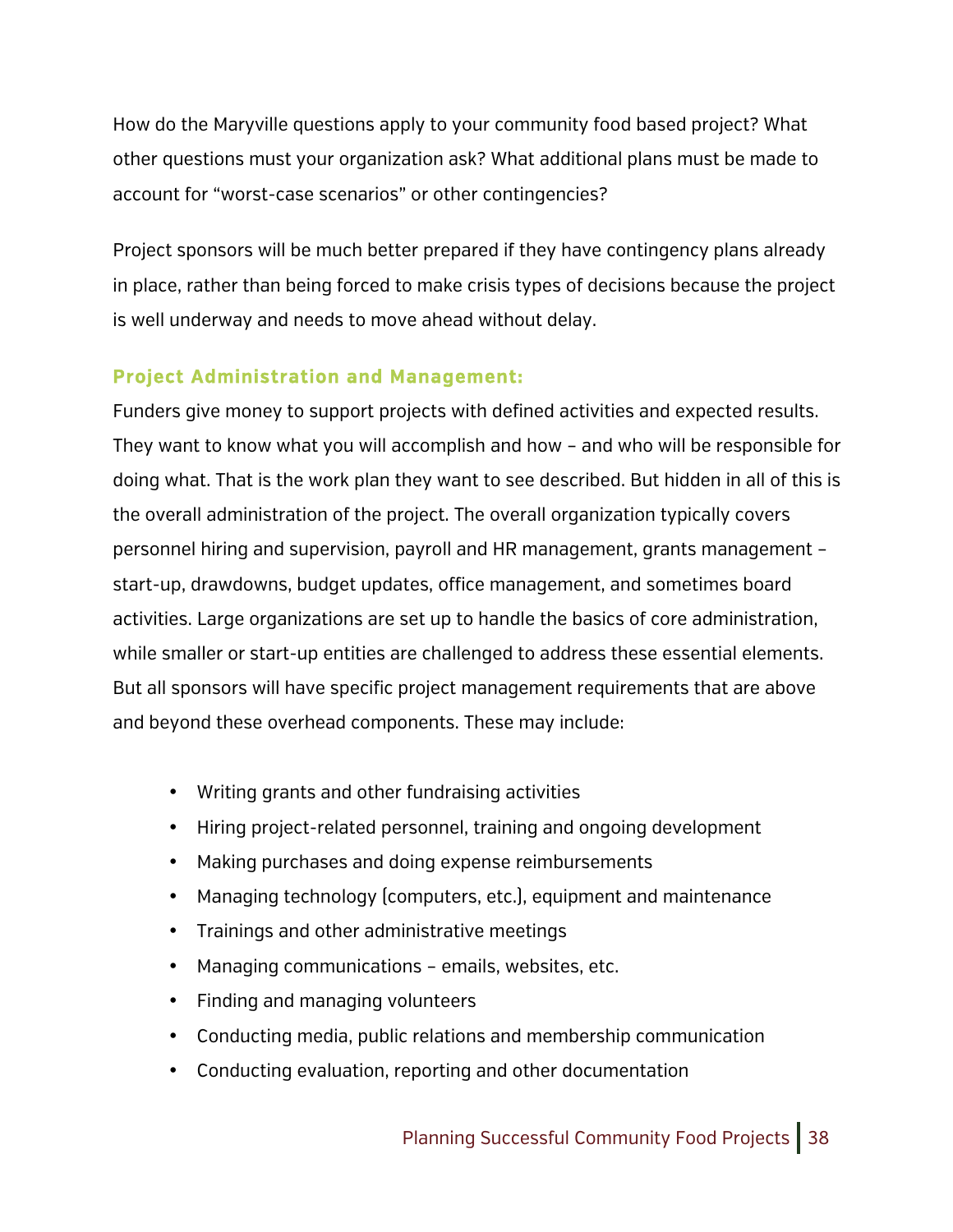How do the Maryville questions apply to your community food based project? What other questions must your organization ask? What additional plans must be made to account for "worst-case scenarios" or other contingencies?

Project sponsors will be much better prepared if they have contingency plans already in place, rather than being forced to make crisis types of decisions because the project is well underway and needs to move ahead without delay.

### Project Administration and Management:

Funders give money to support projects with defined activities and expected results. They want to know what you will accomplish and how – and who will be responsible for doing what. That is the work plan they want to see described. But hidden in all of this is the overall administration of the project. The overall organization typically covers personnel hiring and supervision, payroll and HR management, grants management – start-up, drawdowns, budget updates, office management, and sometimes board activities. Large organizations are set up to handle the basics of core administration, while smaller or start-up entities are challenged to address these essential elements. But all sponsors will have specific project management requirements that are above and beyond these overhead components. These may include:

- Writing grants and other fundraising activities
- Hiring project-related personnel, training and ongoing development
- Making purchases and doing expense reimbursements
- Managing technology (computers, etc.), equipment and maintenance
- Trainings and other administrative meetings
- Managing communications – emails, websites, etc.
- Finding and managing volunteers
- Conducting media, public relations and membership communication
- Conducting evaluation, reporting and other documentation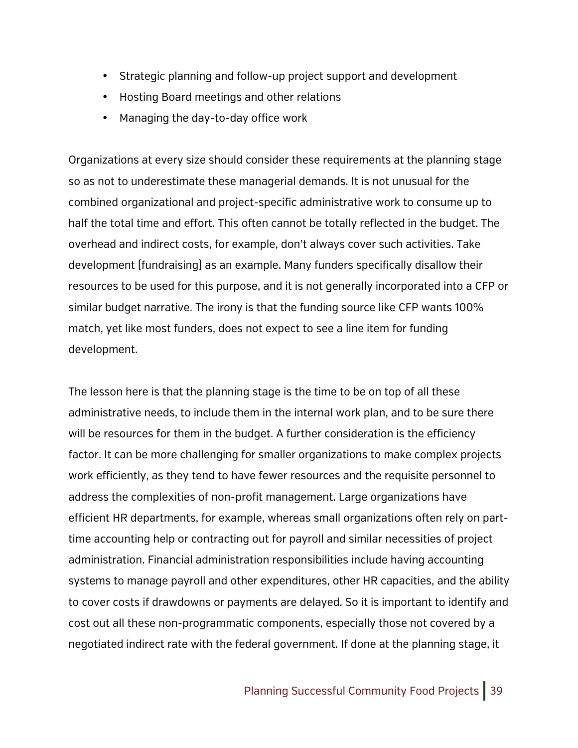- Strategic planning and follow-up project support and development
- Hosting Board meetings and other relations
- Managing the day-to-day office work

Organizations at every size should consider these requirements at the planning stage so as not to underestimate these managerial demands. It is not unusual for the combined organizational and project-specific administrative work to consume up to half the total time and effort. This often cannot be totally reflected in the budget. The overhead and indirect costs, for example, don't always cover such activities. Take development (fundraising) as an example. Many funders specifically disallow their resources to be used for this purpose, and it is not generally incorporated into a CFP or similar budget narrative. The irony is that the funding source like CFP wants 100% match, yet like most funders, does not expect to see a line item for funding development.

The lesson here is that the planning stage is the time to be on top of all these administrative needs, to include them in the internal work plan, and to be sure there will be resources for them in the budget. A further consideration is the efficiency factor. It can be more challenging for smaller organizations to make complex projects work efficiently, as they tend to have fewer resources and the requisite personnel to address the complexities of non-profit management. Large organizations have efficient HR departments, for example, whereas small organizations often rely on part-time accounting help or contracting out for payroll and similar necessities of project administration. Financial administration responsibilities include having accounting systems to manage payroll and other expenditures, other HR capacities, and the ability to cover costs if drawdowns or payments are delayed. So it is important to identify and cost out all these non-programmatic components, especially those not covered by a negotiated indirect rate with the federal government. If done at the planning stage, it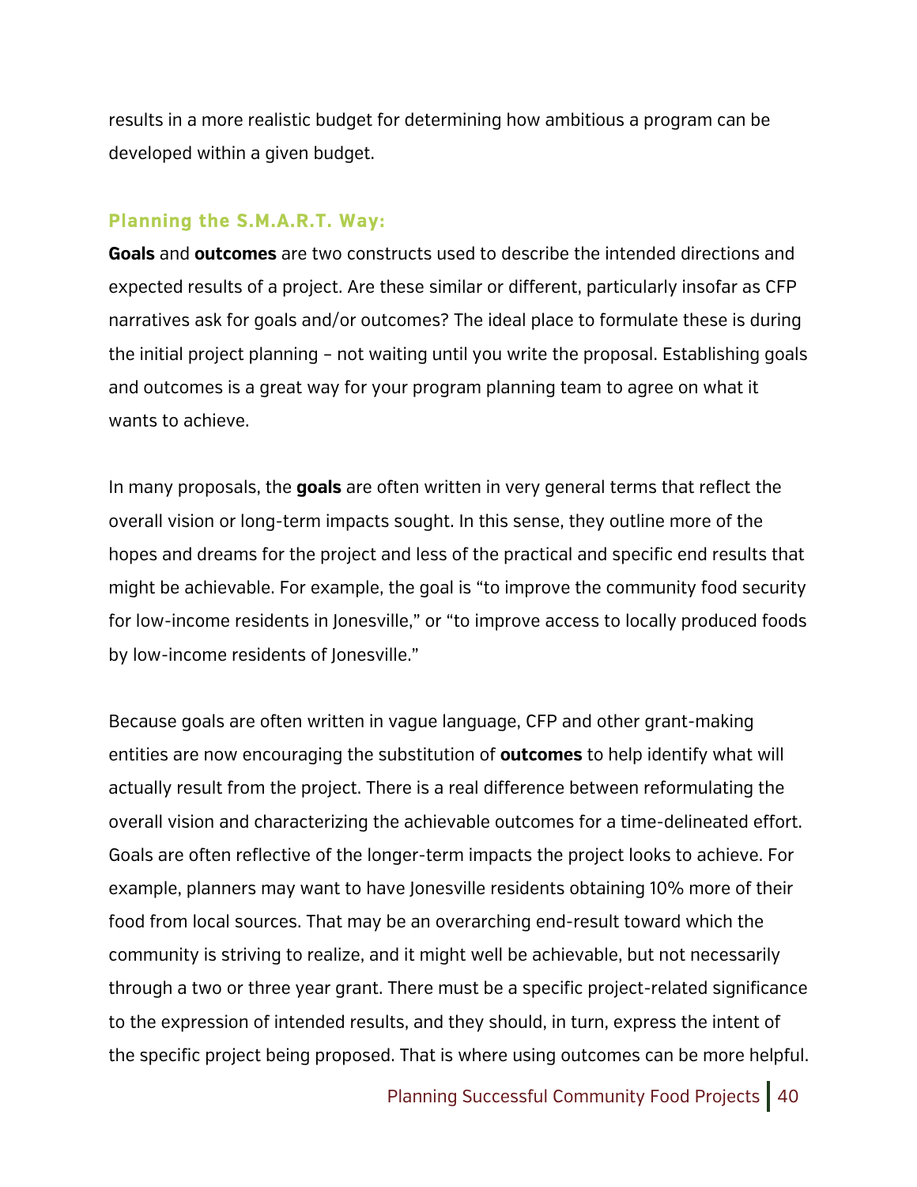results in a more realistic budget for determining how ambitious a program can be developed within a given budget.

### Planning the S.M.A.R.T. Way:

**Goals** and **outcomes** are two constructs used to describe the intended directions and expected results of a project. Are these similar or different, particularly insofar as CFP narratives ask for goals and/or outcomes? The ideal place to formulate these is during the initial project planning – not waiting until you write the proposal. Establishing goals and outcomes is a great way for your program planning team to agree on what it wants to achieve.

In many proposals, the **goals** are often written in very general terms that reflect the overall vision or long-term impacts sought. In this sense, they outline more of the hopes and dreams for the project and less of the practical and specific end results that might be achievable. For example, the goal is "to improve the community food security for low-income residents in Jonesville," or "to improve access to locally produced foods by low-income residents of Jonesville."

Because goals are often written in vague language, CFP and other grant-making entities are now encouraging the substitution of **outcomes** to help identify what will actually result from the project. There is a real difference between reformulating the overall vision and characterizing the achievable outcomes for a time-delineated effort. Goals are often reflective of the longer-term impacts the project looks to achieve. For example, planners may want to have Jonesville residents obtaining 10% more of their food from local sources. That may be an overarching end-result toward which the community is striving to realize, and it might well be achievable, but not necessarily through a two or three year grant. There must be a specific project-related significance to the expression of intended results, and they should, in turn, express the intent of the specific project being proposed. That is where using outcomes can be more helpful.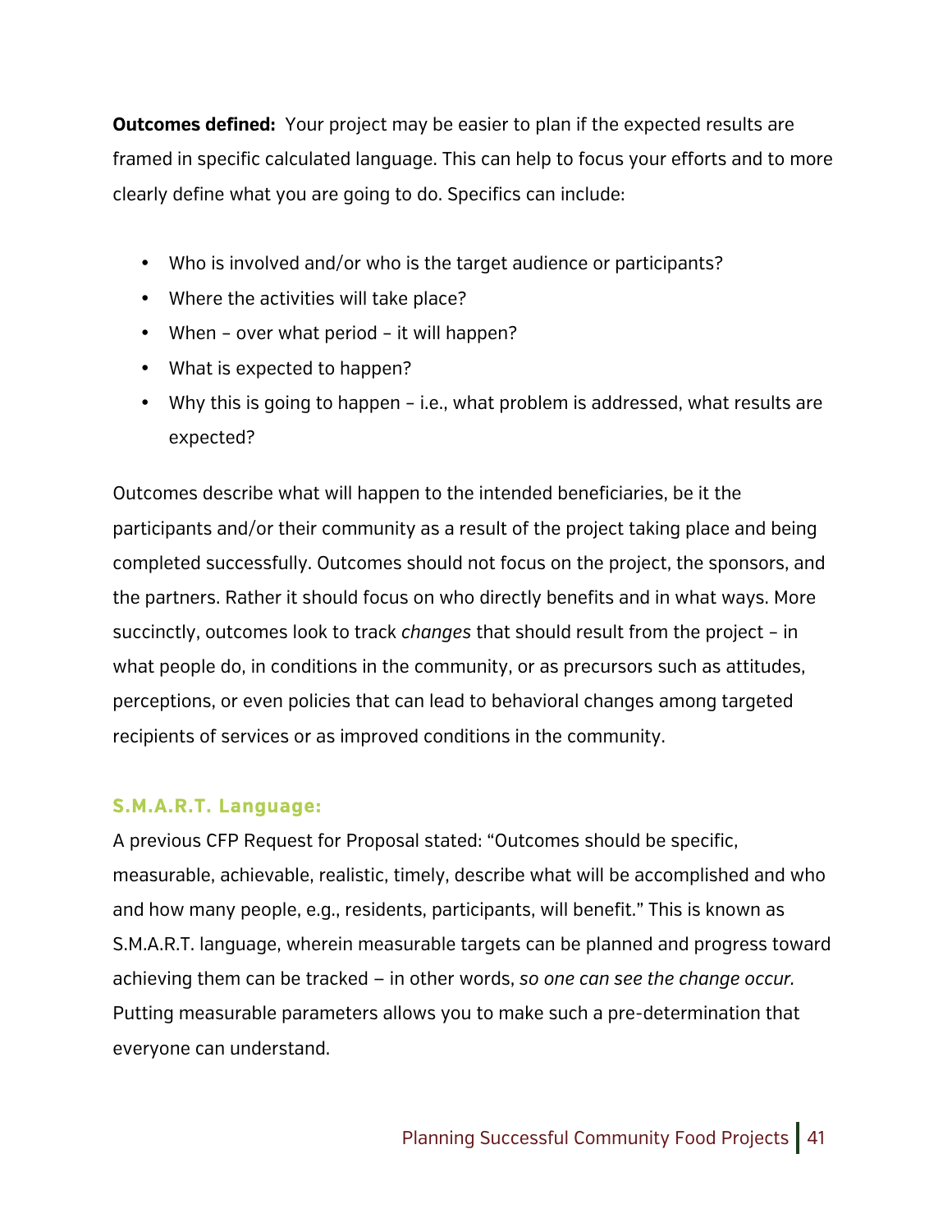**Outcomes defined:** Your project may be easier to plan if the expected results are framed in specific calculated language. This can help to focus your efforts and to more clearly define what you are going to do. Specifics can include:

- Who is involved and/or who is the target audience or participants?
- Where the activities will take place?
- When – over what period – it will happen?
- What is expected to happen?
- Why this is going to happen – i.e., what problem is addressed, what results are expected?

Outcomes describe what will happen to the intended beneficiaries, be it the participants and/or their community as a result of the project taking place and being completed successfully. Outcomes should not focus on the project, the sponsors, and the partners. Rather it should focus on who directly benefits and in what ways. More succinctly, outcomes look to track *changes* that should result from the project – in what people do, in conditions in the community, or as precursors such as attitudes, perceptions, or even policies that can lead to behavioral changes among targeted recipients of services or as improved conditions in the community.

### S.M.A.R.T. Language:

A previous CFP Request for Proposal stated: "Outcomes should be specific, measurable, achievable, realistic, timely, describe what will be accomplished and who and how many people, e.g., residents, participants, will benefit." This is known as S.M.A.R.T. language, wherein measurable targets can be planned and progress toward achieving them can be tracked – in other words, *so one can see the change occur.* Putting measurable parameters allows you to make such a pre-determination that everyone can understand.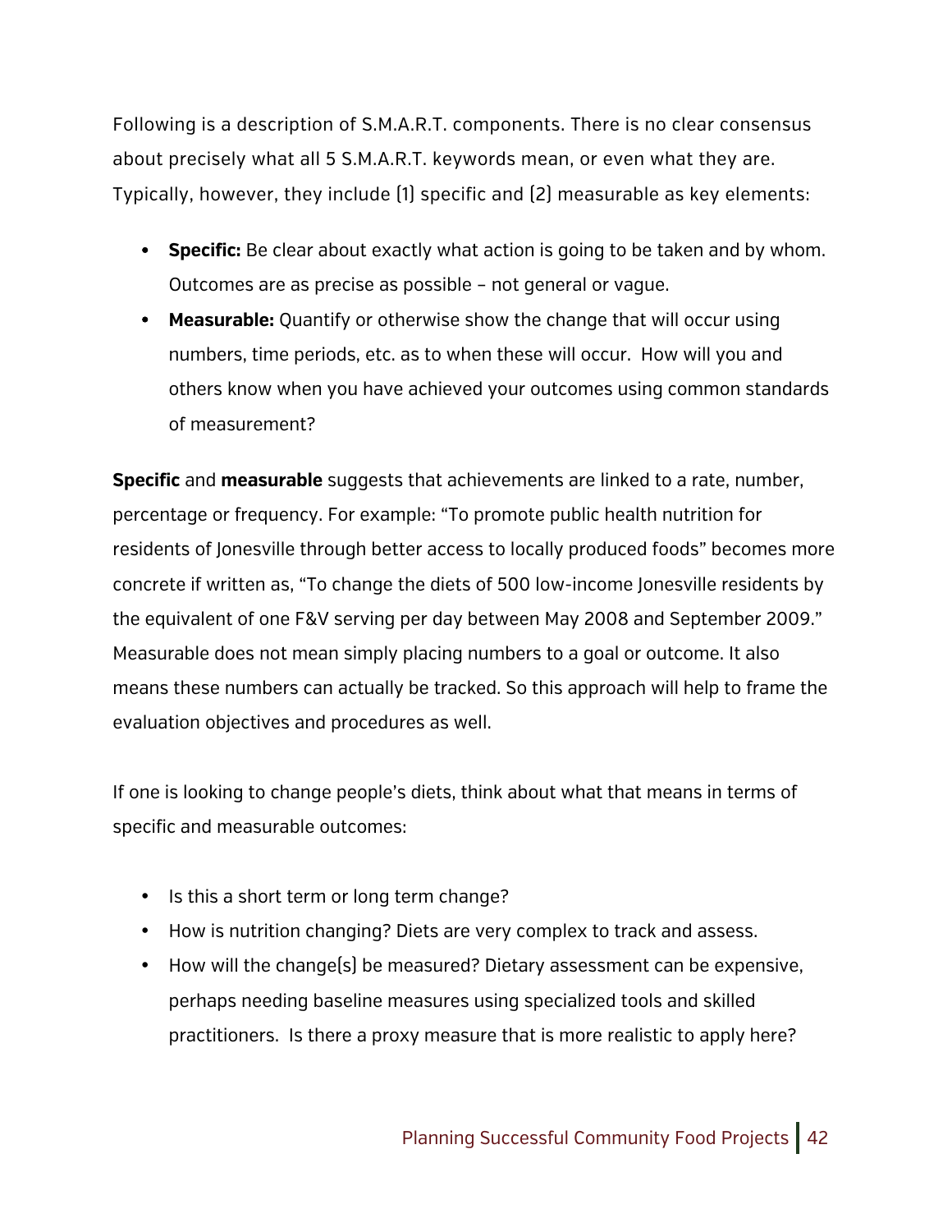Following is a description of S.M.A.R.T. components. There is no clear consensus about precisely what all 5 S.M.A.R.T. keywords mean, or even what they are. Typically, however, they include (1) specific and (2) measurable as key elements:

- **Specific:** Be clear about exactly what action is going to be taken and by whom. Outcomes are as precise as possible – not general or vague.
- **Measurable:** Quantify or otherwise show the change that will occur using numbers, time periods, etc. as to when these will occur. How will you and others know when you have achieved your outcomes using common standards of measurement?

**Specific** and **measurable** suggests that achievements are linked to a rate, number, percentage or frequency. For example: "To promote public health nutrition for residents of Jonesville through better access to locally produced foods" becomes more concrete if written as, "To change the diets of 500 low-income Jonesville residents by the equivalent of one F&V serving per day between May 2008 and September 2009." Measurable does not mean simply placing numbers to a goal or outcome. It also means these numbers can actually be tracked. So this approach will help to frame the evaluation objectives and procedures as well.

If one is looking to change people's diets, think about what that means in terms of specific and measurable outcomes:

- Is this a short term or long term change?
- How is nutrition changing? Diets are very complex to track and assess.
- How will the change(s) be measured? Dietary assessment can be expensive, perhaps needing baseline measures using specialized tools and skilled practitioners. Is there a proxy measure that is more realistic to apply here?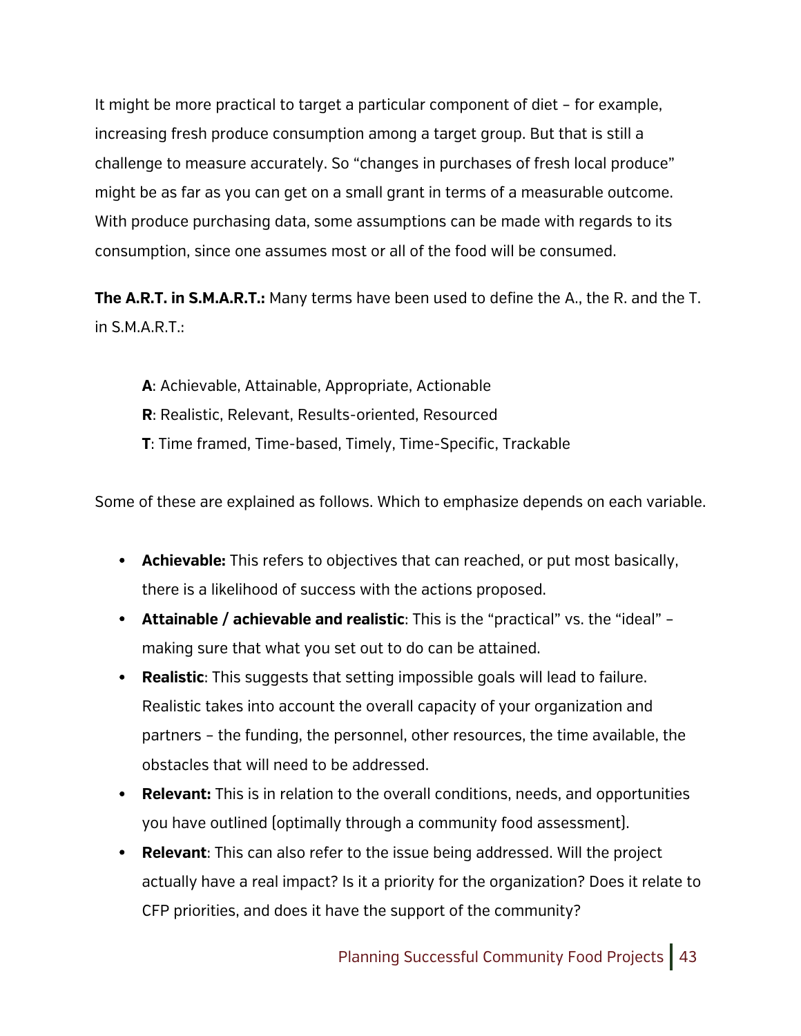It might be more practical to target a particular component of diet – for example, increasing fresh produce consumption among a target group. But that is still a challenge to measure accurately. So "changes in purchases of fresh local produce" might be as far as you can get on a small grant in terms of a measurable outcome. With produce purchasing data, some assumptions can be made with regards to its consumption, since one assumes most or all of the food will be consumed.

**The A.R.T. in S.M.A.R.T.:** Many terms have been used to define the A., the R. and the T. in S.M.A.R.T.:

> **A**: Achievable, Attainable, Appropriate, Actionable
> **R**: Realistic, Relevant, Results-oriented, Resourced
> **T**: Time framed, Time-based, Timely, Time-Specific, Trackable

Some of these are explained as follows. Which to emphasize depends on each variable.

- **Achievable:** This refers to objectives that can reached, or put most basically, there is a likelihood of success with the actions proposed.
- **Attainable / achievable and realistic**: This is the "practical" vs. the "ideal" – making sure that what you set out to do can be attained.
- **Realistic**: This suggests that setting impossible goals will lead to failure. Realistic takes into account the overall capacity of your organization and partners – the funding, the personnel, other resources, the time available, the obstacles that will need to be addressed.
- **Relevant:** This is in relation to the overall conditions, needs, and opportunities you have outlined (optimally through a community food assessment).
- **Relevant**: This can also refer to the issue being addressed. Will the project actually have a real impact? Is it a priority for the organization? Does it relate to CFP priorities, and does it have the support of the community?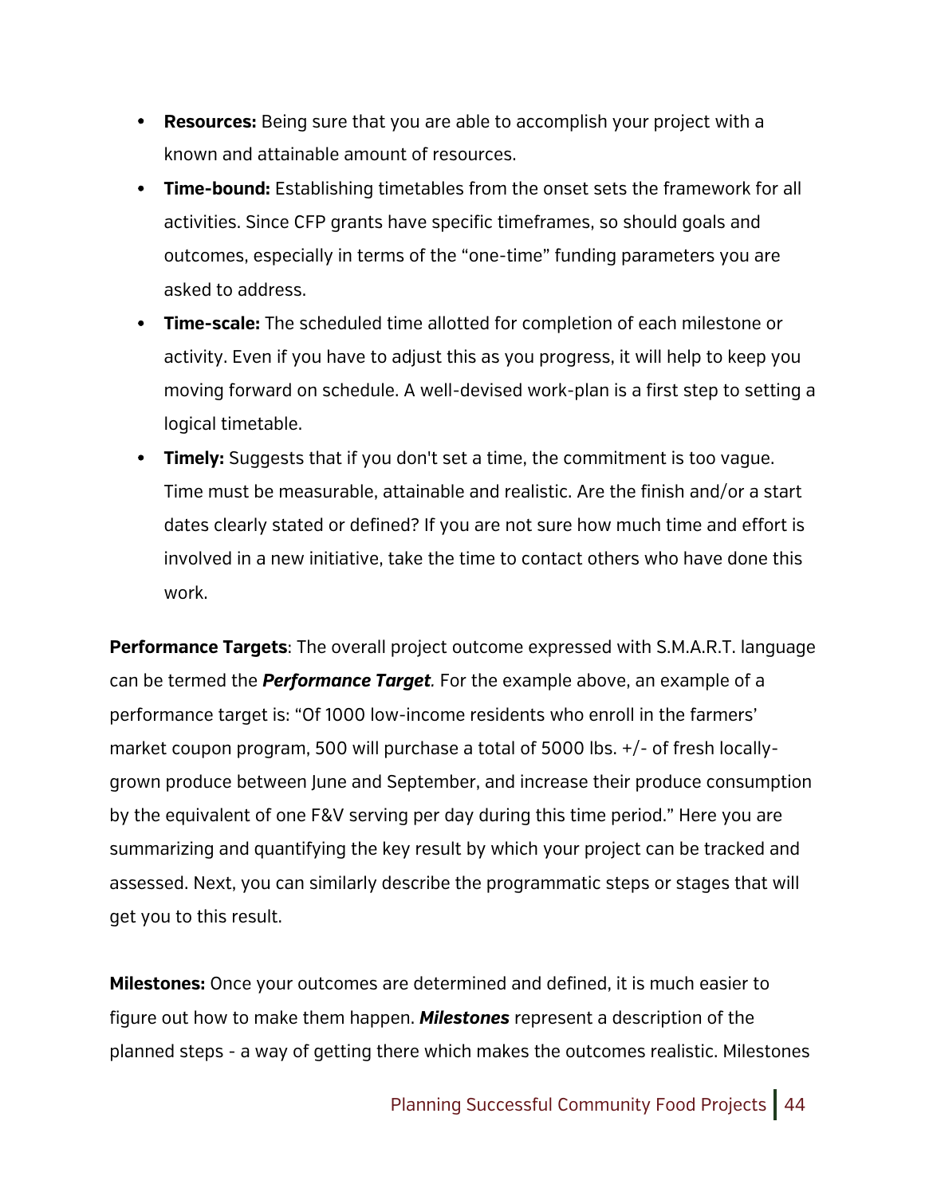- **Resources:** Being sure that you are able to accomplish your project with a known and attainable amount of resources.
- **Time-bound:** Establishing timetables from the onset sets the framework for all activities. Since CFP grants have specific timeframes, so should goals and outcomes, especially in terms of the "one-time" funding parameters you are asked to address.
- **Time-scale:** The scheduled time allotted for completion of each milestone or activity. Even if you have to adjust this as you progress, it will help to keep you moving forward on schedule. A well-devised work-plan is a first step to setting a logical timetable.
- **Timely:** Suggests that if you don't set a time, the commitment is too vague. Time must be measurable, attainable and realistic. Are the finish and/or a start dates clearly stated or defined? If you are not sure how much time and effort is involved in a new initiative, take the time to contact others who have done this work.

**Performance Targets**: The overall project outcome expressed with S.M.A.R.T. language can be termed the ***Performance Target.*** For the example above, an example of a performance target is: "Of 1000 low-income residents who enroll in the farmers' market coupon program, 500 will purchase a total of 5000 lbs. +/- of fresh locally-grown produce between June and September, and increase their produce consumption by the equivalent of one F&V serving per day during this time period." Here you are summarizing and quantifying the key result by which your project can be tracked and assessed. Next, you can similarly describe the programmatic steps or stages that will get you to this result.

**Milestones:** Once your outcomes are determined and defined, it is much easier to figure out how to make them happen. ***Milestones*** represent a description of the planned steps - a way of getting there which makes the outcomes realistic. Milestones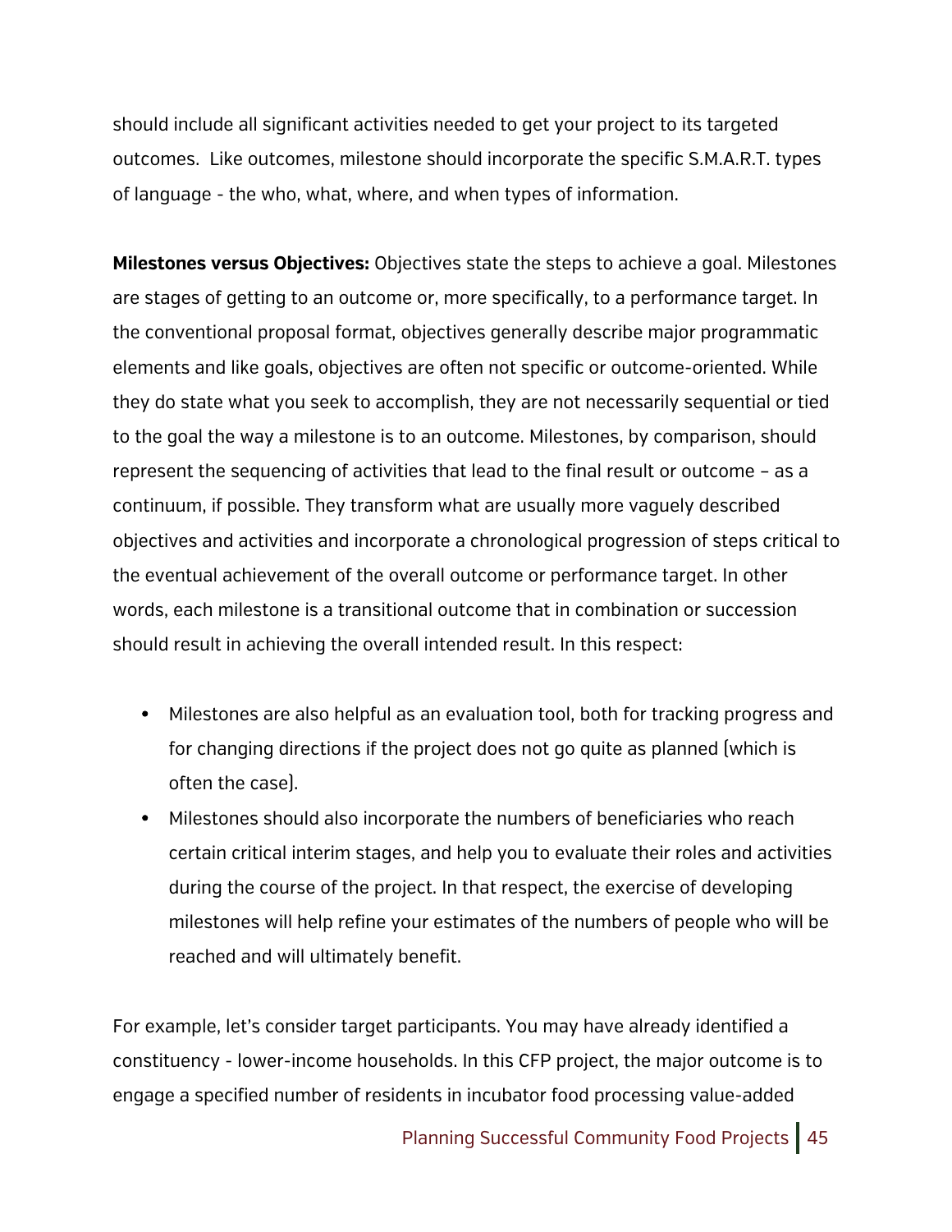should include all significant activities needed to get your project to its targeted outcomes.  Like outcomes, milestone should incorporate the specific S.M.A.R.T. types of language - the who, what, where, and when types of information.

**Milestones versus Objectives:** Objectives state the steps to achieve a goal. Milestones are stages of getting to an outcome or, more specifically, to a performance target. In the conventional proposal format, objectives generally describe major programmatic elements and like goals, objectives are often not specific or outcome-oriented. While they do state what you seek to accomplish, they are not necessarily sequential or tied to the goal the way a milestone is to an outcome. Milestones, by comparison, should represent the sequencing of activities that lead to the final result or outcome – as a continuum, if possible. They transform what are usually more vaguely described objectives and activities and incorporate a chronological progression of steps critical to the eventual achievement of the overall outcome or performance target. In other words, each milestone is a transitional outcome that in combination or succession should result in achieving the overall intended result. In this respect:

- Milestones are also helpful as an evaluation tool, both for tracking progress and for changing directions if the project does not go quite as planned (which is often the case).
- Milestones should also incorporate the numbers of beneficiaries who reach certain critical interim stages, and help you to evaluate their roles and activities during the course of the project. In that respect, the exercise of developing milestones will help refine your estimates of the numbers of people who will be reached and will ultimately benefit.

For example, let's consider target participants. You may have already identified a constituency - lower-income households. In this CFP project, the major outcome is to engage a specified number of residents in incubator food processing value-added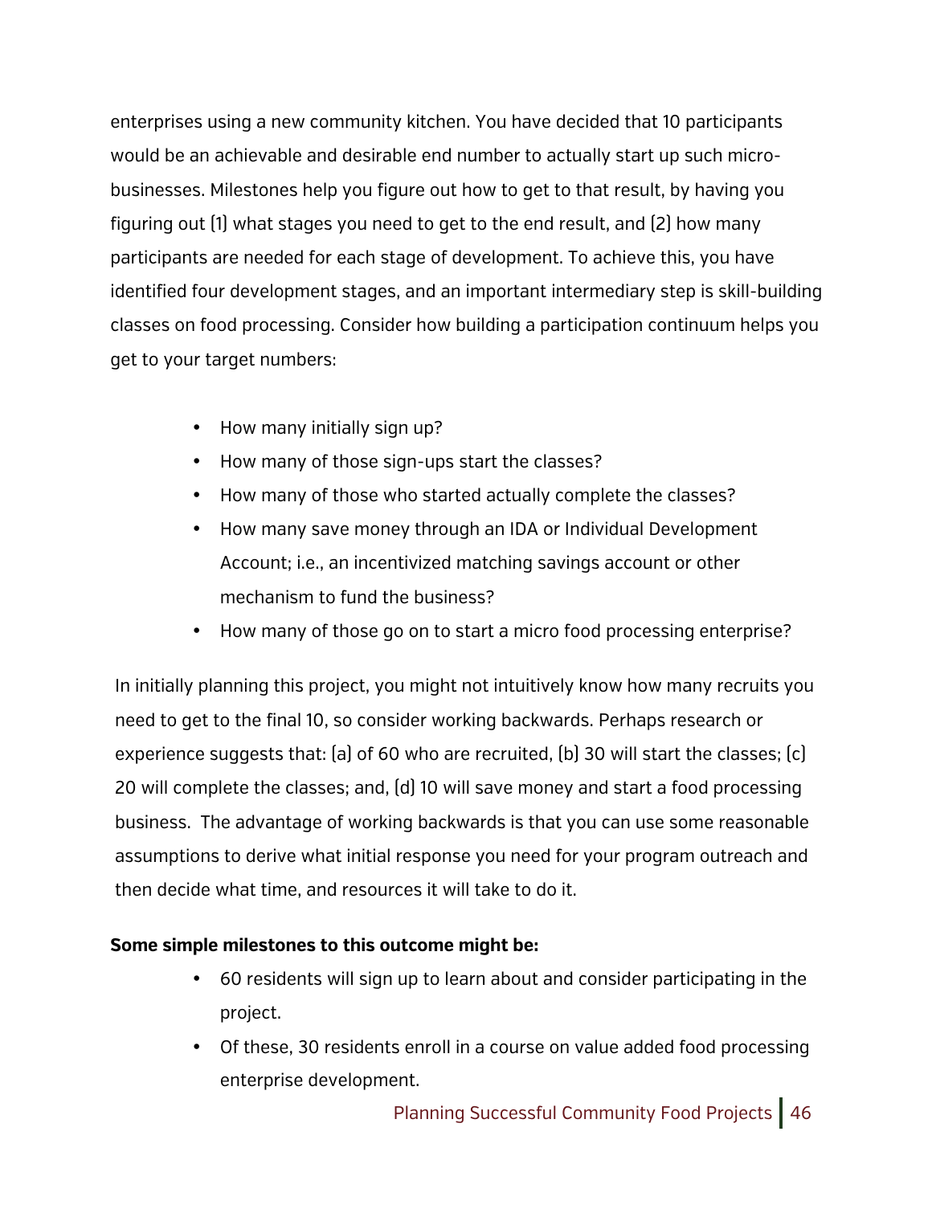enterprises using a new community kitchen. You have decided that 10 participants would be an achievable and desirable end number to actually start up such micro-businesses. Milestones help you figure out how to get to that result, by having you figuring out (1) what stages you need to get to the end result, and (2) how many participants are needed for each stage of development. To achieve this, you have identified four development stages, and an important intermediary step is skill-building classes on food processing. Consider how building a participation continuum helps you get to your target numbers:

- How many initially sign up?
- How many of those sign-ups start the classes?
- How many of those who started actually complete the classes?
- How many save money through an IDA or Individual Development Account; i.e., an incentivized matching savings account or other mechanism to fund the business?
- How many of those go on to start a micro food processing enterprise?

In initially planning this project, you might not intuitively know how many recruits you need to get to the final 10, so consider working backwards. Perhaps research or experience suggests that: (a) of 60 who are recruited, (b) 30 will start the classes; (c) 20 will complete the classes; and, (d) 10 will save money and start a food processing business. The advantage of working backwards is that you can use some reasonable assumptions to derive what initial response you need for your program outreach and then decide what time, and resources it will take to do it.

**Some simple milestones to this outcome might be:**

- 60 residents will sign up to learn about and consider participating in the project.
- Of these, 30 residents enroll in a course on value added food processing enterprise development.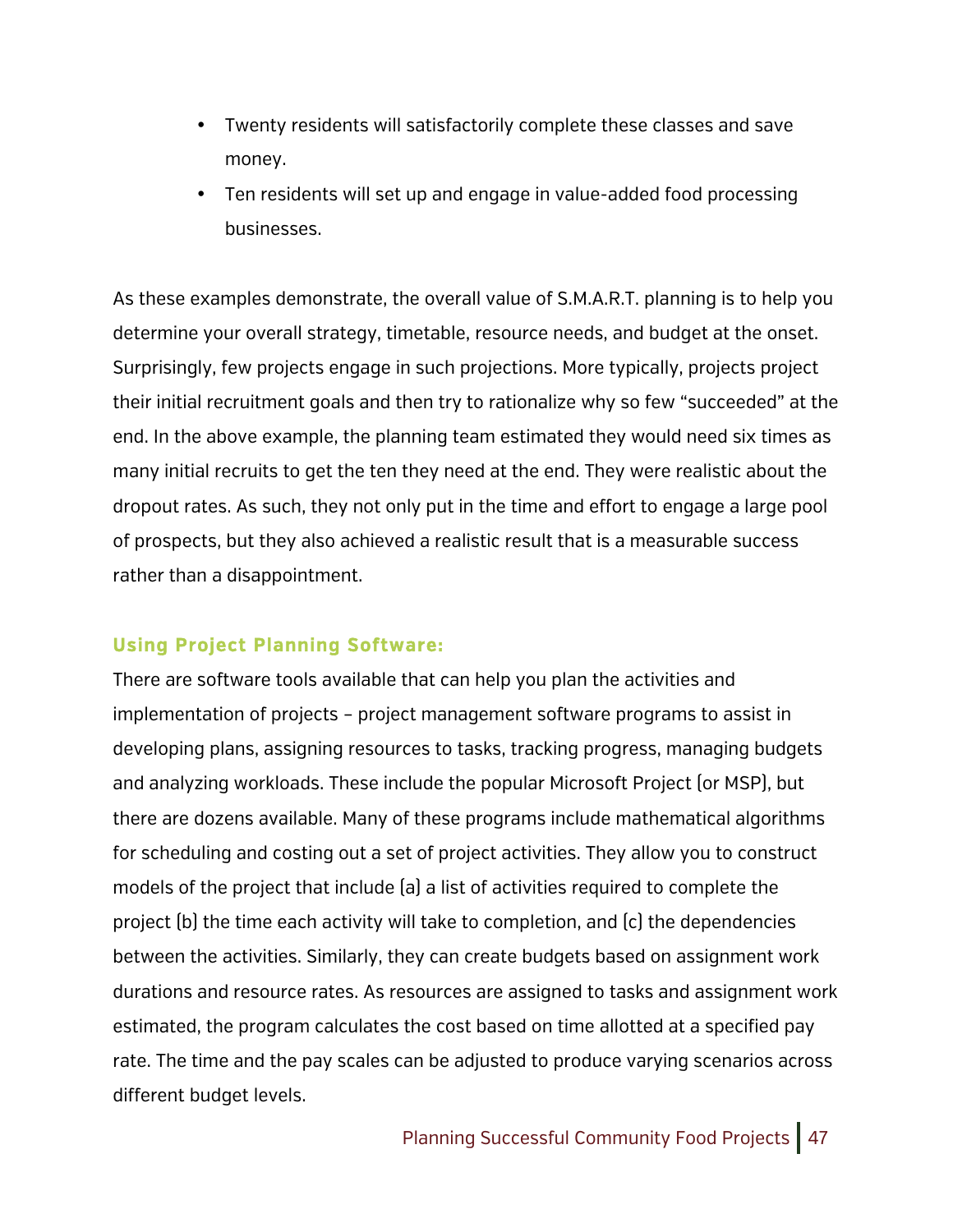- Twenty residents will satisfactorily complete these classes and save money.
- Ten residents will set up and engage in value-added food processing businesses.

As these examples demonstrate, the overall value of S.M.A.R.T. planning is to help you determine your overall strategy, timetable, resource needs, and budget at the onset. Surprisingly, few projects engage in such projections. More typically, projects project their initial recruitment goals and then try to rationalize why so few "succeeded" at the end. In the above example, the planning team estimated they would need six times as many initial recruits to get the ten they need at the end. They were realistic about the dropout rates. As such, they not only put in the time and effort to engage a large pool of prospects, but they also achieved a realistic result that is a measurable success rather than a disappointment.

### Using Project Planning Software:

There are software tools available that can help you plan the activities and implementation of projects – project management software programs to assist in developing plans, assigning resources to tasks, tracking progress, managing budgets and analyzing workloads. These include the popular Microsoft Project (or MSP), but there are dozens available. Many of these programs include mathematical algorithms for scheduling and costing out a set of project activities. They allow you to construct models of the project that include (a) a list of activities required to complete the project (b) the time each activity will take to completion, and (c) the dependencies between the activities. Similarly, they can create budgets based on assignment work durations and resource rates. As resources are assigned to tasks and assignment work estimated, the program calculates the cost based on time allotted at a specified pay rate. The time and the pay scales can be adjusted to produce varying scenarios across different budget levels.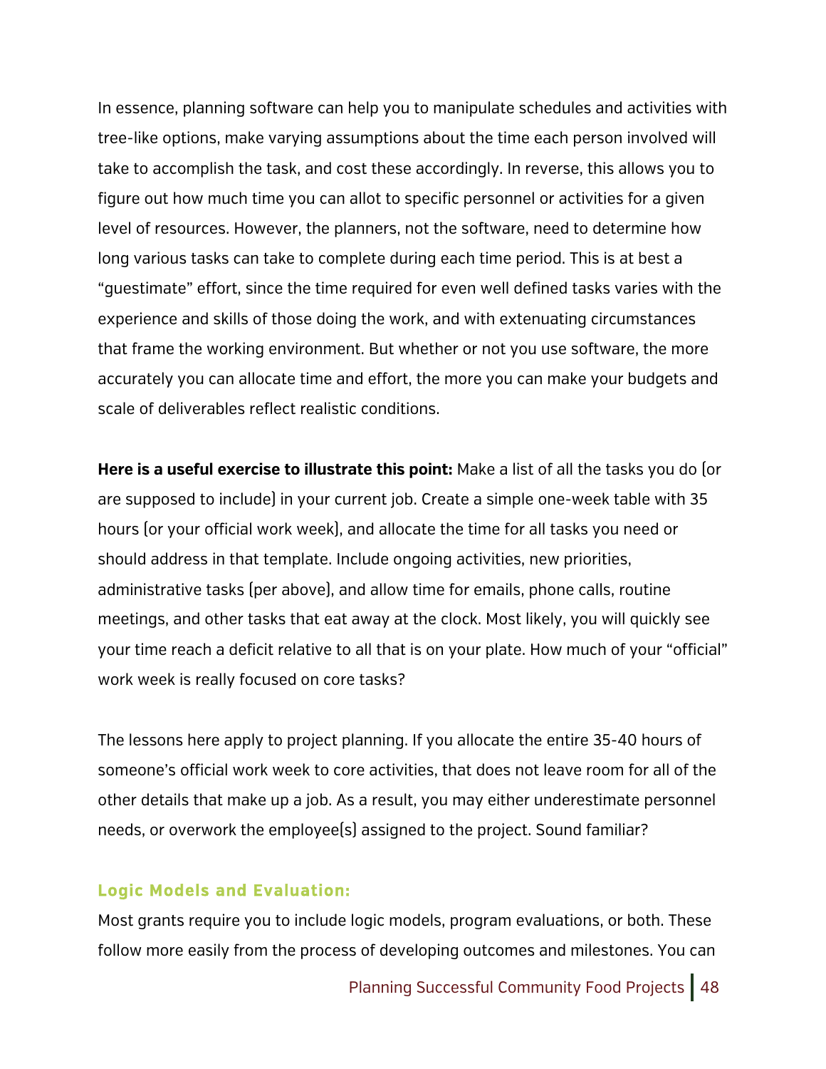In essence, planning software can help you to manipulate schedules and activities with tree-like options, make varying assumptions about the time each person involved will take to accomplish the task, and cost these accordingly. In reverse, this allows you to figure out how much time you can allot to specific personnel or activities for a given level of resources. However, the planners, not the software, need to determine how long various tasks can take to complete during each time period. This is at best a "guestimate" effort, since the time required for even well defined tasks varies with the experience and skills of those doing the work, and with extenuating circumstances that frame the working environment. But whether or not you use software, the more accurately you can allocate time and effort, the more you can make your budgets and scale of deliverables reflect realistic conditions.

**Here is a useful exercise to illustrate this point:** Make a list of all the tasks you do (or are supposed to include) in your current job. Create a simple one-week table with 35 hours (or your official work week), and allocate the time for all tasks you need or should address in that template. Include ongoing activities, new priorities, administrative tasks (per above), and allow time for emails, phone calls, routine meetings, and other tasks that eat away at the clock. Most likely, you will quickly see your time reach a deficit relative to all that is on your plate. How much of your "official" work week is really focused on core tasks?

The lessons here apply to project planning. If you allocate the entire 35-40 hours of someone's official work week to core activities, that does not leave room for all of the other details that make up a job. As a result, you may either underestimate personnel needs, or overwork the employee(s) assigned to the project. Sound familiar?

### Logic Models and Evaluation:

Most grants require you to include logic models, program evaluations, or both. These follow more easily from the process of developing outcomes and milestones. You can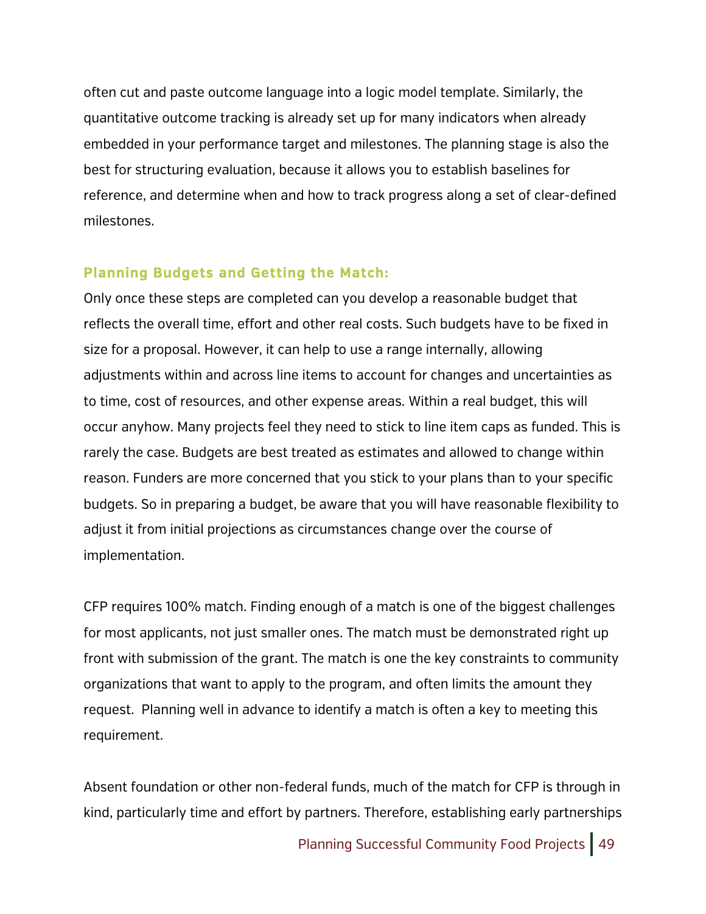often cut and paste outcome language into a logic model template. Similarly, the quantitative outcome tracking is already set up for many indicators when already embedded in your performance target and milestones. The planning stage is also the best for structuring evaluation, because it allows you to establish baselines for reference, and determine when and how to track progress along a set of clear-defined milestones.

### Planning Budgets and Getting the Match:

Only once these steps are completed can you develop a reasonable budget that reflects the overall time, effort and other real costs. Such budgets have to be fixed in size for a proposal. However, it can help to use a range internally, allowing adjustments within and across line items to account for changes and uncertainties as to time, cost of resources, and other expense areas. Within a real budget, this will occur anyhow. Many projects feel they need to stick to line item caps as funded. This is rarely the case. Budgets are best treated as estimates and allowed to change within reason. Funders are more concerned that you stick to your plans than to your specific budgets. So in preparing a budget, be aware that you will have reasonable flexibility to adjust it from initial projections as circumstances change over the course of implementation.

CFP requires 100% match. Finding enough of a match is one of the biggest challenges for most applicants, not just smaller ones. The match must be demonstrated right up front with submission of the grant. The match is one the key constraints to community organizations that want to apply to the program, and often limits the amount they request. Planning well in advance to identify a match is often a key to meeting this requirement.

Absent foundation or other non-federal funds, much of the match for CFP is through in kind, particularly time and effort by partners. Therefore, establishing early partnerships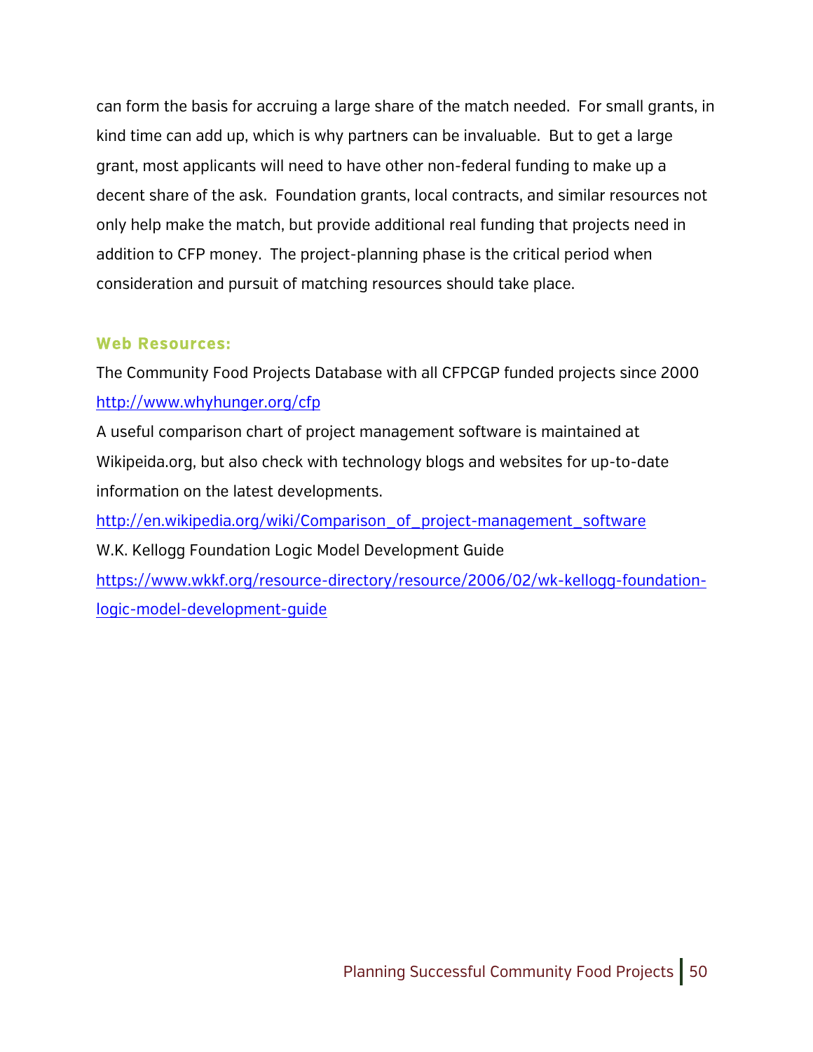can form the basis for accruing a large share of the match needed. For small grants, in kind time can add up, which is why partners can be invaluable. But to get a large grant, most applicants will need to have other non-federal funding to make up a decent share of the ask. Foundation grants, local contracts, and similar resources not only help make the match, but provide additional real funding that projects need in addition to CFP money. The project-planning phase is the critical period when consideration and pursuit of matching resources should take place.

### Web Resources:

The Community Food Projects Database with all CFPCGP funded projects since 2000
http://www.whyhunger.org/cfp

A useful comparison chart of project management software is maintained at Wikipeida.org, but also check with technology blogs and websites for up-to-date information on the latest developments.
http://en.wikipedia.org/wiki/Comparison_of_project-management_software

W.K. Kellogg Foundation Logic Model Development Guide
https://www.wkkf.org/resource-directory/resource/2006/02/wk-kellogg-foundation-logic-model-development-guide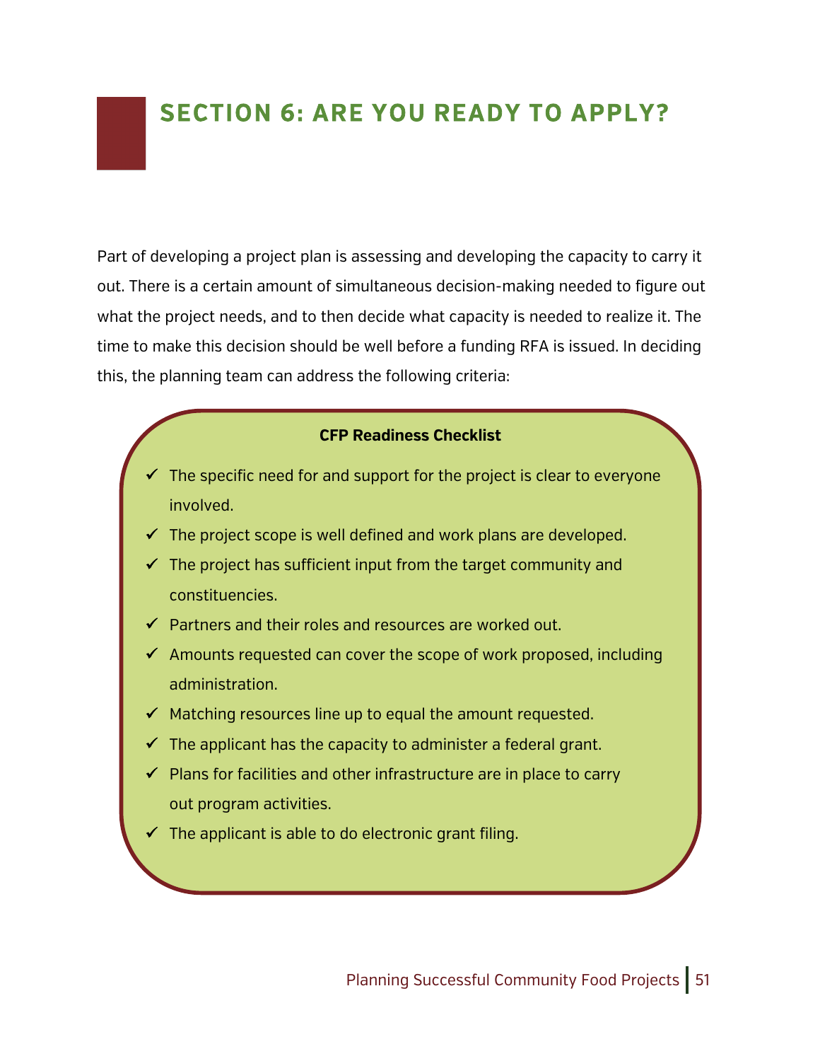# SECTION 6: ARE YOU READY TO APPLY?

Part of developing a project plan is assessing and developing the capacity to carry it out. There is a certain amount of simultaneous decision-making needed to figure out what the project needs, and to then decide what capacity is needed to realize it. The time to make this decision should be well before a funding RFA is issued. In deciding this, the planning team can address the following criteria:

**CFP Readiness Checklist**

- ✓ The specific need for and support for the project is clear to everyone involved.
- ✓ The project scope is well defined and work plans are developed.
- ✓ The project has sufficient input from the target community and constituencies.
- ✓ Partners and their roles and resources are worked out.
- ✓ Amounts requested can cover the scope of work proposed, including administration.
- ✓ Matching resources line up to equal the amount requested.
- ✓ The applicant has the capacity to administer a federal grant.
- ✓ Plans for facilities and other infrastructure are in place to carry out program activities.
- ✓ The applicant is able to do electronic grant filing.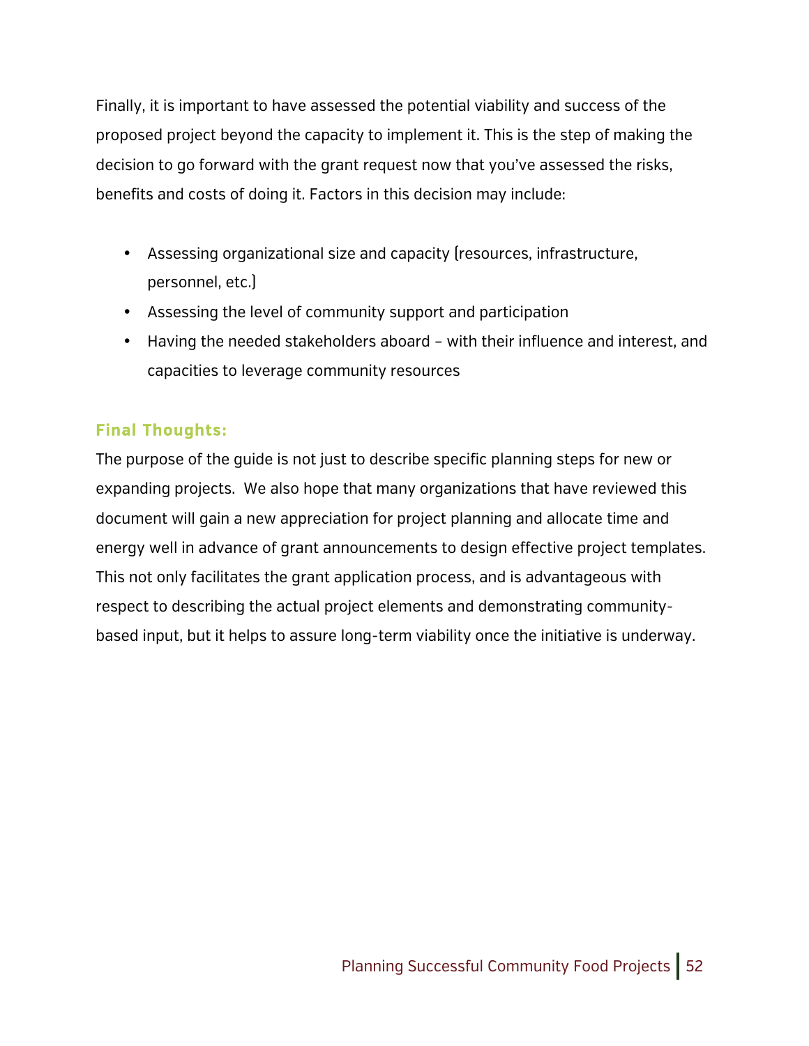Finally, it is important to have assessed the potential viability and success of the proposed project beyond the capacity to implement it. This is the step of making the decision to go forward with the grant request now that you've assessed the risks, benefits and costs of doing it. Factors in this decision may include:

- Assessing organizational size and capacity (resources, infrastructure, personnel, etc.)
- Assessing the level of community support and participation
- Having the needed stakeholders aboard – with their influence and interest, and capacities to leverage community resources

### Final Thoughts:

The purpose of the guide is not just to describe specific planning steps for new or expanding projects. We also hope that many organizations that have reviewed this document will gain a new appreciation for project planning and allocate time and energy well in advance of grant announcements to design effective project templates. This not only facilitates the grant application process, and is advantageous with respect to describing the actual project elements and demonstrating community-based input, but it helps to assure long-term viability once the initiative is underway.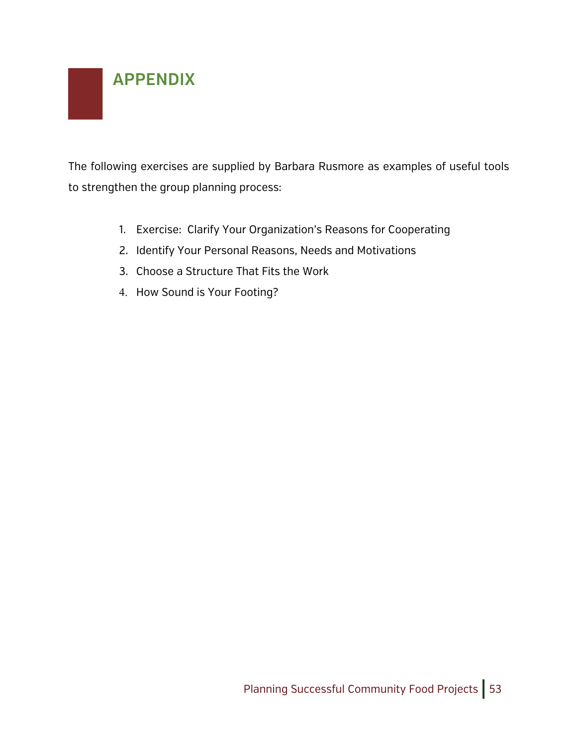# APPENDIX

The following exercises are supplied by Barbara Rusmore as examples of useful tools to strengthen the group planning process:

1. Exercise:  Clarify Your Organization's Reasons for Cooperating
2. Identify Your Personal Reasons, Needs and Motivations
3. Choose a Structure That Fits the Work
4. How Sound is Your Footing?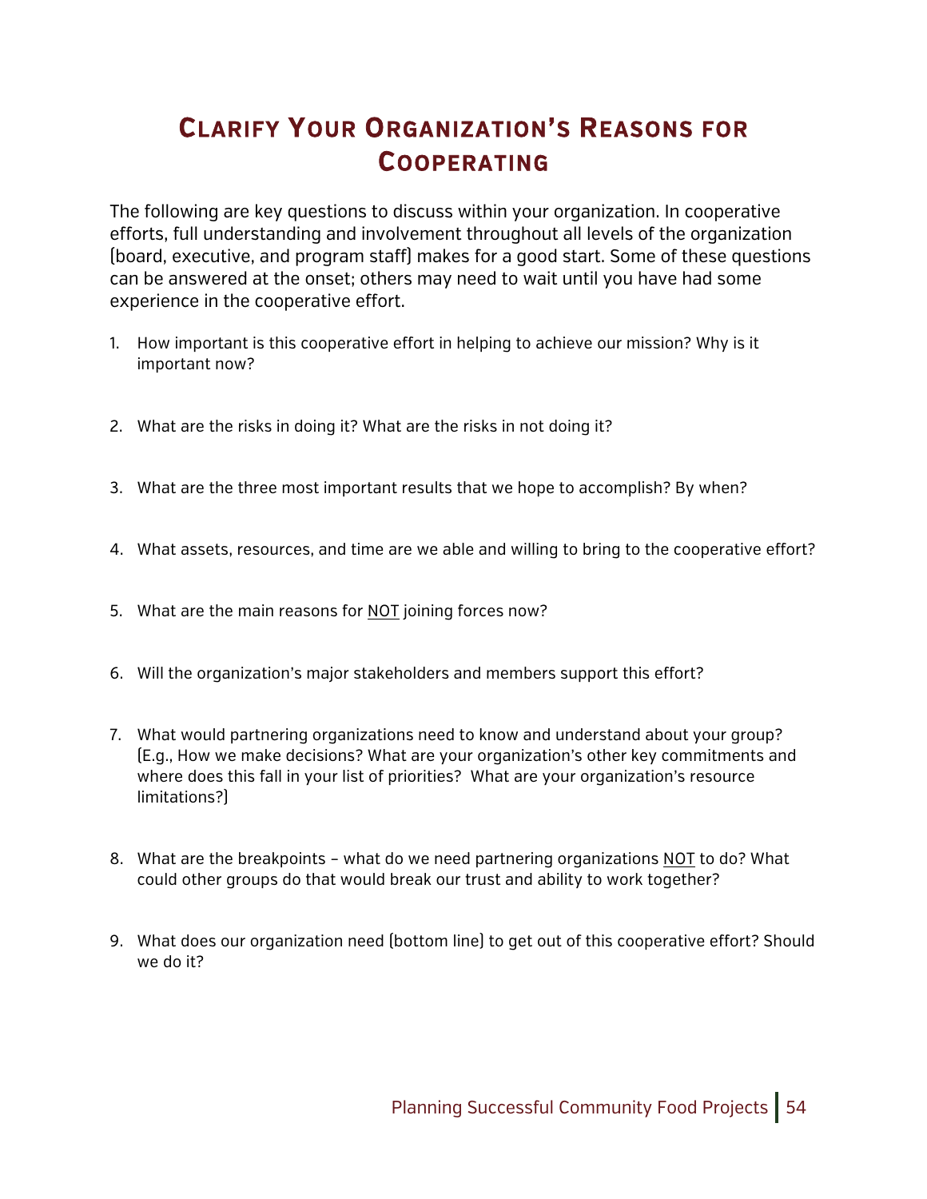# Clarify Your Organization's Reasons for Cooperating

The following are key questions to discuss within your organization. In cooperative efforts, full understanding and involvement throughout all levels of the organization (board, executive, and program staff) makes for a good start. Some of these questions can be answered at the onset; others may need to wait until you have had some experience in the cooperative effort.

1. How important is this cooperative effort in helping to achieve our mission? Why is it important now?

2. What are the risks in doing it? What are the risks in not doing it?

3. What are the three most important results that we hope to accomplish? By when?

4. What assets, resources, and time are we able and willing to bring to the cooperative effort?

5. What are the main reasons for <u>NOT</u> joining forces now?

6. Will the organization's major stakeholders and members support this effort?

7. What would partnering organizations need to know and understand about your group? (E.g., How we make decisions? What are your organization's other key commitments and where does this fall in your list of priorities? What are your organization's resource limitations?)

8. What are the breakpoints – what do we need partnering organizations <u>NOT</u> to do? What could other groups do that would break our trust and ability to work together?

9. What does our organization need (bottom line) to get out of this cooperative effort? Should we do it?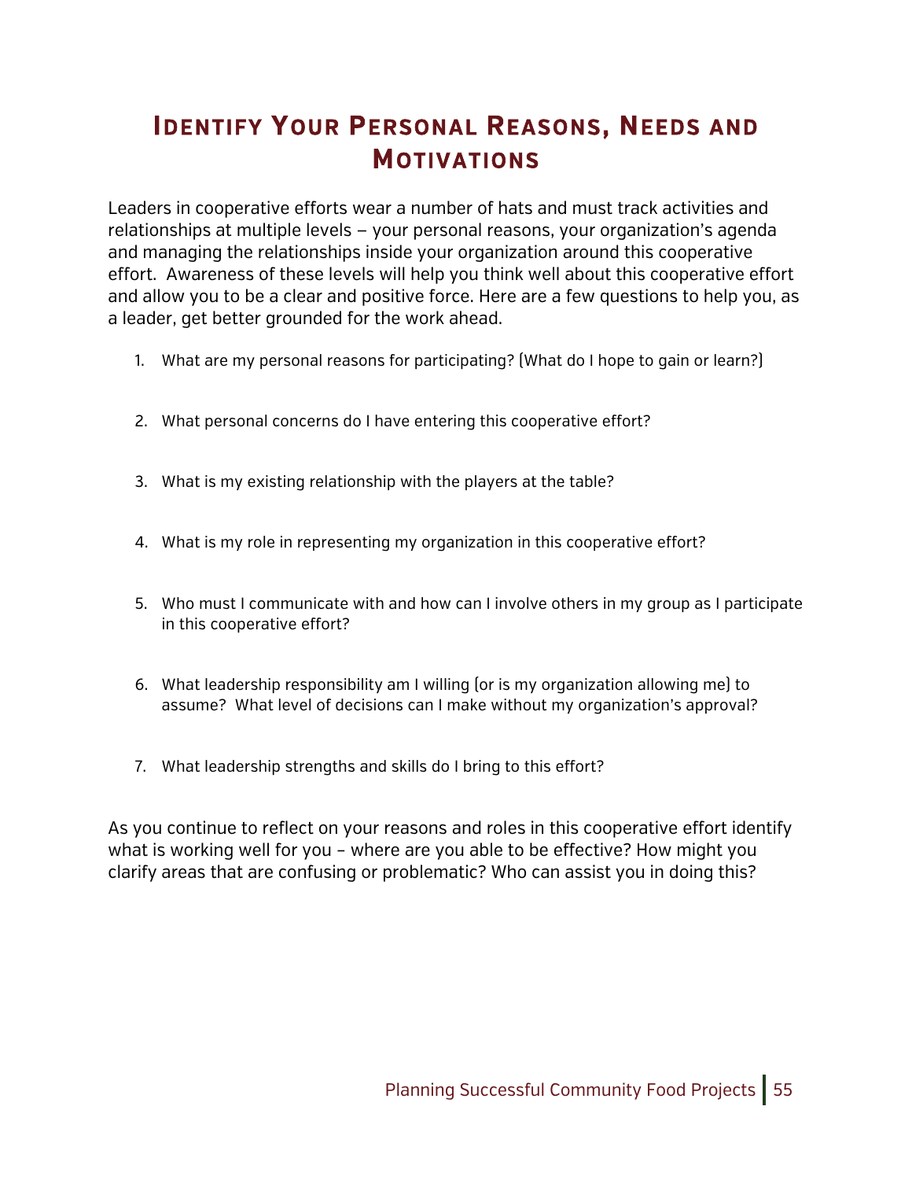# Identify Your Personal Reasons, Needs and Motivations

Leaders in cooperative efforts wear a number of hats and must track activities and relationships at multiple levels – your personal reasons, your organization's agenda and managing the relationships inside your organization around this cooperative effort. Awareness of these levels will help you think well about this cooperative effort and allow you to be a clear and positive force. Here are a few questions to help you, as a leader, get better grounded for the work ahead.

1. What are my personal reasons for participating? (What do I hope to gain or learn?)

2. What personal concerns do I have entering this cooperative effort?

3. What is my existing relationship with the players at the table?

4. What is my role in representing my organization in this cooperative effort?

5. Who must I communicate with and how can I involve others in my group as I participate in this cooperative effort?

6. What leadership responsibility am I willing (or is my organization allowing me) to assume? What level of decisions can I make without my organization's approval?

7. What leadership strengths and skills do I bring to this effort?

As you continue to reflect on your reasons and roles in this cooperative effort identify what is working well for you – where are you able to be effective? How might you clarify areas that are confusing or problematic? Who can assist you in doing this?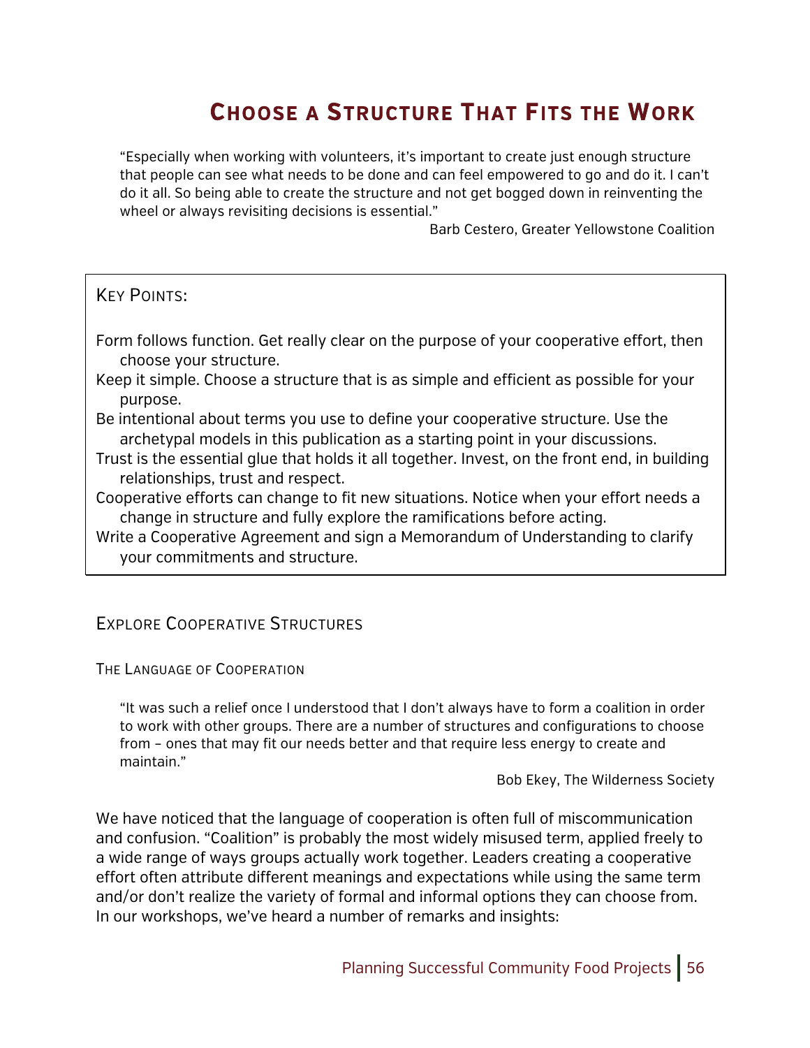# Choose a Structure That Fits the Work

> "Especially when working with volunteers, it's important to create just enough structure that people can see what needs to be done and can feel empowered to go and do it. I can't do it all. So being able to create the structure and not get bogged down in reinventing the wheel or always revisiting decisions is essential."
>
> Barb Cestero, Greater Yellowstone Coalition

**Key Points:**

- Form follows function. Get really clear on the purpose of your cooperative effort, then choose your structure.
- Keep it simple. Choose a structure that is as simple and efficient as possible for your purpose.
- Be intentional about terms you use to define your cooperative structure. Use the archetypal models in this publication as a starting point in your discussions.
- Trust is the essential glue that holds it all together. Invest, on the front end, in building relationships, trust and respect.
- Cooperative efforts can change to fit new situations. Notice when your effort needs a change in structure and fully explore the ramifications before acting.
- Write a Cooperative Agreement and sign a Memorandum of Understanding to clarify your commitments and structure.

## Explore Cooperative Structures

### The Language of Cooperation

> "It was such a relief once I understood that I don't always have to form a coalition in order to work with other groups. There are a number of structures and configurations to choose from – ones that may fit our needs better and that require less energy to create and maintain."
>
> Bob Ekey, The Wilderness Society

We have noticed that the language of cooperation is often full of miscommunication and confusion. "Coalition" is probably the most widely misused term, applied freely to a wide range of ways groups actually work together. Leaders creating a cooperative effort often attribute different meanings and expectations while using the same term and/or don't realize the variety of formal and informal options they can choose from. In our workshops, we've heard a number of remarks and insights: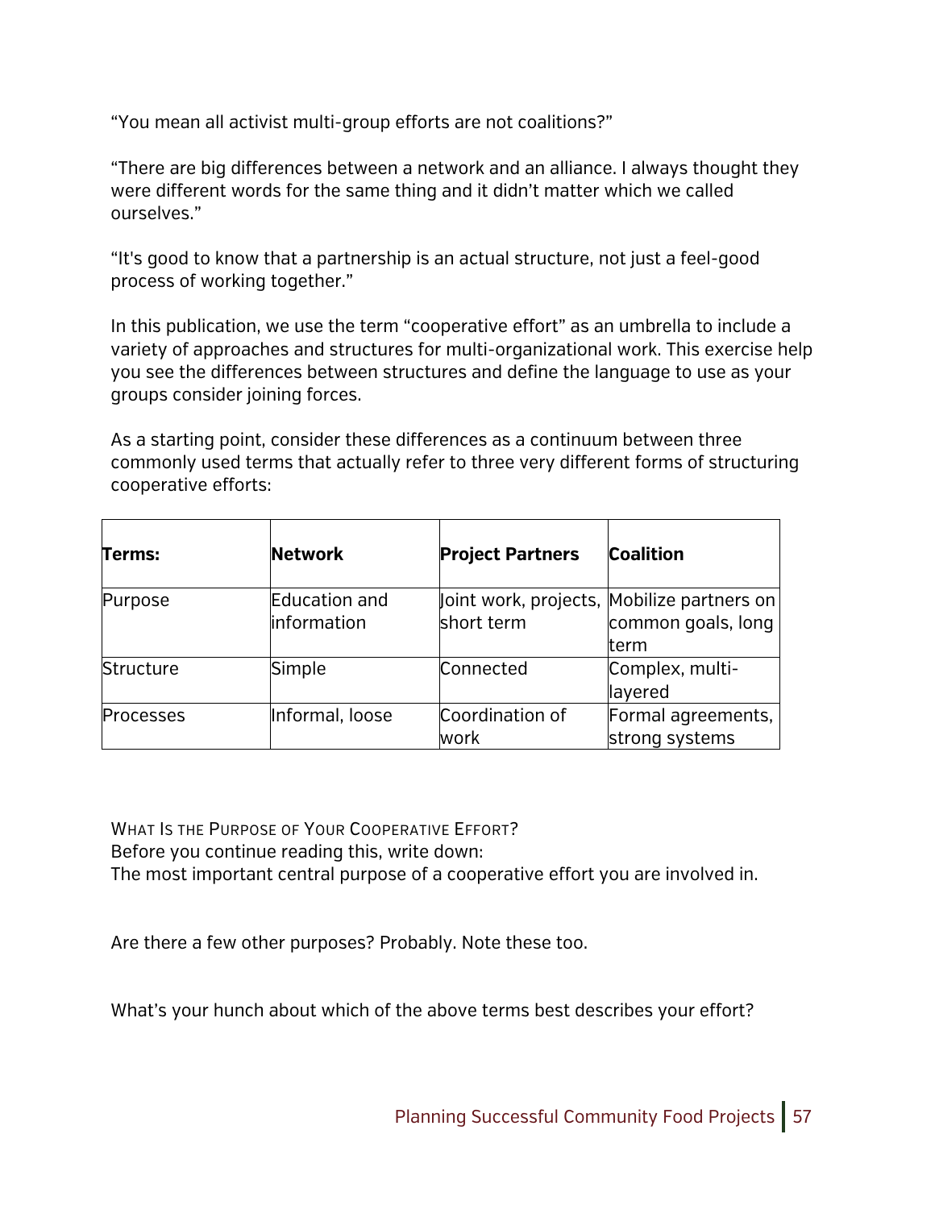"You mean all activist multi-group efforts are not coalitions?"

"There are big differences between a network and an alliance. I always thought they were different words for the same thing and it didn't matter which we called ourselves."

"It's good to know that a partnership is an actual structure, not just a feel-good process of working together."

In this publication, we use the term "cooperative effort" as an umbrella to include a variety of approaches and structures for multi-organizational work. This exercise help you see the differences between structures and define the language to use as your groups consider joining forces.

As a starting point, consider these differences as a continuum between three commonly used terms that actually refer to three very different forms of structuring cooperative efforts:

| **Terms:** | **Network** | **Project Partners** | **Coalition** |
|---|---|---|---|
| Purpose | Education and information | Joint work, projects, short term | Mobilize partners on common goals, long term |
| Structure | Simple | Connected | Complex, multi-layered |
| Processes | Informal, loose | Coordination of work | Formal agreements, strong systems |

What Is the Purpose of Your Cooperative Effort?

Before you continue reading this, write down:

The most important central purpose of a cooperative effort you are involved in.

Are there a few other purposes? Probably. Note these too.

What's your hunch about which of the above terms best describes your effort?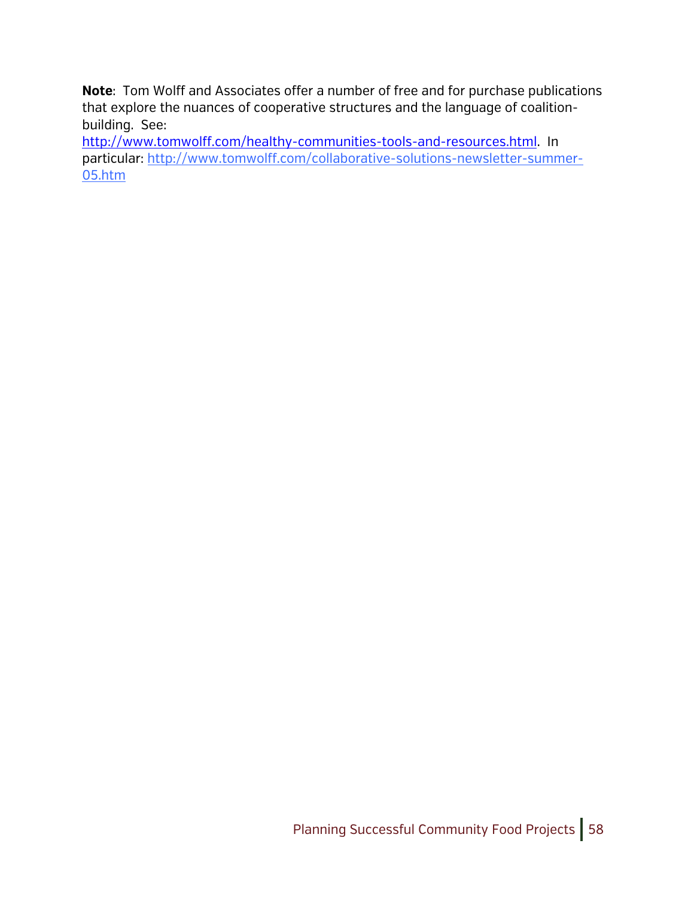**Note**: Tom Wolff and Associates offer a number of free and for purchase publications that explore the nuances of cooperative structures and the language of coalition-building. See: http://www.tomwolff.com/healthy-communities-tools-and-resources.html. In particular: http://www.tomwolff.com/collaborative-solutions-newsletter-summer-05.htm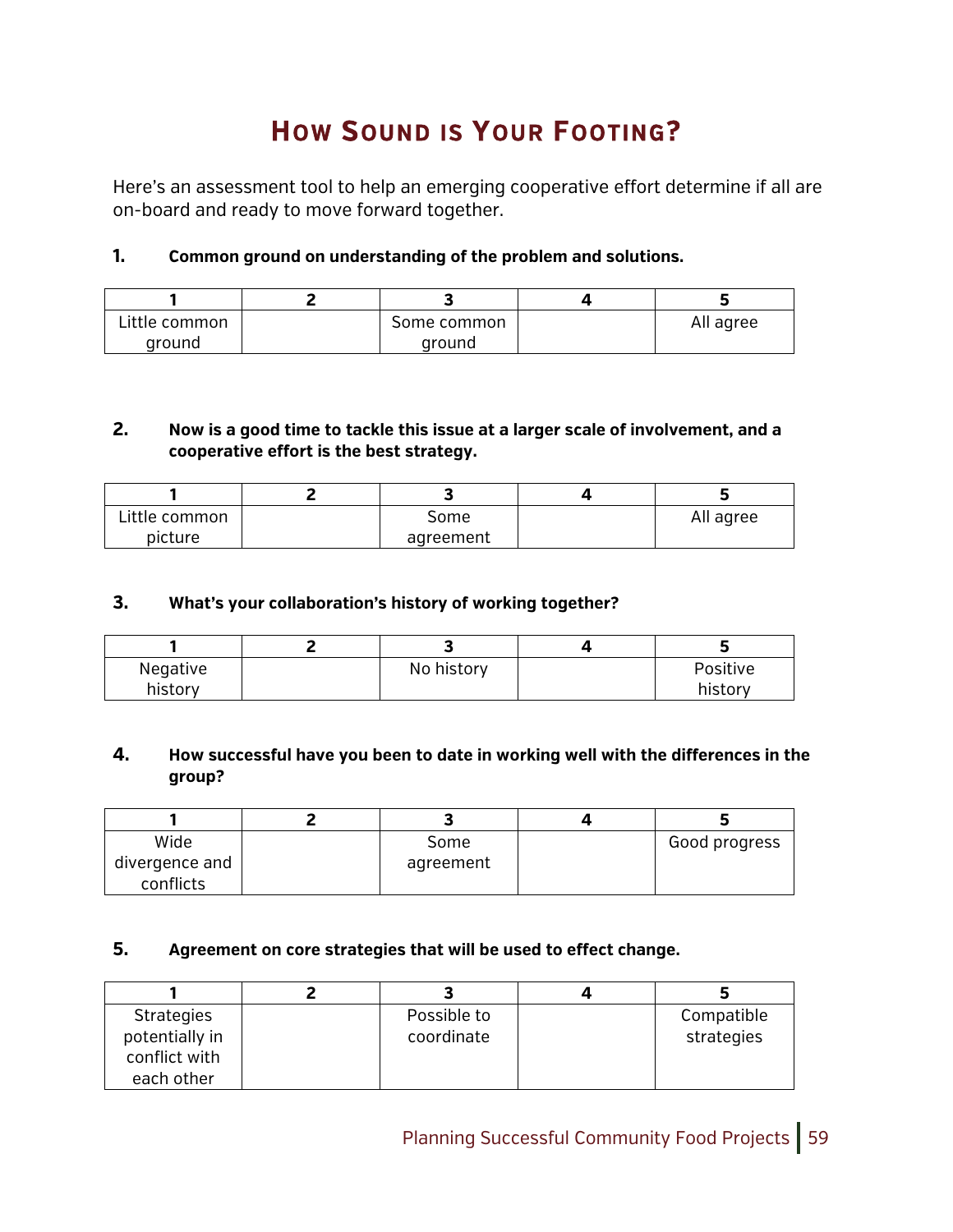# How Sound is Your Footing?

Here's an assessment tool to help an emerging cooperative effort determine if all are on-board and ready to move forward together.

**1. Common ground on understanding of the problem and solutions.**

| 1 | 2 | 3 | 4 | 5 |
|---|---|---|---|---|
| Little common ground | | Some common ground | | All agree |

**2. Now is a good time to tackle this issue at a larger scale of involvement, and a cooperative effort is the best strategy.**

| 1 | 2 | 3 | 4 | 5 |
|---|---|---|---|---|
| Little common picture | | Some agreement | | All agree |

**3. What's your collaboration's history of working together?**

| 1 | 2 | 3 | 4 | 5 |
|---|---|---|---|---|
| Negative history | | No history | | Positive history |

**4. How successful have you been to date in working well with the differences in the group?**

| 1 | 2 | 3 | 4 | 5 |
|---|---|---|---|---|
| Wide divergence and conflicts | | Some agreement | | Good progress |

**5. Agreement on core strategies that will be used to effect change.**

| 1 | 2 | 3 | 4 | 5 |
|---|---|---|---|---|
| Strategies potentially in conflict with each other | | Possible to coordinate | | Compatible strategies |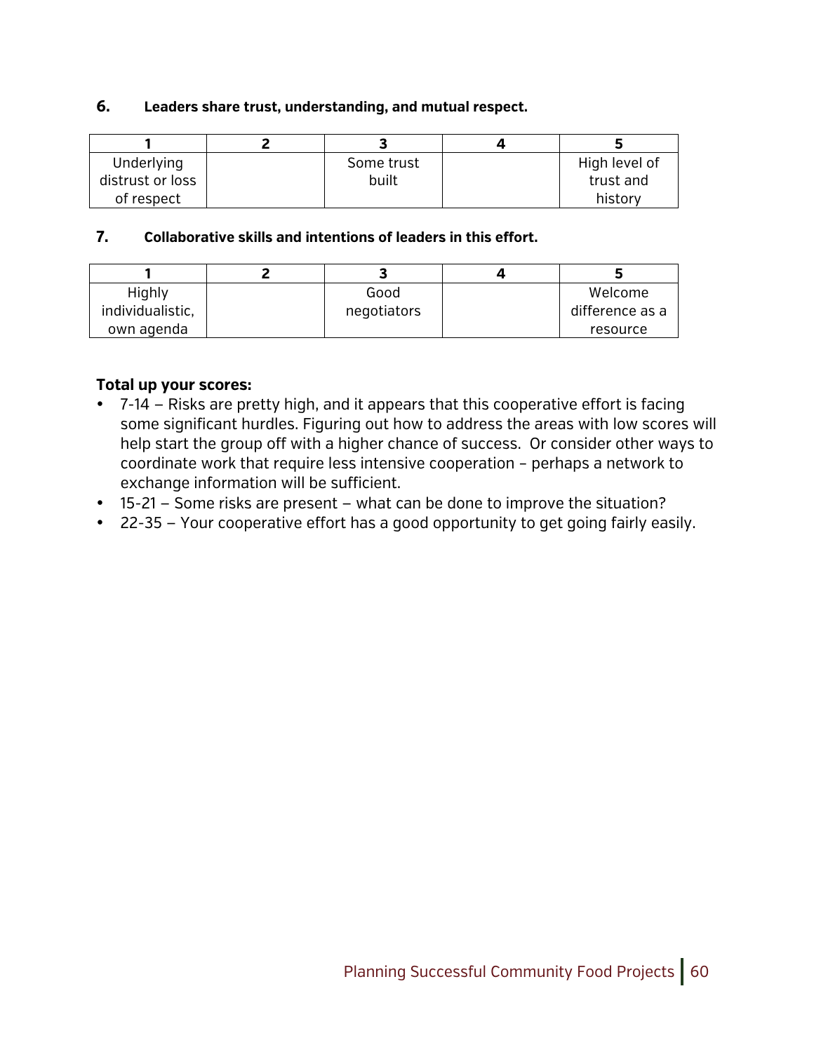**6. Leaders share trust, understanding, and mutual respect.**

| 1 | 2 | 3 | 4 | 5 |
|---|---|---|---|---|
| Underlying distrust or loss of respect | | Some trust built | | High level of trust and history |

**7. Collaborative skills and intentions of leaders in this effort.**

| 1 | 2 | 3 | 4 | 5 |
|---|---|---|---|---|
| Highly individualistic, own agenda | | Good negotiators | | Welcome difference as a resource |

**Total up your scores:**

- 7-14 – Risks are pretty high, and it appears that this cooperative effort is facing some significant hurdles. Figuring out how to address the areas with low scores will help start the group off with a higher chance of success. Or consider other ways to coordinate work that require less intensive cooperation – perhaps a network to exchange information will be sufficient.
- 15-21 – Some risks are present – what can be done to improve the situation?
- 22-35 – Your cooperative effort has a good opportunity to get going fairly easily.